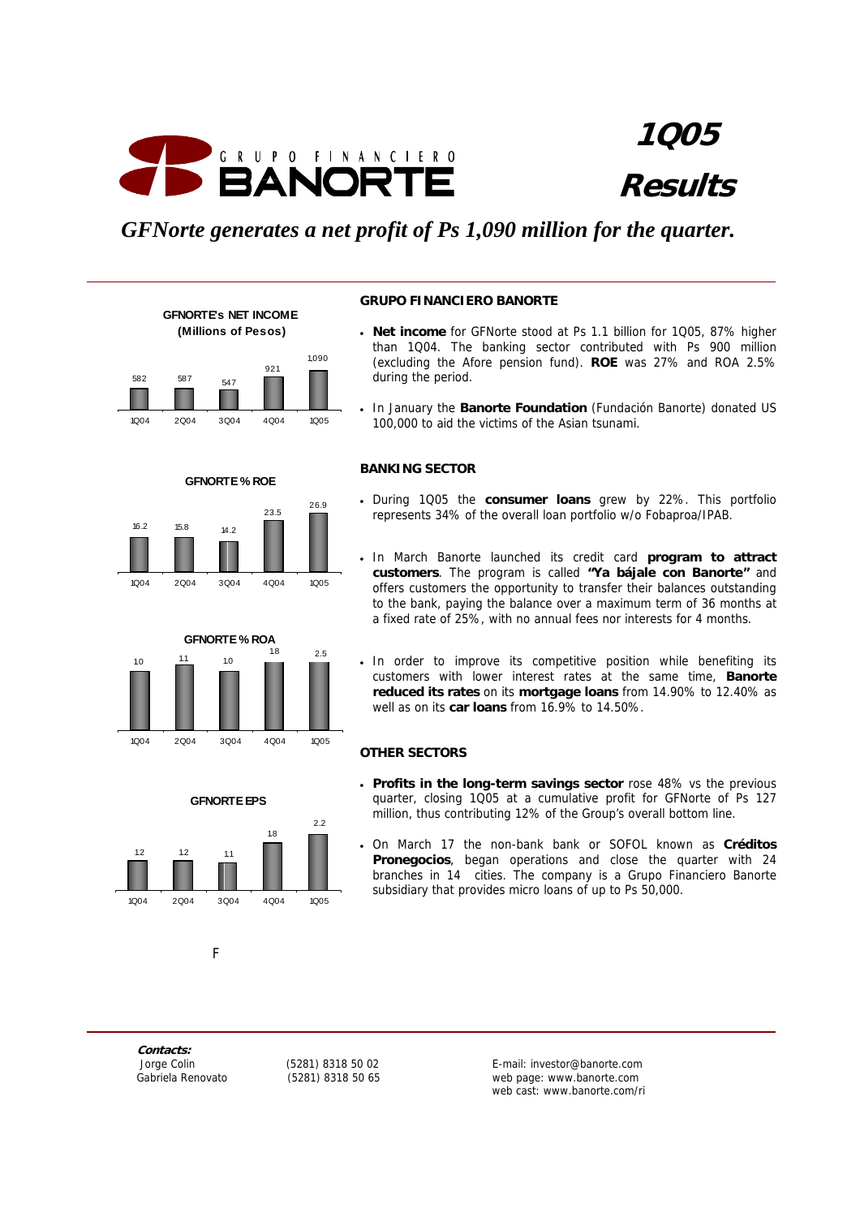# GRUPO FINANCIERO BANORTE

# 1Q05 Results

*GFNorte generates a net profit of Ps 1,090 million for the quarter.*

**GFNORTE's NET INCOME (Millions of Pesos)**

| 1Q04 | 2Q04 | 3Q04 | 4Q04 | 1Q05 |
|---|---|---|---|---|
| 582 | 587 | 547 | 921 | 1,090 |

**GFNORTE % ROE**

| 1Q04 | 2Q04 | 3Q04 | 4Q04 | 1Q05 |
|---|---|---|---|---|
| 16.2 | 15.8 | 14.2 | 23.5 | 26.9 |

**GFNORTE % ROA**

| 1Q04 | 2Q04 | 3Q04 | 4Q04 | 1Q05 |
|---|---|---|---|---|
| 1.0 | 1.1 | 1.0 | 1.8 | 2.5 |

**GFNORTE EPS**

| 1Q04 | 2Q04 | 3Q04 | 4Q04 | 1Q05 |
|---|---|---|---|---|
| 1.2 | 1.2 | 1.1 | 1.8 | 2.2 |

F

### GRUPO FINANCIERO BANORTE

- **Net income** for GFNorte stood at Ps 1.1 billion for 1Q05, 87% higher than 1Q04. The banking sector contributed with Ps 900 million (excluding the Afore pension fund). **ROE** was 27% and ROA 2.5% during the period.
- In January the **Banorte Foundation** (Fundación Banorte) donated US 100,000 to aid the victims of the Asian tsunami.

### BANKING SECTOR

- During 1Q05 the **consumer loans** grew by 22%. This portfolio represents 34% of the overall loan portfolio w/o Fobaproa/IPAB.
- In March Banorte launched its credit card **program to attract customers**. The program is called **"Ya bájale con Banorte"** and offers customers the opportunity to transfer their balances outstanding to the bank, paying the balance over a maximum term of 36 months at a fixed rate of 25%, with no annual fees nor interests for 4 months.
- In order to improve its competitive position while benefiting its customers with lower interest rates at the same time, **Banorte reduced its rates** on its **mortgage loans** from 14.90% to 12.40% as well as on its **car loans** from 16.9% to 14.50%.

### OTHER SECTORS

- **Profits in the long-term savings sector** rose 48% vs the previous quarter, closing 1Q05 at a cumulative profit for GFNorte of Ps 127 million, thus contributing 12% of the Group's overall bottom line.
- On March 17 the non-bank bank or SOFOL known as **Créditos Pronegocios**, began operations and close the quarter with 24 branches in 14 cities. The company is a Grupo Financiero Banorte subsidiary that provides micro loans of up to Ps 50,000.

***Contacts:***

| | | |
|---|---|---|
| Jorge Colin | (5281) 8318 50 02 | E-mail: investor@banorte.com |
| Gabriela Renovato | (5281) 8318 50 65 | web page: www.banorte.com |
| | | web cast: www.banorte.com/ri |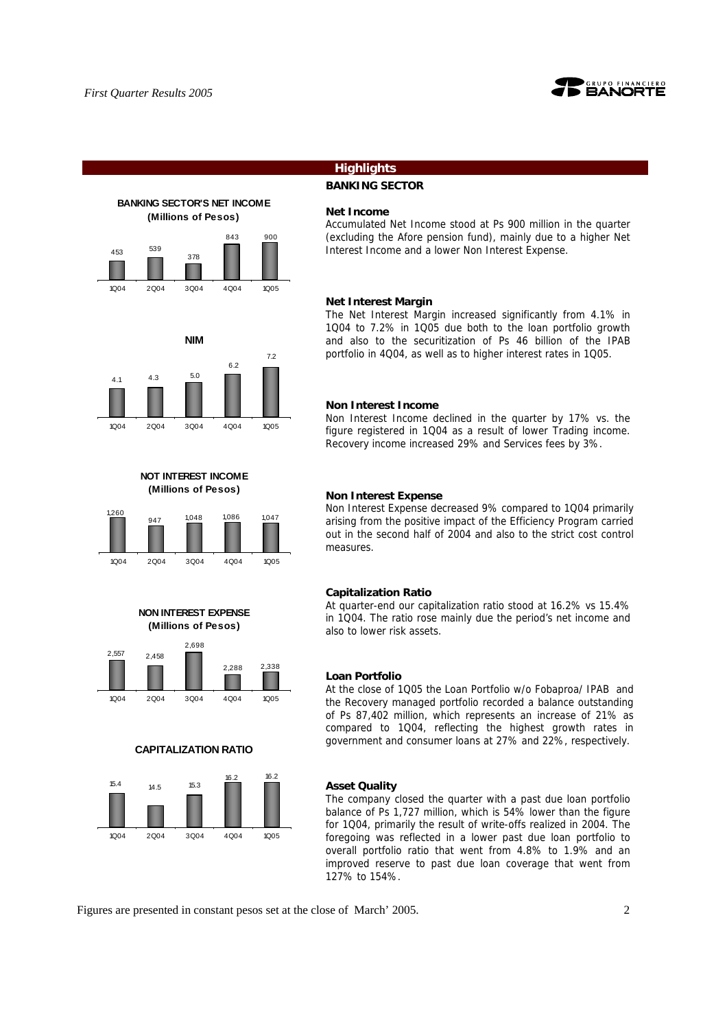## Highlights

### BANKING SECTOR

**BANKING SECTOR'S NET INCOME (Millions of Pesos)**

| 1Q04 | 2Q04 | 3Q04 | 4Q04 | 1Q05 |
|---|---|---|---|---|
| 453 | 539 | 378 | 843 | 900 |

**Net Income**

Accumulated Net Income stood at Ps 900 million in the quarter (excluding the Afore pension fund), mainly due to a higher Net Interest Income and a lower Non Interest Expense.

**NIM**

| 1Q04 | 2Q04 | 3Q04 | 4Q04 | 1Q05 |
|---|---|---|---|---|
| 4.1 | 4.3 | 5.0 | 6.2 | 7.2 |

**Net Interest Margin**

The Net Interest Margin increased significantly from 4.1% in 1Q04 to 7.2% in 1Q05 due both to the loan portfolio growth and also to the securitization of Ps 46 billion of the IPAB portfolio in 4Q04, as well as to higher interest rates in 1Q05.

**NOT INTEREST INCOME (Millions of Pesos)**

| 1Q04 | 2Q04 | 3Q04 | 4Q04 | 1Q05 |
|---|---|---|---|---|
| 1,260 | 947 | 1,048 | 1,086 | 1,047 |

**Non Interest Income**

Non Interest Income declined in the quarter by 17% vs. the figure registered in 1Q04 as a result of lower Trading income. Recovery income increased 29% and Services fees by 3%.

**NON INTEREST EXPENSE (Millions of Pesos)**

| 1Q04 | 2Q04 | 3Q04 | 4Q04 | 1Q05 |
|---|---|---|---|---|
| 2,557 | 2,458 | 2,698 | 2,288 | 2,338 |

**Non Interest Expense**

Non Interest Expense decreased 9% compared to 1Q04 primarily arising from the positive impact of the Efficiency Program carried out in the second half of 2004 and also to the strict cost control measures.

**CAPITALIZATION RATIO**

| 1Q04 | 2Q04 | 3Q04 | 4Q04 | 1Q05 |
|---|---|---|---|---|
| 15.4 | 14.5 | 15.3 | 16.2 | 16.2 |

**Capitalization Ratio**

At quarter-end our capitalization ratio stood at 16.2% vs 15.4% in 1Q04. The ratio rose mainly due the period's net income and also to lower risk assets.

**Loan Portfolio**

At the close of 1Q05 the Loan Portfolio w/o Fobaproa/ IPAB and the Recovery managed portfolio recorded a balance outstanding of Ps 87,402 million, which represents an increase of 21% as compared to 1Q04, reflecting the highest growth rates in government and consumer loans at 27% and 22%, respectively.

**Asset Quality**

The company closed the quarter with a past due loan portfolio balance of Ps 1,727 million, which is 54% lower than the figure for 1Q04, primarily the result of write-offs realized in 2004. The foregoing was reflected in a lower past due loan portfolio to overall portfolio ratio that went from 4.8% to 1.9% and an improved reserve to past due loan coverage that went from 127% to 154%.

Figures are presented in constant pesos set at the close of March' 2005.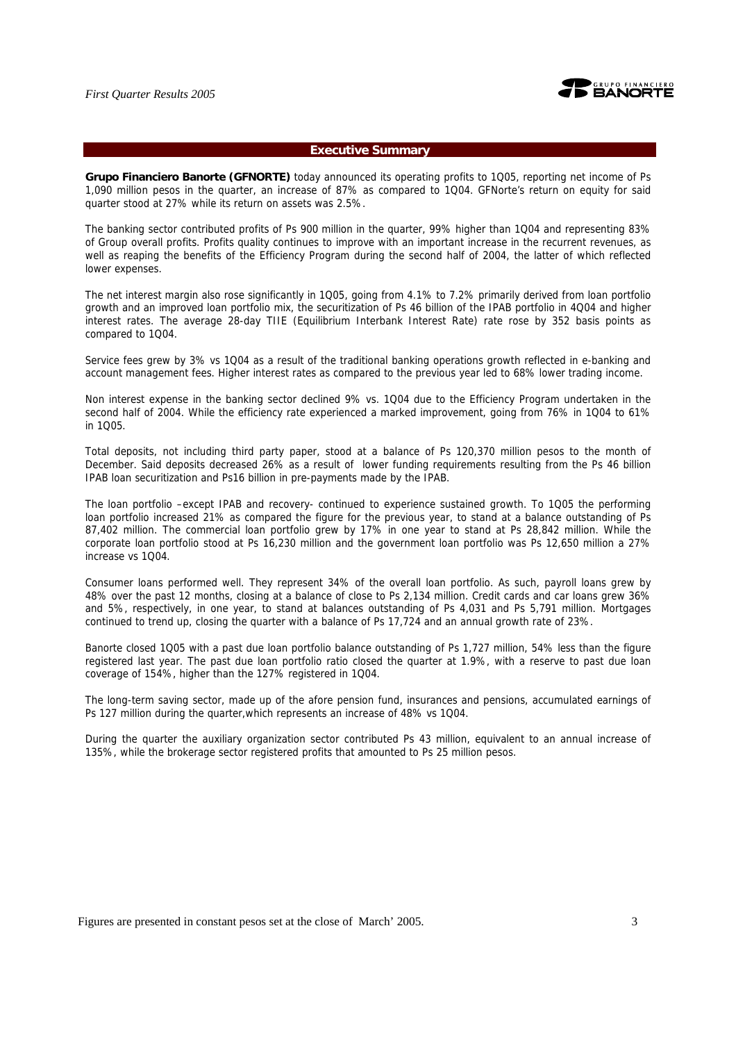## Executive Summary

**Grupo Financiero Banorte (GFNORTE)** today announced its operating profits to 1Q05, reporting net income of Ps 1,090 million pesos in the quarter, an increase of 87% as compared to 1Q04. GFNorte's return on equity for said quarter stood at 27% while its return on assets was 2.5%.

The banking sector contributed profits of Ps 900 million in the quarter, 99% higher than 1Q04 and representing 83% of Group overall profits. Profits quality continues to improve with an important increase in the recurrent revenues, as well as reaping the benefits of the Efficiency Program during the second half of 2004, the latter of which reflected lower expenses.

The net interest margin also rose significantly in 1Q05, going from 4.1% to 7.2% primarily derived from loan portfolio growth and an improved loan portfolio mix, the securitization of Ps 46 billion of the IPAB portfolio in 4Q04 and higher interest rates. The average 28-day TIIE (Equilibrium Interbank Interest Rate) rate rose by 352 basis points as compared to 1Q04.

Service fees grew by 3% vs 1Q04 as a result of the traditional banking operations growth reflected in e-banking and account management fees. Higher interest rates as compared to the previous year led to 68% lower trading income.

Non interest expense in the banking sector declined 9% vs. 1Q04 due to the Efficiency Program undertaken in the second half of 2004. While the efficiency rate experienced a marked improvement, going from 76% in 1Q04 to 61% in 1Q05.

Total deposits, not including third party paper, stood at a balance of Ps 120,370 million pesos to the month of December. Said deposits decreased 26% as a result of lower funding requirements resulting from the Ps 46 billion IPAB loan securitization and Ps16 billion in pre-payments made by the IPAB.

The loan portfolio –except IPAB and recovery- continued to experience sustained growth. To 1Q05 the performing loan portfolio increased 21% as compared the figure for the previous year, to stand at a balance outstanding of Ps 87,402 million. The commercial loan portfolio grew by 17% in one year to stand at Ps 28,842 million. While the corporate loan portfolio stood at Ps 16,230 million and the government loan portfolio was Ps 12,650 million a 27% increase vs 1Q04.

Consumer loans performed well. They represent 34% of the overall loan portfolio. As such, payroll loans grew by 48% over the past 12 months, closing at a balance of close to Ps 2,134 million. Credit cards and car loans grew 36% and 5%, respectively, in one year, to stand at balances outstanding of Ps 4,031 and Ps 5,791 million. Mortgages continued to trend up, closing the quarter with a balance of Ps 17,724 and an annual growth rate of 23%.

Banorte closed 1Q05 with a past due loan portfolio balance outstanding of Ps 1,727 million, 54% less than the figure registered last year. The past due loan portfolio ratio closed the quarter at 1.9%, with a reserve to past due loan coverage of 154%, higher than the 127% registered in 1Q04.

The long-term saving sector, made up of the afore pension fund, insurances and pensions, accumulated earnings of Ps 127 million during the quarter,which represents an increase of 48% vs 1Q04.

During the quarter the auxiliary organization sector contributed Ps 43 million, equivalent to an annual increase of 135%, while the brokerage sector registered profits that amounted to Ps 25 million pesos.

Figures are presented in constant pesos set at the close of March' 2005.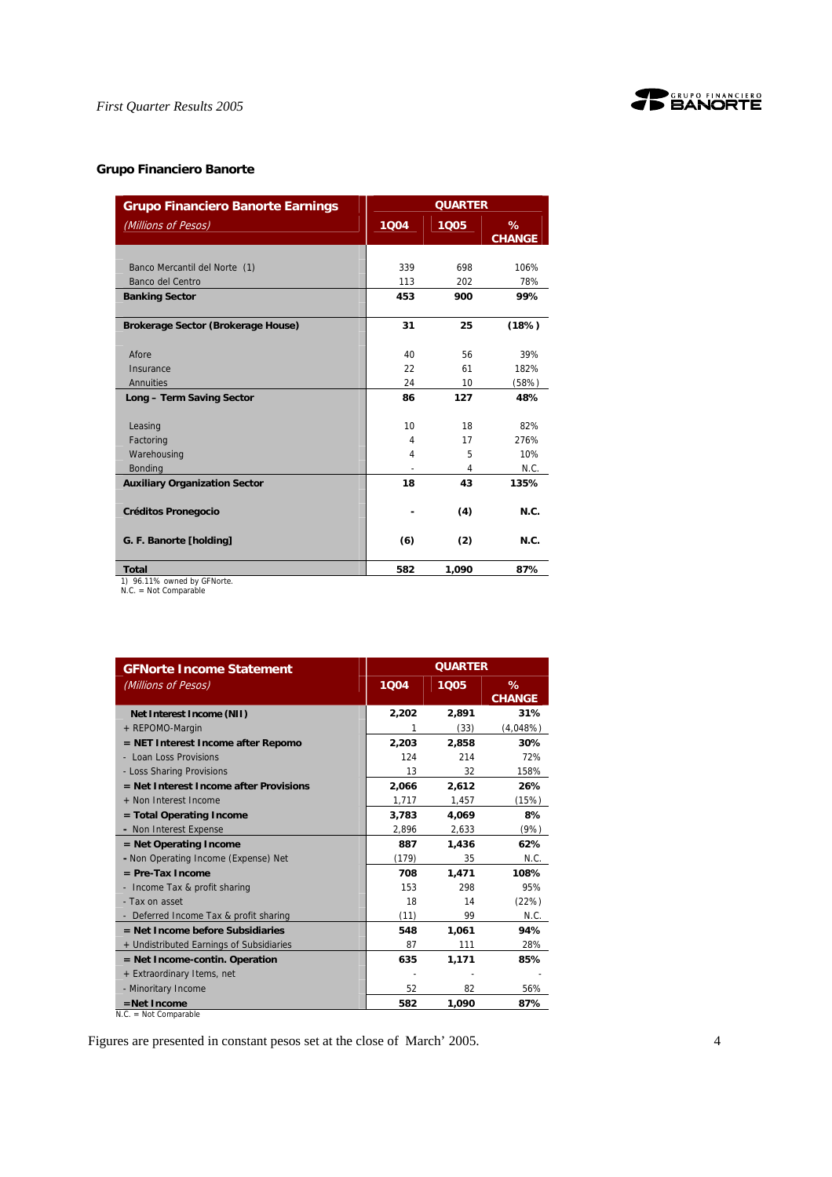## Grupo Financiero Banorte

| Grupo Financiero Banorte Earnings<br>*(Millions of Pesos)* | QUARTER 1Q04 | 1Q05 | % CHANGE |
|---|---|---|---|
| Banco Mercantil del Norte (1) | 339 | 698 | 106% |
| Banco del Centro | 113 | 202 | 78% |
| **Banking Sector** | **453** | **900** | **99%** |
| **Brokerage Sector (Brokerage House)** | **31** | **25** | **(18%)** |
| Afore | 40 | 56 | 39% |
| Insurance | 22 | 61 | 182% |
| Annuities | 24 | 10 | (58%) |
| **Long – Term Saving Sector** | **86** | **127** | **48%** |
| Leasing | 10 | 18 | 82% |
| Factoring | 4 | 17 | 276% |
| Warehousing | 4 | 5 | 10% |
| Bonding | - | 4 | N.C. |
| **Auxiliary Organization Sector** | **18** | **43** | **135%** |
| **Créditos Pronegocio** | **-** | **(4)** | **N.C.** |
| **G. F. Banorte [holding]** | **(6)** | **(2)** | **N.C.** |
| **Total** | **582** | **1,090** | **87%** |

1) 96.11% owned by GFNorte.
N.C. = Not Comparable

| GFNorte Income Statement<br>*(Millions of Pesos)* | QUARTER 1Q04 | 1Q05 | % CHANGE |
|---|---|---|---|
| **Net Interest Income (NII)** | **2,202** | **2,891** | **31%** |
| + REPOMO-Margin | 1 | (33) | (4,048%) |
| **= NET Interest Income after Repomo** | **2,203** | **2,858** | **30%** |
| - Loan Loss Provisions | 124 | 214 | 72% |
| - Loss Sharing Provisions | 13 | 32 | 158% |
| **= Net Interest Income after Provisions** | **2,066** | **2,612** | **26%** |
| + Non Interest Income | 1,717 | 1,457 | (15%) |
| **= Total Operating Income** | **3,783** | **4,069** | **8%** |
| - Non Interest Expense | 2,896 | 2,633 | (9%) |
| **= Net Operating Income** | **887** | **1,436** | **62%** |
| - Non Operating Income (Expense) Net | (179) | 35 | N.C. |
| **= Pre-Tax Income** | **708** | **1,471** | **108%** |
| - Income Tax & profit sharing | 153 | 298 | 95% |
| - Tax on asset | 18 | 14 | (22%) |
| - Deferred Income Tax & profit sharing | (11) | 99 | N.C. |
| **= Net Income before Subsidiaries** | **548** | **1,061** | **94%** |
| + Undistributed Earnings of Subsidiaries | 87 | 111 | 28% |
| **= Net Income-contin. Operation** | **635** | **1,171** | **85%** |
| + Extraordinary Items, net | - | - | - |
| - Minoritary Income | 52 | 82 | 56% |
| **=Net Income** | **582** | **1,090** | **87%** |

N.C. = Not Comparable

Figures are presented in constant pesos set at the close of March' 2005.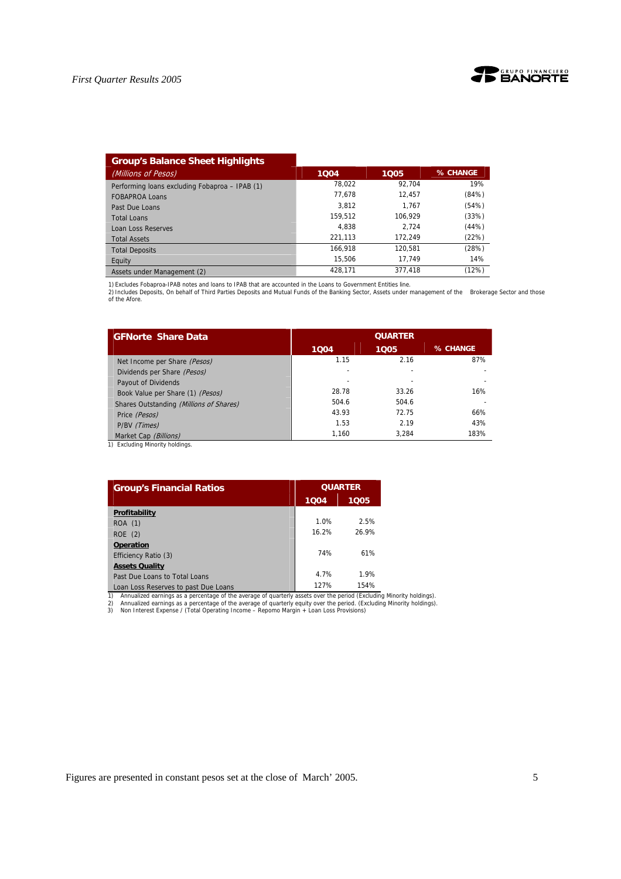| Group's Balance Sheet Highlights<br>*(Millions of Pesos)* | 1Q04 | 1Q05 | % CHANGE |
|---|---|---|---|
| Performing loans excluding Fobaproa – IPAB (1) | 78,022 | 92,704 | 19% |
| FOBAPROA Loans | 77,678 | 12,457 | (84%) |
| Past Due Loans | 3,812 | 1,767 | (54%) |
| Total Loans | 159,512 | 106,929 | (33%) |
| Loan Loss Reserves | 4,838 | 2,724 | (44%) |
| Total Assets | 221,113 | 172,249 | (22%) |
| Total Deposits | 166,918 | 120,581 | (28%) |
| Equity | 15,506 | 17,749 | 14% |
| Assets under Management (2) | 428,171 | 377,418 | (12%) |

1) Excludes Fobaproa-IPAB notes and loans to IPAB that are accounted in the Loans to Government Entities line.
2) Includes Deposits, On behalf of Third Parties Deposits and Mutual Funds of the Banking Sector, Assets under management of the Brokerage Sector and those of the Afore.

| GFNorte Share Data | QUARTER | | |
|---|---|---|---|
| | 1Q04 | 1Q05 | % CHANGE |
| Net Income per Share *(Pesos)* | 1.15 | 2.16 | 87% |
| Dividends per Share *(Pesos)* | - | - | - |
| Payout of Dividends | - | - | - |
| Book Value per Share (1) *(Pesos)* | 28.78 | 33.26 | 16% |
| Shares Outstanding *(Millions of Shares)* | 504.6 | 504.6 | - |
| Price *(Pesos)* | 43.93 | 72.75 | 66% |
| P/BV *(Times)* | 1.53 | 2.19 | 43% |
| Market Cap *(Billions)* | 1,160 | 3,284 | 183% |

1) Excluding Minority holdings.

| Group's Financial Ratios | QUARTER | |
|---|---|---|
| | 1Q04 | 1Q05 |
| **Profitability** | | |
| ROA (1) | 1.0% | 2.5% |
| ROE (2) | 16.2% | 26.9% |
| **Operation** | | |
| Efficiency Ratio (3) | 74% | 61% |
| **Assets Quality** | | |
| Past Due Loans to Total Loans | 4.7% | 1.9% |
| Loan Loss Reserves to past Due Loans | 127% | 154% |

1) Annualized earnings as a percentage of the average of quarterly assets over the period (Excluding Minority holdings).
2) Annualized earnings as a percentage of the average of quarterly equity over the period. (Excluding Minority holdings).
3) Non Interest Expense / (Total Operating Income – Repomo Margin + Loan Loss Provisions)

Figures are presented in constant pesos set at the close of March' 2005.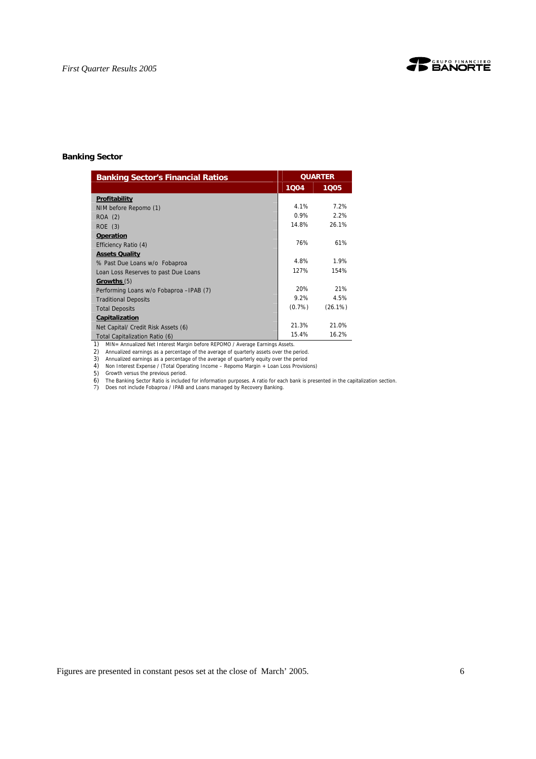## Banking Sector

| Banking Sector's Financial Ratios | QUARTER | |
|---|---|---|
| | 1Q04 | 1Q05 |
| **Profitability** | | |
| NIM before Repomo (1) | 4.1% | 7.2% |
| ROA (2) | 0.9% | 2.2% |
| ROE (3) | 14.8% | 26.1% |
| **Operation** | | |
| Efficiency Ratio (4) | 76% | 61% |
| **Assets Quality** | | |
| % Past Due Loans w/o Fobaproa | 4.8% | 1.9% |
| Loan Loss Reserves to past Due Loans | 127% | 154% |
| **Growths** (5) | | |
| Performing Loans w/o Fobaproa –IPAB (7) | 20% | 21% |
| Traditional Deposits | 9.2% | 4.5% |
| Total Deposits | (0.7%) | (26.1%) |
| **Capitalization** | | |
| Net Capital/ Credit Risk Assets (6) | 21.3% | 21.0% |
| Total Capitalization Ratio (6) | 15.4% | 16.2% |

1) MIN= Annualized Net Interest Margin before REPOMO / Average Earnings Assets.
2) Annualized earnings as a percentage of the average of quarterly assets over the period.
3) Annualized earnings as a percentage of the average of quarterly equity over the period
4) Non Interest Expense / (Total Operating Income – Repomo Margin + Loan Loss Provisions)
5) Growth versus the previous period.
6) The Banking Sector Ratio is included for information purposes. A ratio for each bank is presented in the capitalization section.
7) Does not include Fobaproa / IPAB and Loans managed by Recovery Banking.

Figures are presented in constant pesos set at the close of March' 2005.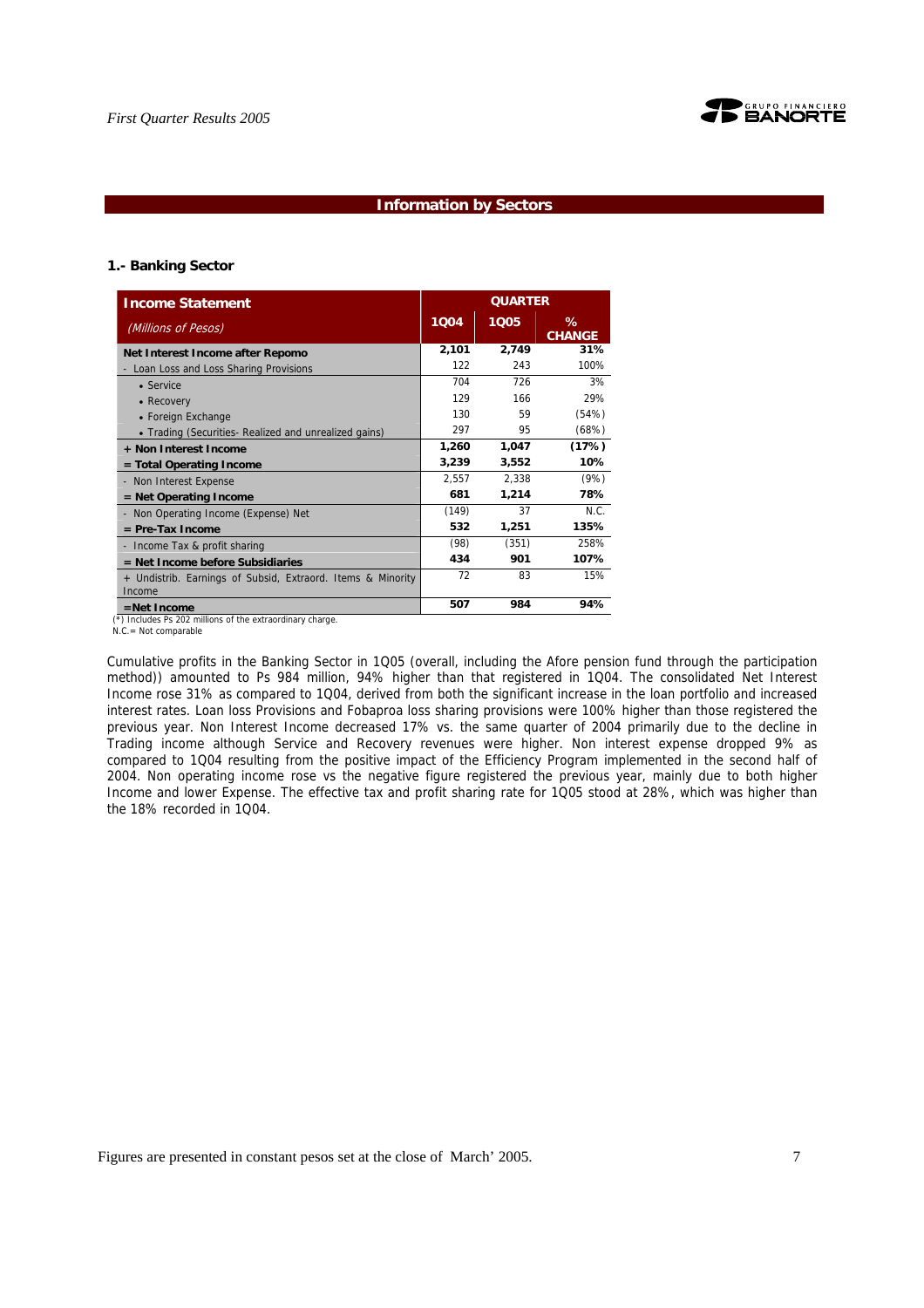## Information by Sectors

### 1.- Banking Sector

| Income Statement *(Millions of Pesos)* | QUARTER | | |
|---|---|---|---|
| | 1Q04 | 1Q05 | % CHANGE |
| **Net Interest Income after Repomo** | **2,101** | **2,749** | **31%** |
| - Loan Loss and Loss Sharing Provisions | 122 | 243 | 100% |
| • Service | 704 | 726 | 3% |
| • Recovery | 129 | 166 | 29% |
| • Foreign Exchange | 130 | 59 | (54%) |
| • Trading (Securities- Realized and unrealized gains) | 297 | 95 | (68%) |
| **+ Non Interest Income** | **1,260** | **1,047** | **(17%)** |
| **= Total Operating Income** | **3,239** | **3,552** | **10%** |
| - Non Interest Expense | 2,557 | 2,338 | (9%) |
| **= Net Operating Income** | **681** | **1,214** | **78%** |
| - Non Operating Income (Expense) Net | (149) | 37 | N.C. |
| **= Pre-Tax Income** | **532** | **1,251** | **135%** |
| - Income Tax & profit sharing | (98) | (351) | 258% |
| **= Net Income before Subsidiaries** | **434** | **901** | **107%** |
| + Undistrib. Earnings of Subsid, Extraord. Items & Minority Income | 72 | 83 | 15% |
| **=Net Income** | **507** | **984** | **94%** |

(*) Includes Ps 202 millions of the extraordinary charge.
N.C.= Not comparable

Cumulative profits in the Banking Sector in 1Q05 (overall, including the Afore pension fund through the participation method)) amounted to Ps 984 million, 94% higher than that registered in 1Q04. The consolidated Net Interest Income rose 31% as compared to 1Q04, derived from both the significant increase in the loan portfolio and increased interest rates. Loan loss Provisions and Fobaproa loss sharing provisions were 100% higher than those registered the previous year. Non Interest Income decreased 17% vs. the same quarter of 2004 primarily due to the decline in Trading income although Service and Recovery revenues were higher. Non interest expense dropped 9% as compared to 1Q04 resulting from the positive impact of the Efficiency Program implemented in the second half of 2004. Non operating income rose vs the negative figure registered the previous year, mainly due to both higher Income and lower Expense. The effective tax and profit sharing rate for 1Q05 stood at 28%, which was higher than the 18% recorded in 1Q04.

Figures are presented in constant pesos set at the close of March' 2005.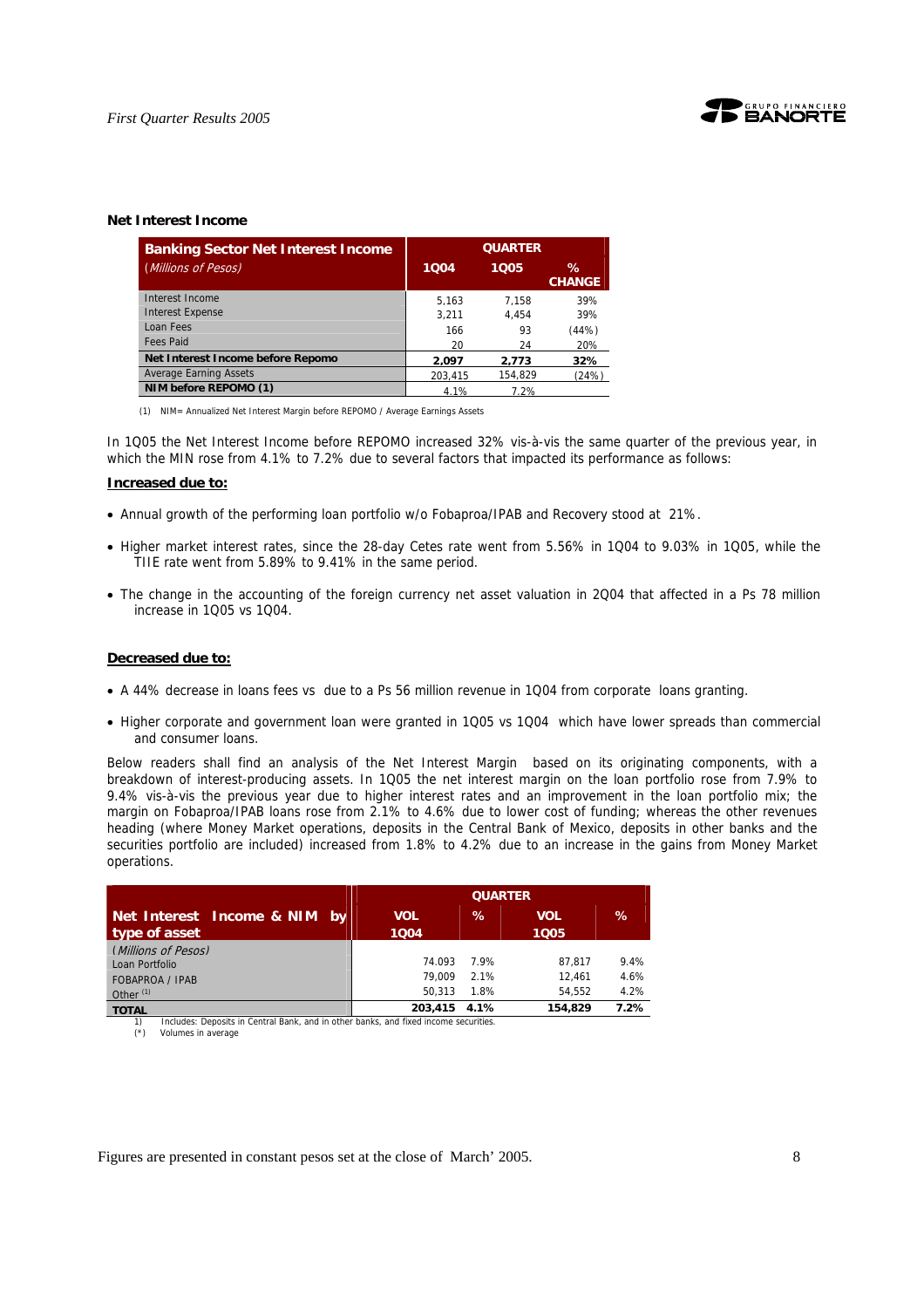## Net Interest Income

| Banking Sector Net Interest Income (Millions of Pesos) | QUARTER | | |
|---|---|---|---|
| | 1Q04 | 1Q05 | % CHANGE |
| Interest Income | 5,163 | 7,158 | 39% |
| Interest Expense | 3,211 | 4,454 | 39% |
| Loan Fees | 166 | 93 | (44%) |
| Fees Paid | 20 | 24 | 20% |
| **Net Interest Income before Repomo** | **2,097** | **2,773** | **32%** |
| Average Earning Assets | 203,415 | 154,829 | (24%) |
| **NIM before REPOMO (1)** | 4.1% | 7.2% | |

(1) NIM= Annualized Net Interest Margin before REPOMO / Average Earnings Assets

In 1Q05 the Net Interest Income before REPOMO increased 32% vis-à-vis the same quarter of the previous year, in which the MIN rose from 4.1% to 7.2% due to several factors that impacted its performance as follows:

**Increased due to:**

- Annual growth of the performing loan portfolio w/o Fobaproa/IPAB and Recovery stood at 21%.
- Higher market interest rates, since the 28-day Cetes rate went from 5.56% in 1Q04 to 9.03% in 1Q05, while the TIIE rate went from 5.89% to 9.41% in the same period.
- The change in the accounting of the foreign currency net asset valuation in 2Q04 that affected in a Ps 78 million increase in 1Q05 vs 1Q04.

**Decreased due to:**

- A 44% decrease in loans fees vs due to a Ps 56 million revenue in 1Q04 from corporate loans granting.
- Higher corporate and government loan were granted in 1Q05 vs 1Q04 which have lower spreads than commercial and consumer loans.

Below readers shall find an analysis of the Net Interest Margin based on its originating components, with a breakdown of interest-producing assets. In 1Q05 the net interest margin on the loan portfolio rose from 7.9% to 9.4% vis-à-vis the previous year due to higher interest rates and an improvement in the loan portfolio mix; the margin on Fobaproa/IPAB loans rose from 2.1% to 4.6% due to lower cost of funding; whereas the other revenues heading (where Money Market operations, deposits in the Central Bank of Mexico, deposits in other banks and the securities portfolio are included) increased from 1.8% to 4.2% due to an increase in the gains from Money Market operations.

| Net Interest Income & NIM by type of asset | QUARTER | | | |
|---|---|---|---|---|
| | VOL 1Q04 | % | VOL 1Q05 | % |
| (Millions of Pesos) | | | | |
| Loan Portfolio | 74,093 | 7.9% | 87,817 | 9.4% |
| FOBAPROA / IPAB | 79,009 | 2.1% | 12,461 | 4.6% |
| Other [1] | 50,313 | 1.8% | 54,552 | 4.2% |
| **TOTAL** | **203,415** | **4.1%** | **154,829** | **7.2%** |

1) Includes: Deposits in Central Bank, and in other banks, and fixed income securities.
(*) Volumes in average

Figures are presented in constant pesos set at the close of March' 2005.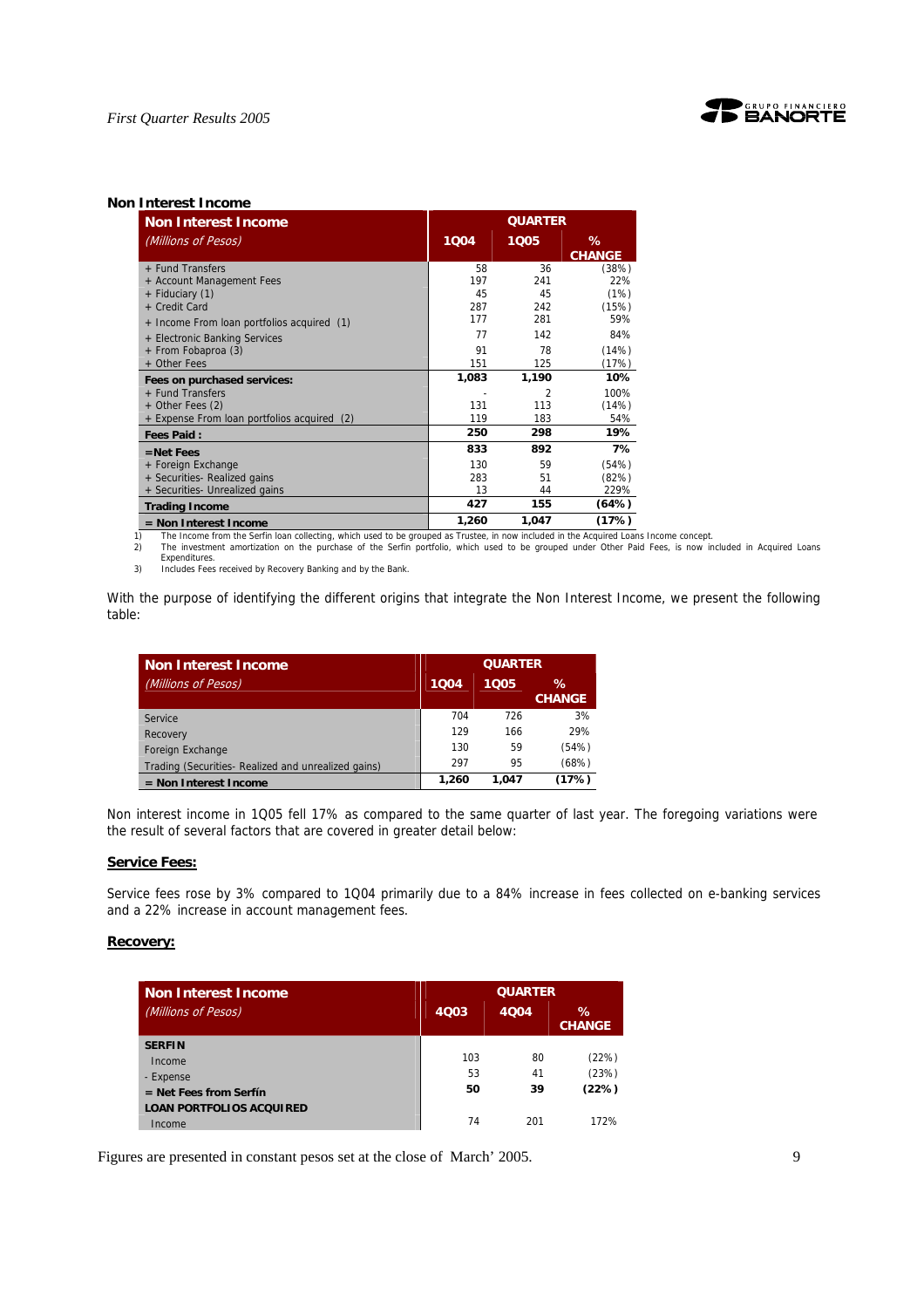**Non Interest Income**

| Non Interest Income (Millions of Pesos) | QUARTER | | |
|---|---|---|---|
| | 1Q04 | 1Q05 | % CHANGE |
| + Fund Transfers | 58 | 36 | (38%) |
| + Account Management Fees | 197 | 241 | 22% |
| + Fiduciary (1) | 45 | 45 | (1%) |
| + Credit Card | 287 | 242 | (15%) |
| + Income From loan portfolios acquired (1) | 177 | 281 | 59% |
| + Electronic Banking Services | 77 | 142 | 84% |
| + From Fobaproa (3) | 91 | 78 | (14%) |
| + Other Fees | 151 | 125 | (17%) |
| **Fees on purchased services:** | **1,083** | **1,190** | **10%** |
| + Fund Transfers | - | 2 | 100% |
| + Other Fees (2) | 131 | 113 | (14%) |
| + Expense From loan portfolios acquired (2) | 119 | 183 | 54% |
| **Fees Paid :** | **250** | **298** | **19%** |
| **=Net Fees** | **833** | **892** | **7%** |
| + Foreign Exchange | 130 | 59 | (54%) |
| + Securities- Realized gains | 283 | 51 | (82%) |
| + Securities- Unrealized gains | 13 | 44 | 229% |
| **Trading Income** | **427** | **155** | **(64%)** |
| **= Non Interest Income** | **1,260** | **1,047** | **(17%)** |

1) The Income from the Serfin loan collecting, which used to be grouped as Trustee, in now included in the Acquired Loans Income concept.
2) The investment amortization on the purchase of the Serfin portfolio, which used to be grouped under Other Paid Fees, is now included in Acquired Loans Expenditures.
3) Includes Fees received by Recovery Banking and by the Bank.

With the purpose of identifying the different origins that integrate the Non Interest Income, we present the following table:

| Non Interest Income (Millions of Pesos) | QUARTER | | |
|---|---|---|---|
| | 1Q04 | 1Q05 | % CHANGE |
| Service | 704 | 726 | 3% |
| Recovery | 129 | 166 | 29% |
| Foreign Exchange | 130 | 59 | (54%) |
| Trading (Securities- Realized and unrealized gains) | 297 | 95 | (68%) |
| **= Non Interest Income** | **1,260** | **1,047** | **(17%)** |

Non interest income in 1Q05 fell 17% as compared to the same quarter of last year. The foregoing variations were the result of several factors that are covered in greater detail below:

**Service Fees:**

Service fees rose by 3% compared to 1Q04 primarily due to a 84% increase in fees collected on e-banking services and a 22% increase in account management fees.

**Recovery:**

| Non Interest Income (Millions of Pesos) | QUARTER | | |
|---|---|---|---|
| | 4Q03 | 4Q04 | % CHANGE |
| **SERFIN** | | | |
| Income | 103 | 80 | (22%) |
| - Expense | 53 | 41 | (23%) |
| **= Net Fees from Serfín** | **50** | **39** | **(22%)** |
| **LOAN PORTFOLIOS ACQUIRED** | | | |
| Income | 74 | 201 | 172% |

Figures are presented in constant pesos set at the close of March' 2005.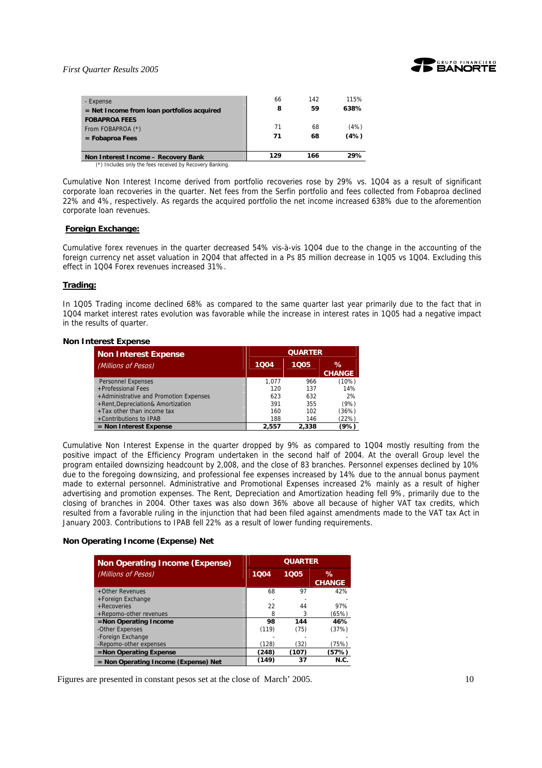|  |  |  |  |
|---|---|---|---|
| - Expense | 66 | 142 | 115% |
| **= Net Income from loan portfolios acquired** | **8** | **59** | **638%** |
| **FOBAPROA FEES** |  |  |  |
| From FOBAPROA (*) | 71 | 68 | (4%) |
| **= Fobaproa Fees** | **71** | **68** | **(4%)** |
| **Non Interest Income – Recovery Bank** | **129** | **166** | **29%** |

(*) Includes only the fees received by Recovery Banking.

Cumulative Non Interest Income derived from portfolio recoveries rose by 29% vs. 1Q04 as a result of significant corporate loan recoveries in the quarter. Net fees from the Serfin portfolio and fees collected from Fobaproa declined 22% and 4%, respectively. As regards the acquired portfolio the net income increased 638% due to the aforemention corporate loan revenues.

**Foreign Exchange:**

Cumulative forex revenues in the quarter decreased 54% vis-à-vis 1Q04 due to the change in the accounting of the foreign currency net asset valuation in 2Q04 that affected in a Ps 85 million decrease in 1Q05 vs 1Q04. Excluding this effect in 1Q04 Forex revenues increased 31%.

**Trading:**

In 1Q05 Trading income declined 68% as compared to the same quarter last year primarily due to the fact that in 1Q04 market interest rates evolution was favorable while the increase in interest rates in 1Q05 had a negative impact in the results of quarter.

**Non Interest Expense**

| **Non Interest Expense** *(Millions of Pesos)* | QUARTER | | |
|---|---|---|---|
| | **1Q04** | **1Q05** | **% CHANGE** |
| Personnel Expenses | 1,077 | 966 | (10%) |
| +Professional Fees | 120 | 137 | 14% |
| +Administrative and Promotion Expenses | 623 | 632 | 2% |
| +Rent,Depreciation& Amortization | 391 | 355 | (9%) |
| +Tax other than income tax | 160 | 102 | (36%) |
| +Contributions to IPAB | 188 | 146 | (22%) |
| **= Non Interest Expense** | **2,557** | **2,338** | **(9%)** |

Cumulative Non Interest Expense in the quarter dropped by 9% as compared to 1Q04 mostly resulting from the positive impact of the Efficiency Program undertaken in the second half of 2004. At the overall Group level the program entailed downsizing headcount by 2,008, and the close of 83 branches. Personnel expenses declined by 10% due to the foregoing downsizing, and professional fee expenses increased by 14% due to the annual bonus payment made to external personnel. Administrative and Promotional Expenses increased 2% mainly as a result of higher advertising and promotion expenses. The Rent, Depreciation and Amortization heading fell 9%, primarily due to the closing of branches in 2004. Other taxes was also down 36% above all because of higher VAT tax credits, which resulted from a favorable ruling in the injunction that had been filed against amendments made to the VAT tax Act in January 2003. Contributions to IPAB fell 22% as a result of lower funding requirements.

**Non Operating Income (Expense) Net**

| **Non Operating Income (Expense)** *(Millions of Pesos)* | QUARTER | | |
|---|---|---|---|
| | **1Q04** | **1Q05** | **% CHANGE** |
| +Other Revenues | 68 | 97 | 42% |
| +Foreign Exchange | - | - | - |
| +Recoveries | 22 | 44 | 97% |
| +Repomo-other revenues | 8 | 3 | (65%) |
| **=Non Operating Income** | **98** | **144** | **46%** |
| -Other Expenses | (119) | (75) | (37%) |
| -Foreign Exchange | - | - | - |
| -Repomo-other expenses | (128) | (32) | (75%) |
| **=Non Operating Expense** | **(248)** | **(107)** | **(57%)** |
| **= Non Operating Income (Expense) Net** | **(149)** | **37** | **N.C.** |

Figures are presented in constant pesos set at the close of March' 2005.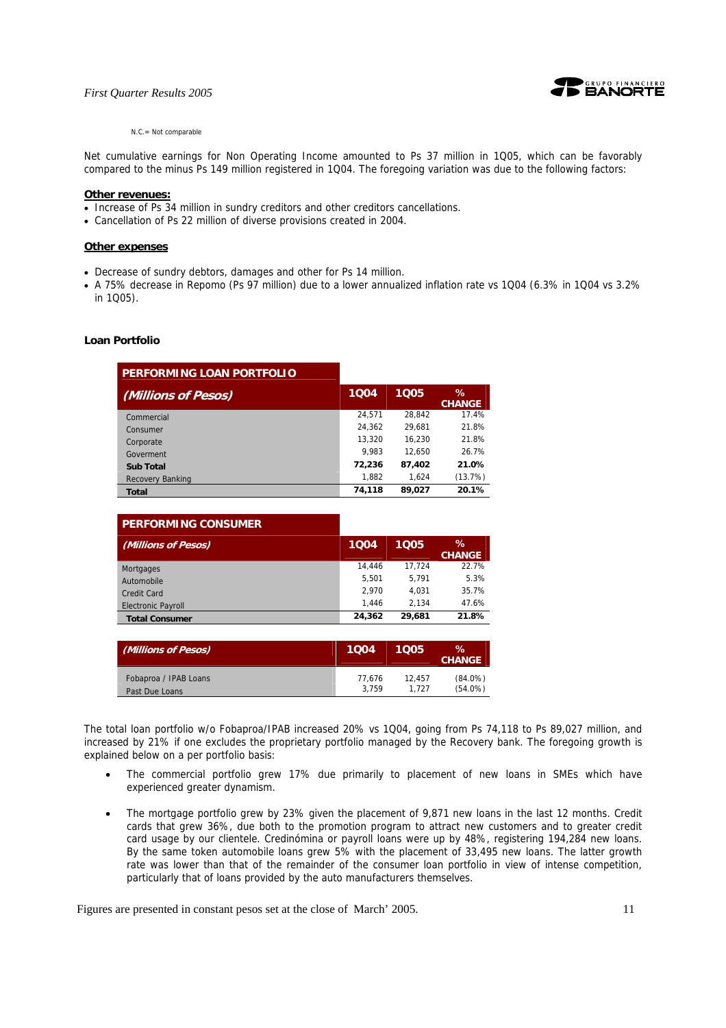N.C.= Not comparable

Net cumulative earnings for Non Operating Income amounted to Ps 37 million in 1Q05, which can be favorably compared to the minus Ps 149 million registered in 1Q04. The foregoing variation was due to the following factors:

**Other revenues:**

- Increase of Ps 34 million in sundry creditors and other creditors cancellations.
- Cancellation of Ps 22 million of diverse provisions created in 2004.

**Other expenses**

- Decrease of sundry debtors, damages and other for Ps 14 million.
- A 75% decrease in Repomo (Ps 97 million) due to a lower annualized inflation rate vs 1Q04 (6.3% in 1Q04 vs 3.2% in 1Q05).

**Loan Portfolio**

| PERFORMING LOAN PORTFOLIO *(Millions of Pesos)* | 1Q04 | 1Q05 | % CHANGE |
|---|---|---|---|
| Commercial | 24,571 | 28,842 | 17.4% |
| Consumer | 24,362 | 29,681 | 21.8% |
| Corporate | 13,320 | 16,230 | 21.8% |
| Goverment | 9,983 | 12,650 | 26.7% |
| **Sub Total** | **72,236** | **87,402** | **21.0%** |
| Recovery Banking | 1,882 | 1,624 | (13.7%) |
| **Total** | **74,118** | **89,027** | **20.1%** |

| PERFORMING CONSUMER *(Millions of Pesos)* | 1Q04 | 1Q05 | % CHANGE |
|---|---|---|---|
| Mortgages | 14,446 | 17,724 | 22.7% |
| Automobile | 5,501 | 5,791 | 5.3% |
| Credit Card | 2,970 | 4,031 | 35.7% |
| Electronic Payroll | 1,446 | 2,134 | 47.6% |
| **Total Consumer** | **24,362** | **29,681** | **21.8%** |

| *(Millions of Pesos)* | 1Q04 | 1Q05 | % CHANGE |
|---|---|---|---|
| Fobaproa / IPAB Loans | 77,676 | 12,457 | (84.0%) |
| Past Due Loans | 3,759 | 1,727 | (54.0%) |

The total loan portfolio w/o Fobaproa/IPAB increased 20% vs 1Q04, going from Ps 74,118 to Ps 89,027 million, and increased by 21% if one excludes the proprietary portfolio managed by the Recovery bank. The foregoing growth is explained below on a per portfolio basis:

- The commercial portfolio grew 17% due primarily to placement of new loans in SMEs which have experienced greater dynamism.
- The mortgage portfolio grew by 23% given the placement of 9,871 new loans in the last 12 months. Credit cards that grew 36%, due both to the promotion program to attract new customers and to greater credit card usage by our clientele. Credinómina or payroll loans were up by 48%, registering 194,284 new loans. By the same token automobile loans grew 5% with the placement of 33,495 new loans. The latter growth rate was lower than that of the remainder of the consumer loan portfolio in view of intense competition, particularly that of loans provided by the auto manufacturers themselves.

Figures are presented in constant pesos set at the close of March' 2005.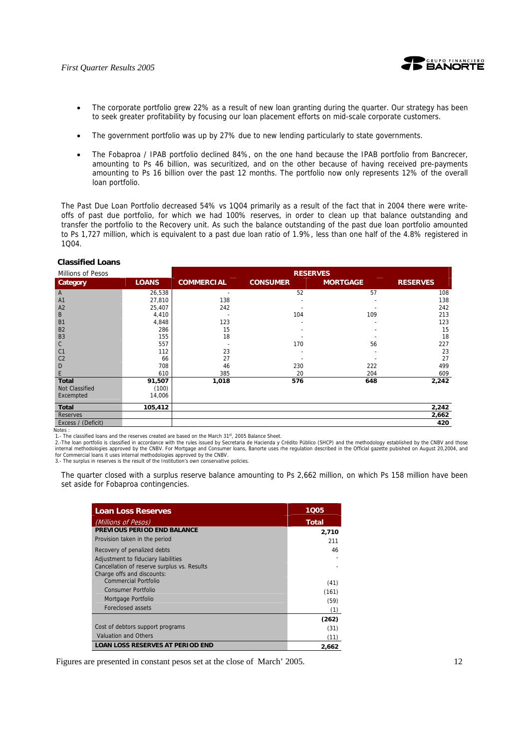- The corporate portfolio grew 22% as a result of new loan granting during the quarter. Our strategy has been to seek greater profitability by focusing our loan placement efforts on mid-scale corporate customers.

- The government portfolio was up by 27% due to new lending particularly to state governments.

- The Fobaproa / IPAB portfolio declined 84%, on the one hand because the IPAB portfolio from Bancrecer, amounting to Ps 46 billion, was securitized, and on the other because of having received pre-payments amounting to Ps 16 billion over the past 12 months. The portfolio now only represents 12% of the overall loan portfolio.

The Past Due Loan Portfolio decreased 54% vs 1Q04 primarily as a result of the fact that in 2004 there were write-offs of past due portfolio, for which we had 100% reserves, in order to clean up that balance outstanding and transfer the portfolio to the Recovery unit. As such the balance outstanding of the past due loan portfolio amounted to Ps 1,727 million, which is equivalent to a past due loan ratio of 1.9%, less than one half of the 4.8% registered in 1Q04.

### Classified Loans

| Millions of Pesos | | RESERVES | | | |
|---|---|---|---|---|---|
| **Category** | **LOANS** | **COMMERCIAL** | **CONSUMER** | **MORTGAGE** | **RESERVES** |
| A | 26,538 | - | 52 | 57 | 108 |
| A1 | 27,810 | 138 | - | - | 138 |
| A2 | 25,407 | 242 | - | - | 242 |
| B | 4,410 | - | 104 | 109 | 213 |
| B1 | 4,848 | 123 | - | - | 123 |
| B2 | 286 | 15 | - | - | 15 |
| B3 | 155 | 18 | - | - | 18 |
| C | 557 | - | 170 | 56 | 227 |
| C1 | 112 | 23 | - | - | 23 |
| C2 | 66 | 27 | - | - | 27 |
| D | 708 | 46 | 230 | 222 | 499 |
| E | 610 | 385 | 20 | 204 | 609 |
| **Total** | **91,507** | **1,018** | **576** | **648** | **2,242** |
| Not Classified | (100) | | | | |
| Excempted | 14,006 | | | | |
| **Total** | **105,412** | | | | **2,242** |
| Reserves | | | | | **2,662** |
| Excess / (Deficit) | | | | | **420** |

Notes :

1.- The classified loans and the reserves created are based on the March 31st, 2005 Balance Sheet.

2.-The loan portfolio is classified in accordance with the rules issued by Secretaria de Hacienda y Crédito Público (SHCP) and the methodology established by the CNBV and those internal methodologies approved by the CNBV. For Mortgage and Consumer loans, Banorte uses rhe regulation described in the Official gazette pubished on August 20,2004, and for Commercial loans it uses internal methodologies approved by the CNBV.

3.- The surplus in reserves is the result of the Institution's own conservative policies.

The quarter closed with a surplus reserve balance amounting to Ps 2,662 million, on which Ps 158 million have been set aside for Fobaproa contingencies.

| **Loan Loss Reserves** | **1Q05** |
|---|---|
| *(Millions of Pesos)* | **Total** |
| **PREVIOUS PERIOD END BALANCE** | **2,710** |
| Provision taken in the period | 211 |
| Recovery of penalized debts | 46 |
| Adjustment to fiduciary liabilities | - |
| Cancellation of reserve surplus vs. Results | - |
| Charge offs and discounts: | |
| Commercial Portfolio | (41) |
| Consumer Portfolio | (161) |
| Mortgage Portfolio | (59) |
| Foreclosed assets | (1) |
| | **(262)** |
| Cost of debtors support programs | (31) |
| Valuation and Others | (11) |
| **LOAN LOSS RESERVES AT PERIOD END** | **2,662** |

Figures are presented in constant pesos set at the close of March' 2005.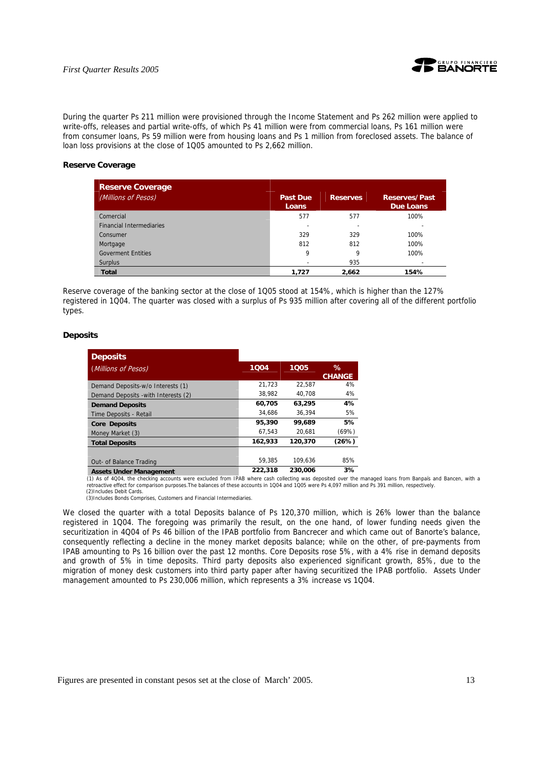During the quarter Ps 211 million were provisioned through the Income Statement and Ps 262 million were applied to write-offs, releases and partial write-offs, of which Ps 41 million were from commercial loans, Ps 161 million were from consumer loans, Ps 59 million were from housing loans and Ps 1 million from foreclosed assets. The balance of loan loss provisions at the close of 1Q05 amounted to Ps 2,662 million.

### Reserve Coverage

| Reserve Coverage *(Millions of Pesos)* | Past Due Loans | Reserves | Reserves/Past Due Loans |
|---|---|---|---|
| Comercial | 577 | 577 | 100% |
| Financial Intermediaries | - | - | - |
| Consumer | 329 | 329 | 100% |
| Mortgage | 812 | 812 | 100% |
| Goverment Entities | 9 | 9 | 100% |
| Surplus | - | 935 | - |
| **Total** | **1,727** | **2,662** | **154%** |

Reserve coverage of the banking sector at the close of 1Q05 stood at 154%, which is higher than the 127% registered in 1Q04. The quarter was closed with a surplus of Ps 935 million after covering all of the different portfolio types.

### Deposits

| Deposits *(Millions of Pesos)* | 1Q04 | 1Q05 | % CHANGE |
|---|---|---|---|
| Demand Deposits-w/o Interests (1) | 21,723 | 22,587 | 4% |
| Demand Deposits -with Interests (2) | 38,982 | 40,708 | 4% |
| **Demand Deposits** | **60,705** | **63,295** | **4%** |
| Time Deposits - Retail | 34,686 | 36,394 | 5% |
| **Core Deposits** | **95,390** | **99,689** | **5%** |
| Money Market (3) | 67,543 | 20,681 | (69%) |
| **Total Deposits** | **162,933** | **120,370** | **(26%)** |
| | | | |
| Out- of Balance Trading | 59,385 | 109,636 | 85% |
| **Assets Under Management** | **222,318** | **230,006** | **3%** |

(1) As of 4Q04, the checking accounts were excluded from IPAB where cash collecting was deposited over the managed loans from Banpaís and Bancen, with a retroactive effect for comparison purposes.The balances of these accounts in 1Q04 and 1Q05 were Ps 4,097 million and Ps 391 million, respectively.
(2)Includes Debit Cards.
(3)Includes Bonds Comprises, Customers and Financial Intermediaries.

We closed the quarter with a total Deposits balance of Ps 120,370 million, which is 26% lower than the balance registered in 1Q04. The foregoing was primarily the result, on the one hand, of lower funding needs given the securitization in 4Q04 of Ps 46 billion of the IPAB portfolio from Bancrecer and which came out of Banorte's balance, consequently reflecting a decline in the money market deposits balance; while on the other, of pre-payments from IPAB amounting to Ps 16 billion over the past 12 months. Core Deposits rose 5%, with a 4% rise in demand deposits and growth of 5% in time deposits. Third party deposits also experienced significant growth, 85%, due to the migration of money desk customers into third party paper after having securitized the IPAB portfolio. Assets Under management amounted to Ps 230,006 million, which represents a 3% increase vs 1Q04.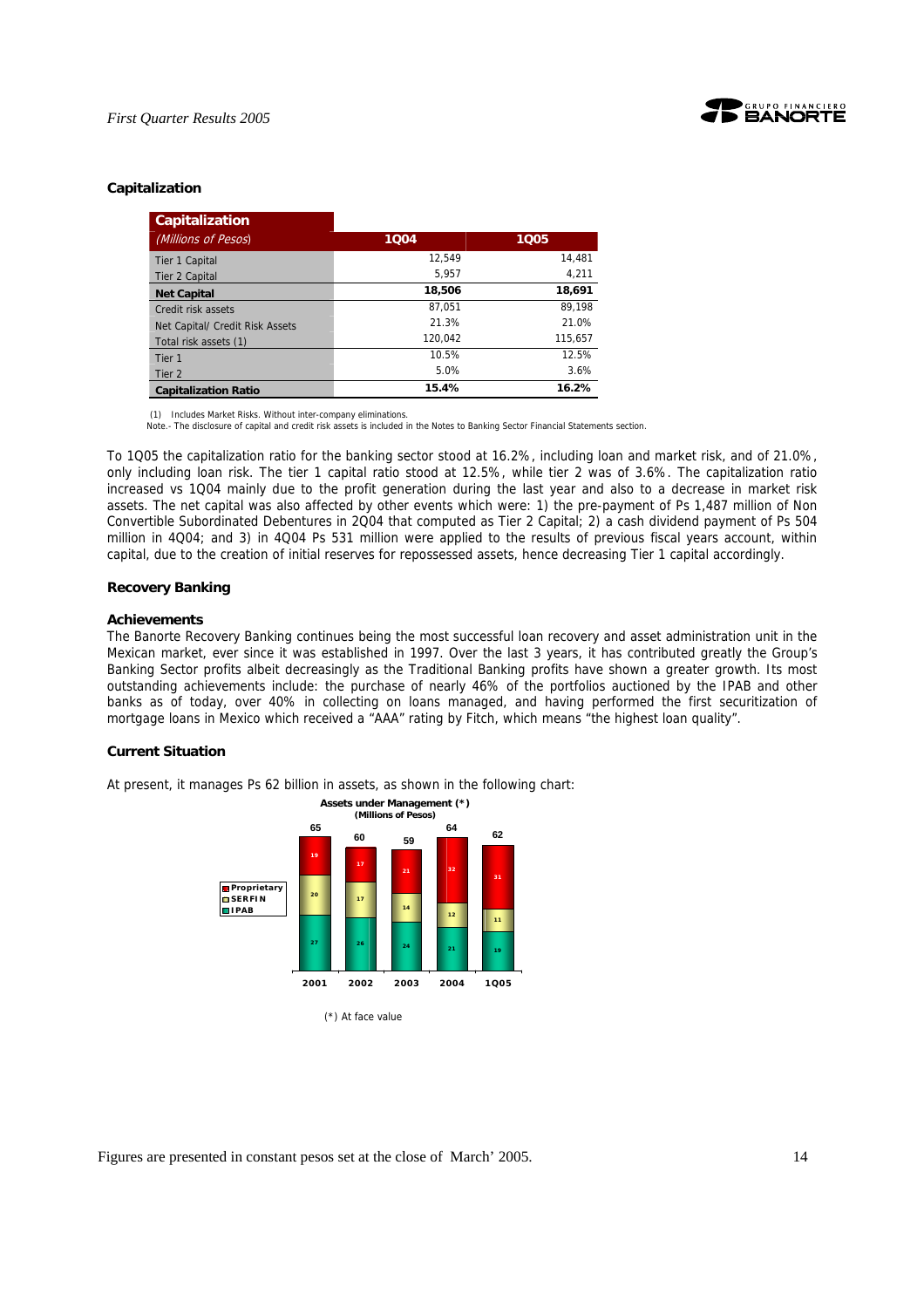### Capitalization

| Capitalization *(Millions of Pesos)* | 1Q04 | 1Q05 |
|---|---|---|
| Tier 1 Capital | 12,549 | 14,481 |
| Tier 2 Capital | 5,957 | 4,211 |
| **Net Capital** | **18,506** | **18,691** |
| Credit risk assets | 87,051 | 89,198 |
| Net Capital/ Credit Risk Assets | 21.3% | 21.0% |
| Total risk assets (1) | 120,042 | 115,657 |
| Tier 1 | 10.5% | 12.5% |
| Tier 2 | 5.0% | 3.6% |
| **Capitalization Ratio** | **15.4%** | **16.2%** |

(1) Includes Market Risks. Without inter-company eliminations.
Note.- The disclosure of capital and credit risk assets is included in the Notes to Banking Sector Financial Statements section.

To 1Q05 the capitalization ratio for the banking sector stood at 16.2%, including loan and market risk, and of 21.0%, only including loan risk. The tier 1 capital ratio stood at 12.5%, while tier 2 was of 3.6%. The capitalization ratio increased vs 1Q04 mainly due to the profit generation during the last year and also to a decrease in market risk assets. The net capital was also affected by other events which were: 1) the pre-payment of Ps 1,487 million of Non Convertible Subordinated Debentures in 2Q04 that computed as Tier 2 Capital; 2) a cash dividend payment of Ps 504 million in 4Q04; and 3) in 4Q04 Ps 531 million were applied to the results of previous fiscal years account, within capital, due to the creation of initial reserves for repossessed assets, hence decreasing Tier 1 capital accordingly.

### Recovery Banking

#### Achievements

The Banorte Recovery Banking continues being the most successful loan recovery and asset administration unit in the Mexican market, ever since it was established in 1997. Over the last 3 years, it has contributed greatly the Group's Banking Sector profits albeit decreasingly as the Traditional Banking profits have shown a greater growth. Its most outstanding achievements include: the purchase of nearly 46% of the portfolios auctioned by the IPAB and other banks as of today, over 40% in collecting on loans managed, and having performed the first securitization of mortgage loans in Mexico which received a "AAA" rating by Fitch, which means "the highest loan quality".

#### Current Situation

At present, it manages Ps 62 billion in assets, as shown in the following chart:

**Assets under Management (\*)**
**(Millions of Pesos)**

| | 2001 | 2002 | 2003 | 2004 | 1Q05 |
|---|---|---|---|---|---|
| Proprietary | 19 | 17 | 21 | 32 | 31 |
| SERFIN | 20 | 17 | 14 | 12 | 11 |
| IPAB | 27 | 26 | 24 | 21 | 19 |
| Total | 65 | 60 | 59 | 64 | 62 |

(\*) At face value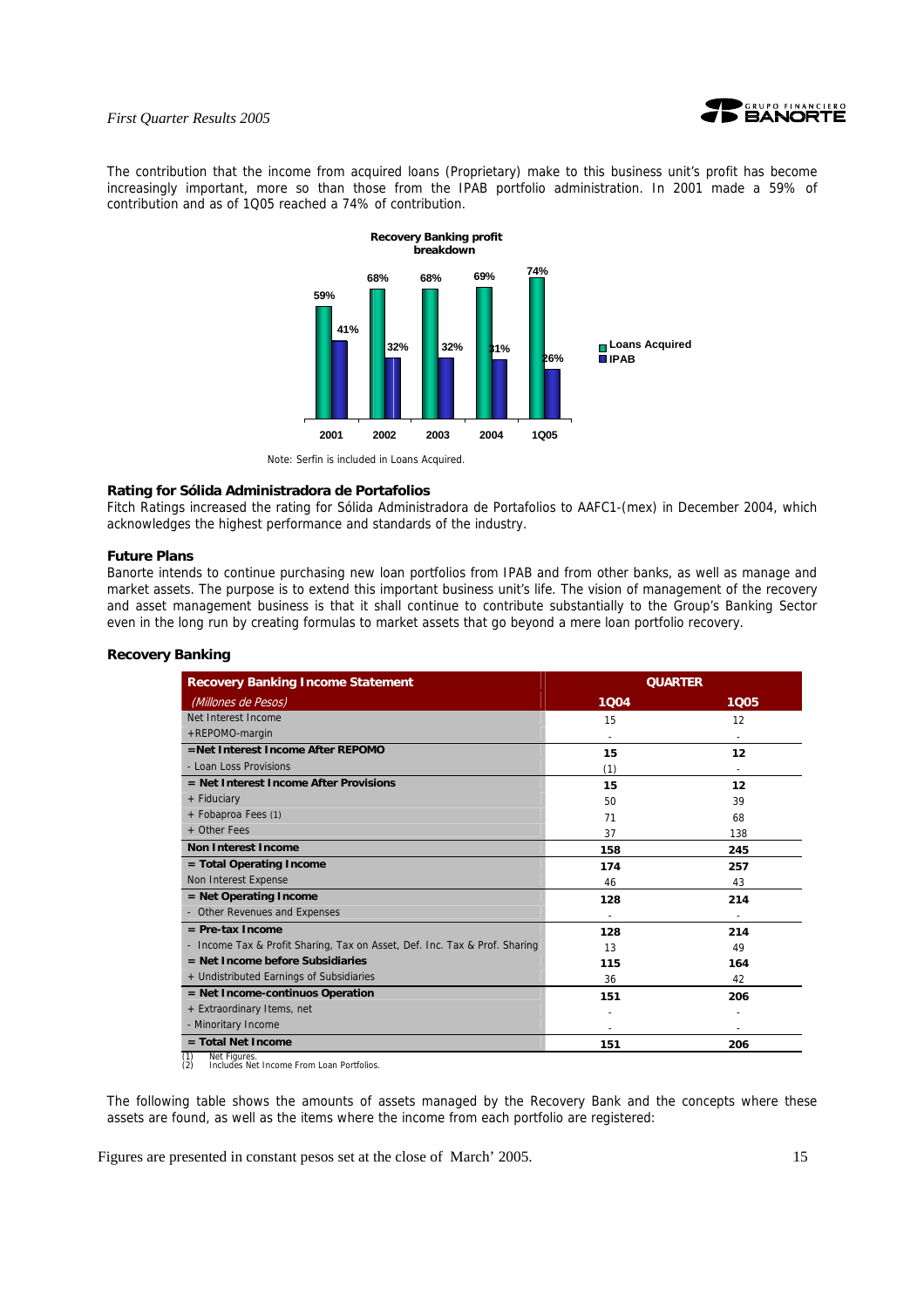The contribution that the income from acquired loans (Proprietary) make to this business unit's profit has become increasingly important, more so than those from the IPAB portfolio administration. In 2001 made a 59% of contribution and as of 1Q05 reached a 74% of contribution.

**Recovery Banking profit breakdown**

| | Loans Acquired | IPAB |
|---|---|---|
| 2001 | 59% | 41% |
| 2002 | 68% | 32% |
| 2003 | 68% | 32% |
| 2004 | 69% | 31% |
| 1Q05 | 74% | 26% |

Note: Serfin is included in Loans Acquired.

### Rating for Sólida Administradora de Portafolios

Fitch Ratings increased the rating for Sólida Administradora de Portafolios to AAFC1-(mex) in December 2004, which acknowledges the highest performance and standards of the industry.

### Future Plans

Banorte intends to continue purchasing new loan portfolios from IPAB and from other banks, as well as manage and market assets. The purpose is to extend this important business unit's life. The vision of management of the recovery and asset management business is that it shall continue to contribute substantially to the Group's Banking Sector even in the long run by creating formulas to market assets that go beyond a mere loan portfolio recovery.

### Recovery Banking

| **Recovery Banking Income Statement** | **QUARTER** | |
|---|---|---|
| *(Millones de Pesos)* | **1Q04** | **1Q05** |
| Net Interest Income | 15 | 12 |
| +REPOMO-margin | - | - |
| **=Net Interest Income After REPOMO** | **15** | **12** |
| - Loan Loss Provisions | (1) | - |
| **= Net Interest Income After Provisions** | **15** | **12** |
| + Fiduciary | 50 | 39 |
| + Fobaproa Fees (1) | 71 | 68 |
| + Other Fees | 37 | 138 |
| **Non Interest Income** | **158** | **245** |
| **= Total Operating Income** | **174** | **257** |
| Non Interest Expense | 46 | 43 |
| **= Net Operating Income** | **128** | **214** |
| - Other Revenues and Expenses | - | - |
| **= Pre-tax Income** | **128** | **214** |
| - Income Tax & Profit Sharing, Tax on Asset, Def. Inc. Tax & Prof. Sharing | 13 | 49 |
| **= Net Income before Subsidiaries** | **115** | **164** |
| + Undistributed Earnings of Subsidiaries | 36 | 42 |
| **= Net Income-continuos Operation** | **151** | **206** |
| + Extraordinary Items, net | - | - |
| - Minoritary Income | - | - |
| **= Total Net Income** | **151** | **206** |

(1) Net Figures.
(2) Includes Net Income From Loan Portfolios.

The following table shows the amounts of assets managed by the Recovery Bank and the concepts where these assets are found, as well as the items where the income from each portfolio are registered:

Figures are presented in constant pesos set at the close of March' 2005.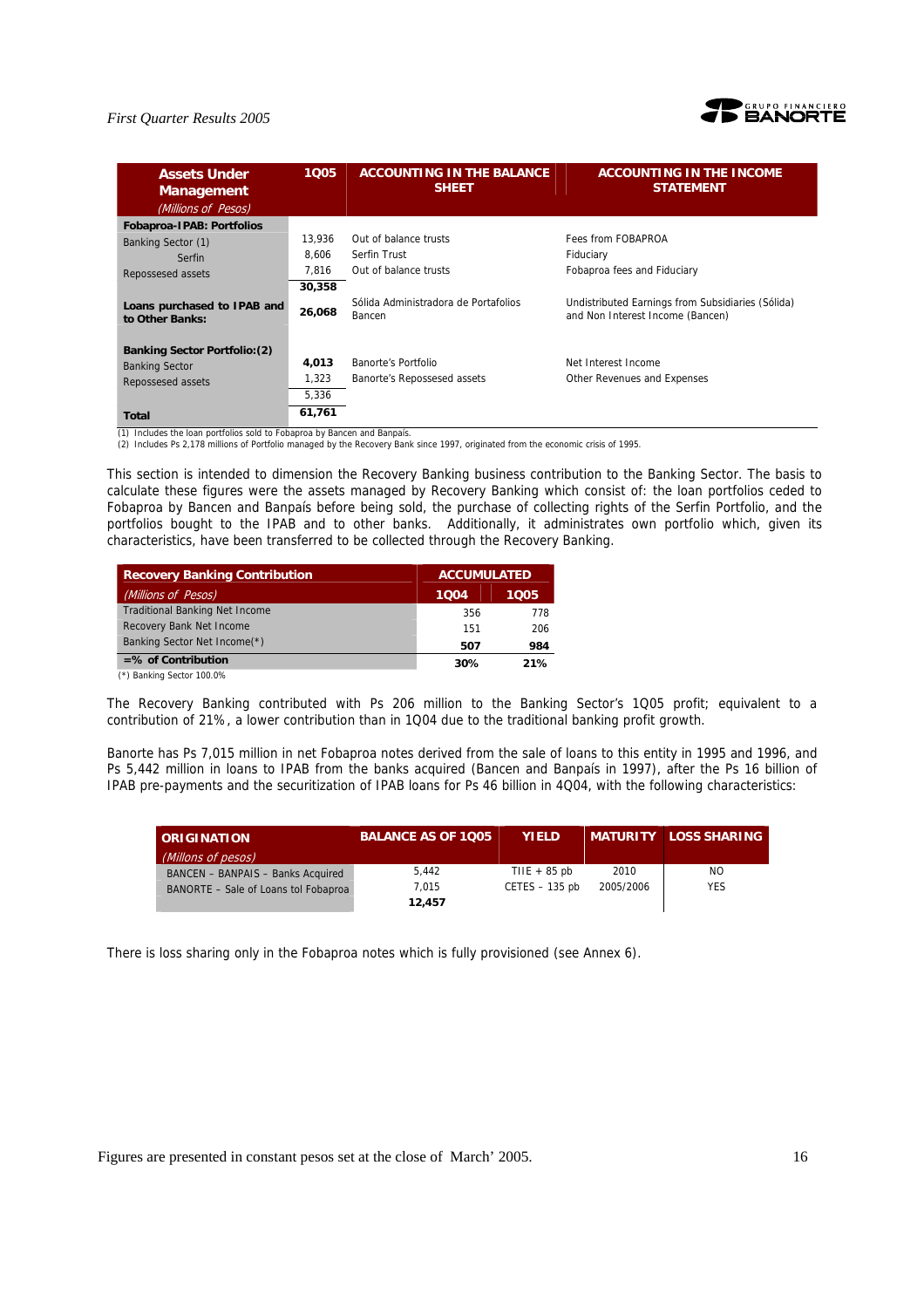| Assets Under Management *(Millions of Pesos)* | 1Q05 | ACCOUNTING IN THE BALANCE SHEET | ACCOUNTING IN THE INCOME STATEMENT |
|---|---|---|---|
| **Fobaproa-IPAB: Portfolios** | | | |
| Banking Sector (1) | 13,936 | Out of balance trusts | Fees from FOBAPROA |
| Serfin | 8,606 | Serfin Trust | Fiduciary |
| Repossessed assets | 7,816 | Out of balance trusts | Fobaproa fees and Fiduciary |
| | **30,358** | | |
| **Loans purchased to IPAB and to Other Banks:** | **26,068** | Sólida Administradora de Portafolios Bancen | Undistributed Earnings from Subsidiaries (Sólida) and Non Interest Income (Bancen) |
| **Banking Sector Portfolio:(2)** | | | |
| Banking Sector | **4,013** | Banorte's Portfolio | Net Interest Income |
| Repossessed assets | 1,323 | Banorte's Repossesed assets | Other Revenues and Expenses |
| | 5,336 | | |
| **Total** | **61,761** | | |

(1) Includes the loan portfolios sold to Fobaproa by Bancen and Banpaís.
(2) Includes Ps 2,178 millions of Portfolio managed by the Recovery Bank since 1997, originated from the economic crisis of 1995.

This section is intended to dimension the Recovery Banking business contribution to the Banking Sector. The basis to calculate these figures were the assets managed by Recovery Banking which consist of: the loan portfolios ceded to Fobaproa by Bancen and Banpaís before being sold, the purchase of collecting rights of the Serfin Portfolio, and the portfolios bought to the IPAB and to other banks. Additionally, it administrates own portfolio which, given its characteristics, have been transferred to be collected through the Recovery Banking.

| Recovery Banking Contribution *(Millions of Pesos)* | ACCUMULATED 1Q04 | 1Q05 |
|---|---|---|
| Traditional Banking Net Income | 356 | 778 |
| Recovery Bank Net Income | 151 | 206 |
| Banking Sector Net Income(*) | **507** | **984** |
| **=% of Contribution** | **30%** | **21%** |

(*) Banking Sector 100.0%

The Recovery Banking contributed with Ps 206 million to the Banking Sector's 1Q05 profit; equivalent to a contribution of 21%, a lower contribution than in 1Q04 due to the traditional banking profit growth.

Banorte has Ps 7,015 million in net Fobaproa notes derived from the sale of loans to this entity in 1995 and 1996, and Ps 5,442 million in loans to IPAB from the banks acquired (Bancen and Banpaís in 1997), after the Ps 16 billion of IPAB pre-payments and the securitization of IPAB loans for Ps 46 billion in 4Q04, with the following characteristics:

| ORIGINATION *(Millons of pesos)* | BALANCE AS OF 1Q05 | YIELD | MATURITY | LOSS SHARING |
|---|---|---|---|---|
| BANCEN – BANPAIS – Banks Acquired | 5,442 | TIIE + 85 pb | 2010 | NO |
| BANORTE – Sale of Loans tol Fobaproa | 7,015 | CETES – 135 pb | 2005/2006 | YES |
| | **12,457** | | | |

There is loss sharing only in the Fobaproa notes which is fully provisioned (see Annex 6).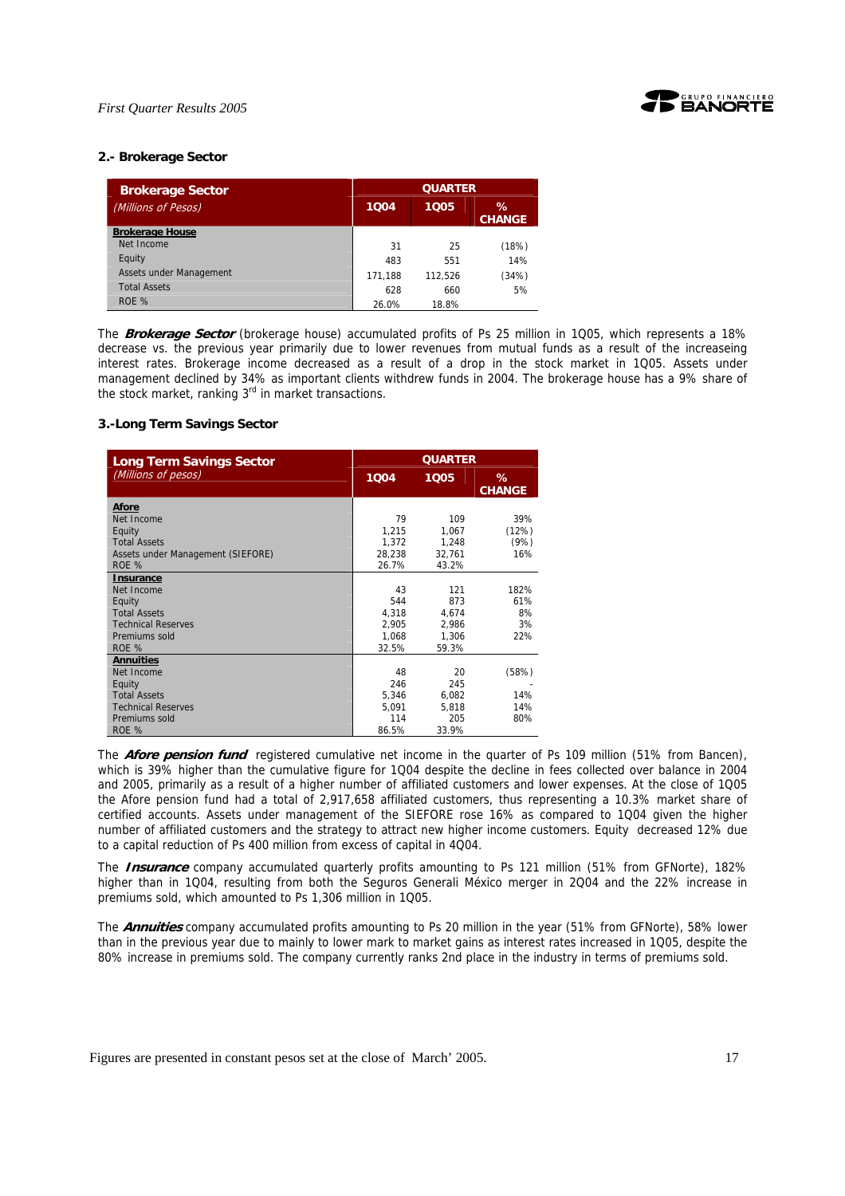### 2.- Brokerage Sector

| Brokerage Sector (Millions of Pesos) | QUARTER | | |
|---|---|---|---|
| | 1Q04 | 1Q05 | % CHANGE |
| **Brokerage House** | | | |
| Net Income | 31 | 25 | (18%) |
| Equity | 483 | 551 | 14% |
| Assets under Management | 171,188 | 112,526 | (34%) |
| Total Assets | 628 | 660 | 5% |
| ROE % | 26.0% | 18.8% | |

The ***Brokerage Sector*** (brokerage house) accumulated profits of Ps 25 million in 1Q05, which represents a 18% decrease vs. the previous year primarily due to lower revenues from mutual funds as a result of the increaseing interest rates. Brokerage income decreased as a result of a drop in the stock market in 1Q05. Assets under management declined by 34% as important clients withdrew funds in 2004. The brokerage house has a 9% share of the stock market, ranking 3rd in market transactions.

### 3.-Long Term Savings Sector

| Long Term Savings Sector (Millions of pesos) | QUARTER | | |
|---|---|---|---|
| | 1Q04 | 1Q05 | % CHANGE |
| **Afore** | | | |
| Net Income | 79 | 109 | 39% |
| Equity | 1,215 | 1,067 | (12%) |
| Total Assets | 1,372 | 1,248 | (9%) |
| Assets under Management (SIEFORE) | 28,238 | 32,761 | 16% |
| ROE % | 26.7% | 43.2% | |
| **Insurance** | | | |
| Net Income | 43 | 121 | 182% |
| Equity | 544 | 873 | 61% |
| Total Assets | 4,318 | 4,674 | 8% |
| Technical Reserves | 2,905 | 2,986 | 3% |
| Premiums sold | 1,068 | 1,306 | 22% |
| ROE % | 32.5% | 59.3% | |
| **Annuities** | | | |
| Net Income | 48 | 20 | (58%) |
| Equity | 246 | 245 | - |
| Total Assets | 5,346 | 6,082 | 14% |
| Technical Reserves | 5,091 | 5,818 | 14% |
| Premiums sold | 114 | 205 | 80% |
| ROE % | 86.5% | 33.9% | |

The ***Afore pension fund*** registered cumulative net income in the quarter of Ps 109 million (51% from Bancen), which is 39% higher than the cumulative figure for 1Q04 despite the decline in fees collected over balance in 2004 and 2005, primarily as a result of a higher number of affiliated customers and lower expenses. At the close of 1Q05 the Afore pension fund had a total of 2,917,658 affiliated customers, thus representing a 10.3% market share of certified accounts. Assets under management of the SIEFORE rose 16% as compared to 1Q04 given the higher number of affiliated customers and the strategy to attract new higher income customers. Equity decreased 12% due to a capital reduction of Ps 400 million from excess of capital in 4Q04.

The ***Insurance*** company accumulated quarterly profits amounting to Ps 121 million (51% from GFNorte), 182% higher than in 1Q04, resulting from both the Seguros Generali México merger in 2Q04 and the 22% increase in premiums sold, which amounted to Ps 1,306 million in 1Q05.

The ***Annuities*** company accumulated profits amounting to Ps 20 million in the year (51% from GFNorte), 58% lower than in the previous year due to mainly to lower mark to market gains as interest rates increased in 1Q05, despite the 80% increase in premiums sold. The company currently ranks 2nd place in the industry in terms of premiums sold.

Figures are presented in constant pesos set at the close of March' 2005.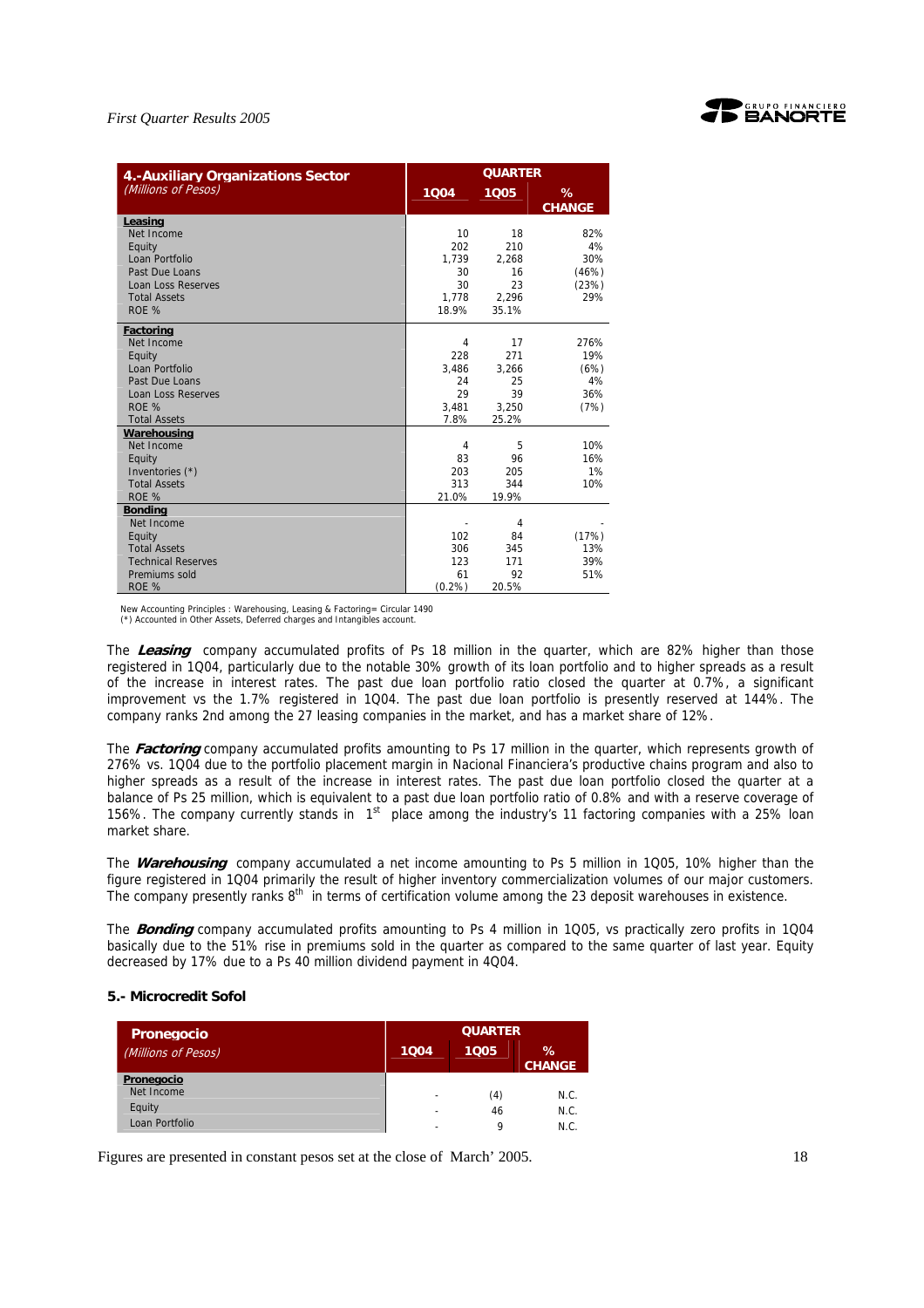| 4.-Auxiliary Organizations Sector (Millions of Pesos) | QUARTER | | |
|---|---|---|---|
| | 1Q04 | 1Q05 | % CHANGE |
| **Leasing** | | | |
| Net Income | 10 | 18 | 82% |
| Equity | 202 | 210 | 4% |
| Loan Portfolio | 1,739 | 2,268 | 30% |
| Past Due Loans | 30 | 16 | (46%) |
| Loan Loss Reserves | 30 | 23 | (23%) |
| Total Assets | 1,778 | 2,296 | 29% |
| ROE % | 18.9% | 35.1% | |
| **Factoring** | | | |
| Net Income | 4 | 17 | 276% |
| Equity | 228 | 271 | 19% |
| Loan Portfolio | 3,486 | 3,266 | (6%) |
| Past Due Loans | 24 | 25 | 4% |
| Loan Loss Reserves | 29 | 39 | 36% |
| ROE % | 3,481 | 3,250 | (7%) |
| Total Assets | 7.8% | 25.2% | |
| **Warehousing** | | | |
| Net Income | 4 | 5 | 10% |
| Equity | 83 | 96 | 16% |
| Inventories (*) | 203 | 205 | 1% |
| Total Assets | 313 | 344 | 10% |
| ROE % | 21.0% | 19.9% | |
| **Bonding** | | | |
| Net Income | - | 4 | - |
| Equity | 102 | 84 | (17%) |
| Total Assets | 306 | 345 | 13% |
| Technical Reserves | 123 | 171 | 39% |
| Premiums sold | 61 | 92 | 51% |
| ROE % | (0.2%) | 20.5% | |

New Accounting Principles : Warehousing, Leasing & Factoring= Circular 1490
(*) Accounted in Other Assets, Deferred charges and Intangibles account.

The ***Leasing*** company accumulated profits of Ps 18 million in the quarter, which are 82% higher than those registered in 1Q04, particularly due to the notable 30% growth of its loan portfolio and to higher spreads as a result of the increase in interest rates. The past due loan portfolio ratio closed the quarter at 0.7%, a significant improvement vs the 1.7% registered in 1Q04. The past due loan portfolio is presently reserved at 144%. The company ranks 2nd among the 27 leasing companies in the market, and has a market share of 12%.

The ***Factoring*** company accumulated profits amounting to Ps 17 million in the quarter, which represents growth of 276% vs. 1Q04 due to the portfolio placement margin in Nacional Financiera's productive chains program and also to higher spreads as a result of the increase in interest rates. The past due loan portfolio closed the quarter at a balance of Ps 25 million, which is equivalent to a past due loan portfolio ratio of 0.8% and with a reserve coverage of 156%. The company currently stands in 1st place among the industry's 11 factoring companies with a 25% loan market share.

The ***Warehousing*** company accumulated a net income amounting to Ps 5 million in 1Q05, 10% higher than the figure registered in 1Q04 primarily the result of higher inventory commercialization volumes of our major customers. The company presently ranks 8th in terms of certification volume among the 23 deposit warehouses in existence.

The ***Bonding*** company accumulated profits amounting to Ps 4 million in 1Q05, vs practically zero profits in 1Q04 basically due to the 51% rise in premiums sold in the quarter as compared to the same quarter of last year. Equity decreased by 17% due to a Ps 40 million dividend payment in 4Q04.

### 5.- Microcredit Sofol

| Pronegocio (Millions of Pesos) | QUARTER | | |
|---|---|---|---|
| | 1Q04 | 1Q05 | % CHANGE |
| **Pronegocio** | | | |
| Net Income | - | (4) | N.C. |
| Equity | - | 46 | N.C. |
| Loan Portfolio | - | 9 | N.C. |

Figures are presented in constant pesos set at the close of March' 2005.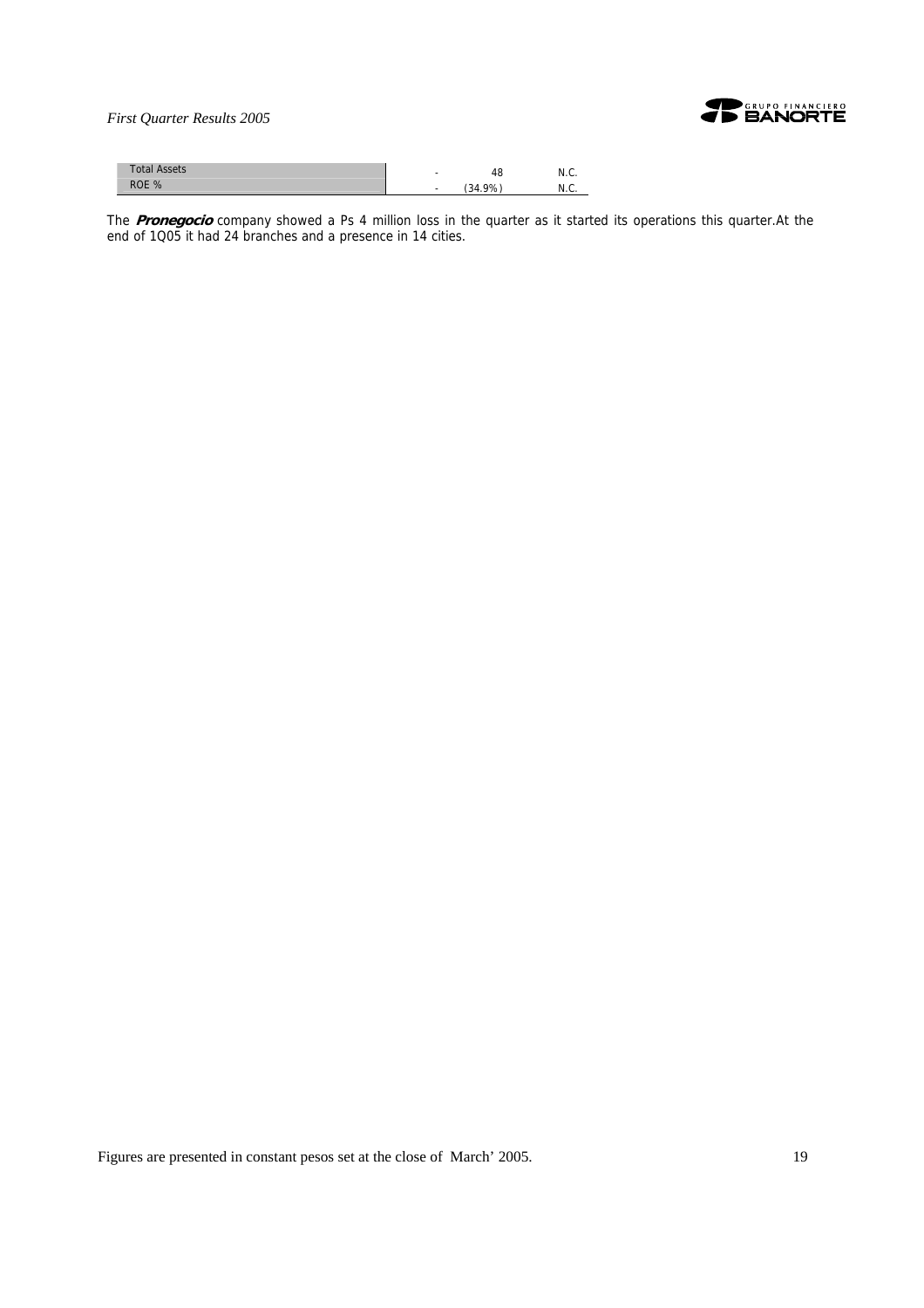| | | | |
|---|---|---|---|
| Total Assets | - | 48 | N.C. |
| ROE % | - | (34.9%) | N.C. |

The ***Pronegocio*** company showed a Ps 4 million loss in the quarter as it started its operations this quarter.At the end of 1Q05 it had 24 branches and a presence in 14 cities.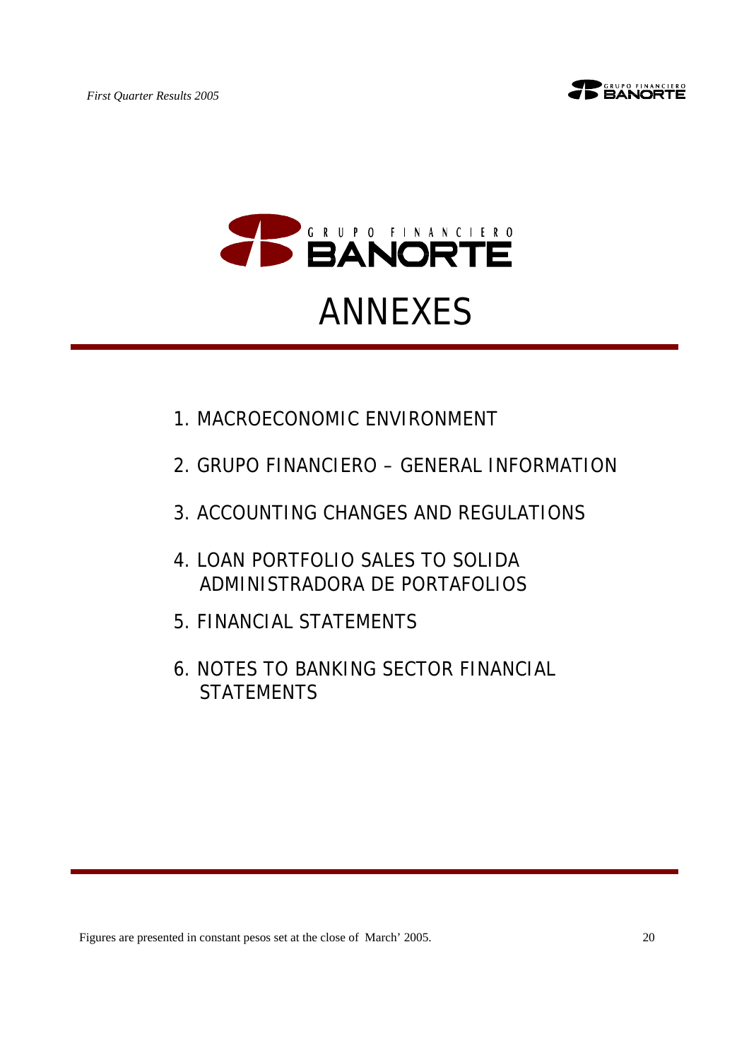# GRUPO FINANCIERO BANORTE

# ANNEXES

1. MACROECONOMIC ENVIRONMENT
2. GRUPO FINANCIERO – GENERAL INFORMATION
3. ACCOUNTING CHANGES AND REGULATIONS
4. LOAN PORTFOLIO SALES TO SOLIDA ADMINISTRADORA DE PORTAFOLIOS
5. FINANCIAL STATEMENTS
6. NOTES TO BANKING SECTOR FINANCIAL STATEMENTS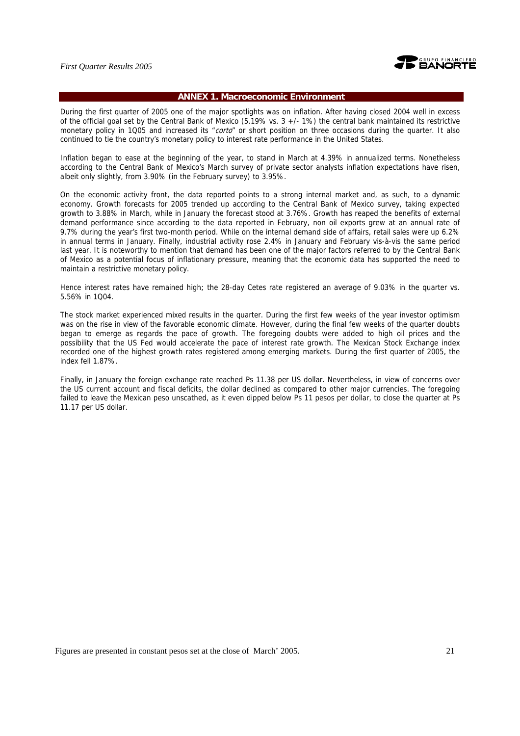## ANNEX 1. Macroeconomic Environment

During the first quarter of 2005 one of the major spotlights was on inflation. After having closed 2004 well in excess of the official goal set by the Central Bank of Mexico (5.19% vs. 3 +/- 1%) the central bank maintained its restrictive monetary policy in 1Q05 and increased its "*corto*" or short position on three occasions during the quarter. It also continued to tie the country's monetary policy to interest rate performance in the United States.

Inflation began to ease at the beginning of the year, to stand in March at 4.39% in annualized terms. Nonetheless according to the Central Bank of Mexico's March survey of private sector analysts inflation expectations have risen, albeit only slightly, from 3.90% (in the February survey) to 3.95%.

On the economic activity front, the data reported points to a strong internal market and, as such, to a dynamic economy. Growth forecasts for 2005 trended up according to the Central Bank of Mexico survey, taking expected growth to 3.88% in March, while in January the forecast stood at 3.76%. Growth has reaped the benefits of external demand performance since according to the data reported in February, non oil exports grew at an annual rate of 9.7% during the year's first two-month period. While on the internal demand side of affairs, retail sales were up 6.2% in annual terms in January. Finally, industrial activity rose 2.4% in January and February vis-à-vis the same period last year. It is noteworthy to mention that demand has been one of the major factors referred to by the Central Bank of Mexico as a potential focus of inflationary pressure, meaning that the economic data has supported the need to maintain a restrictive monetary policy.

Hence interest rates have remained high; the 28-day Cetes rate registered an average of 9.03% in the quarter vs. 5.56% in 1Q04.

The stock market experienced mixed results in the quarter. During the first few weeks of the year investor optimism was on the rise in view of the favorable economic climate. However, during the final few weeks of the quarter doubts began to emerge as regards the pace of growth. The foregoing doubts were added to high oil prices and the possibility that the US Fed would accelerate the pace of interest rate growth. The Mexican Stock Exchange index recorded one of the highest growth rates registered among emerging markets. During the first quarter of 2005, the index fell 1.87%.

Finally, in January the foreign exchange rate reached Ps 11.38 per US dollar. Nevertheless, in view of concerns over the US current account and fiscal deficits, the dollar declined as compared to other major currencies. The foregoing failed to leave the Mexican peso unscathed, as it even dipped below Ps 11 pesos per dollar, to close the quarter at Ps 11.17 per US dollar.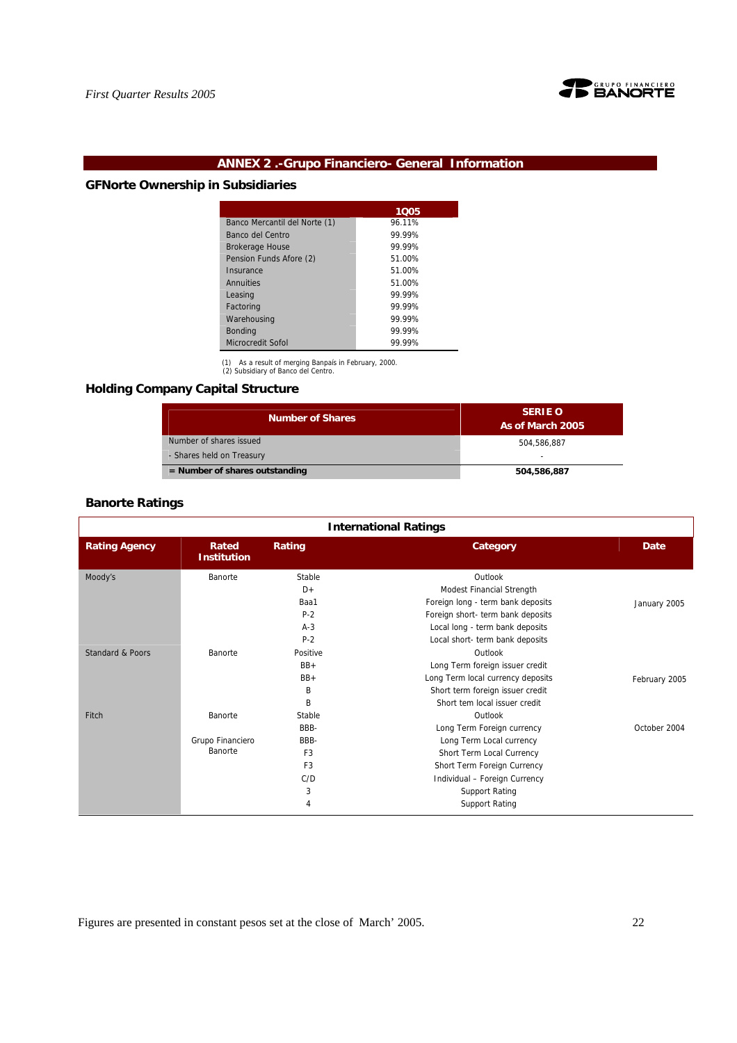## ANNEX 2 .-Grupo Financiero- General Information

### GFNorte Ownership in Subsidiaries

| | 1Q05 |
|---|---|
| Banco Mercantil del Norte (1) | 96.11% |
| Banco del Centro | 99.99% |
| Brokerage House | 99.99% |
| Pension Funds Afore (2) | 51.00% |
| Insurance | 51.00% |
| Annuities | 51.00% |
| Leasing | 99.99% |
| Factoring | 99.99% |
| Warehousing | 99.99% |
| Bonding | 99.99% |
| Microcredit Sofol | 99.99% |

(1) As a result of merging Banpaís in February, 2000.
(2) Subsidiary of Banco del Centro.

### Holding Company Capital Structure

| Number of Shares | SERIE O As of March 2005 |
|---|---|
| Number of shares issued | 504,586,887 |
| - Shares held on Treasury | - |
| **= Number of shares outstanding** | **504,586,887** |

### Banorte Ratings

| International Ratings | | | | |
|---|---|---|---|---|
| **Rating Agency** | **Rated Institution** | **Rating** | **Category** | **Date** |
| Moody's | Banorte | Stable | Outlook | January 2005 |
| | | D+ | Modest Financial Strength | |
| | | Baa1 | Foreign long - term bank deposits | |
| | | P-2 | Foreign short- term bank deposits | |
| | | A-3 | Local long - term bank deposits | |
| | | P-2 | Local short- term bank deposits | |
| Standard & Poors | Banorte | Positive | Outlook | February 2005 |
| | | BB+ | Long Term foreign issuer credit | |
| | | BB+ | Long Term local currency deposits | |
| | | B | Short term foreign issuer credit | |
| | | B | Short tem local issuer credit | |
| Fitch | Banorte | Stable | Outlook | October 2004 |
| | | BBB- | Long Term Foreign currency | |
| | Grupo Financiero Banorte | BBB- | Long Term Local currency | |
| | | F3 | Short Term Local Currency | |
| | | F3 | Short Term Foreign Currency | |
| | | C/D | Individual – Foreign Currency | |
| | | 3 | Support Rating | |
| | | 4 | Support Rating | |

Figures are presented in constant pesos set at the close of March' 2005.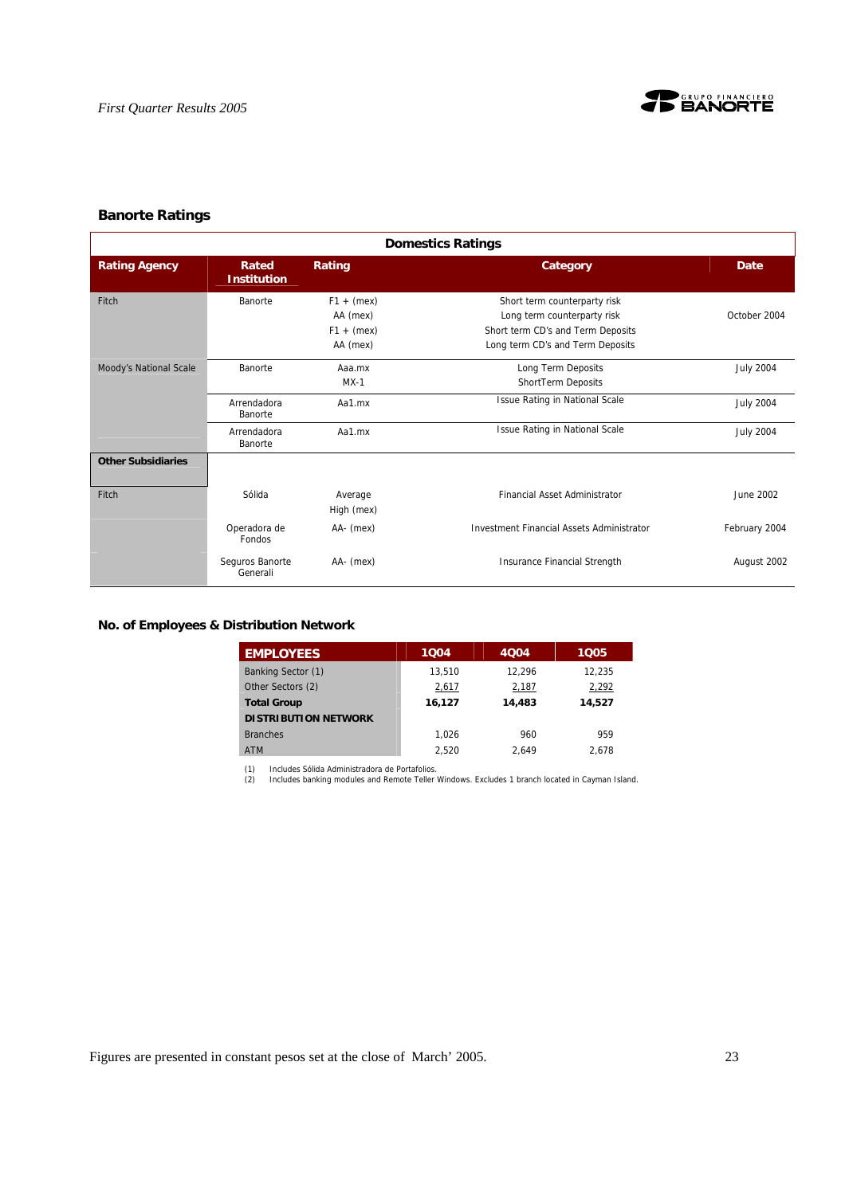## Banorte Ratings

| Domestics Ratings | | | | |
|---|---|---|---|---|
| **Rating Agency** | **Rated Institution** | **Rating** | **Category** | **Date** |
| Fitch | Banorte | F1 + (mex)<br>AA (mex)<br>F1 + (mex)<br>AA (mex) | Short term counterparty risk<br>Long term counterparty risk<br>Short term CD's and Term Deposits<br>Long term CD's and Term Deposits | October 2004 |
| Moody's National Scale | Banorte | Aaa.mx<br>MX-1 | Long Term Deposits<br>ShortTerm Deposits | July 2004 |
| | Arrendadora Banorte | Aa1.mx | Issue Rating in National Scale | July 2004 |
| | Arrendadora Banorte | Aa1.mx | Issue Rating in National Scale | July 2004 |
| **Other Subsidiaries** | | | | |
| Fitch | Sólida | Average High (mex) | Financial Asset Administrator | June 2002 |
| | Operadora de Fondos | AA- (mex) | Investment Financial Assets Administrator | February 2004 |
| | Seguros Banorte Generali | AA- (mex) | Insurance Financial Strength | August 2002 |

## No. of Employees & Distribution Network

| EMPLOYEES | 1Q04 | 4Q04 | 1Q05 |
|---|---|---|---|
| Banking Sector (1) | 13,510 | 12,296 | 12,235 |
| Other Sectors (2) | 2,617 | 2,187 | 2,292 |
| **Total Group** | **16,127** | **14,483** | **14,527** |
| **DISTRIBUTION NETWORK** | | | |
| Branches | 1,026 | 960 | 959 |
| ATM | 2,520 | 2,649 | 2,678 |

(1) Includes Sólida Administradora de Portafolios.
(2) Includes banking modules and Remote Teller Windows. Excludes 1 branch located in Cayman Island.

Figures are presented in constant pesos set at the close of March' 2005.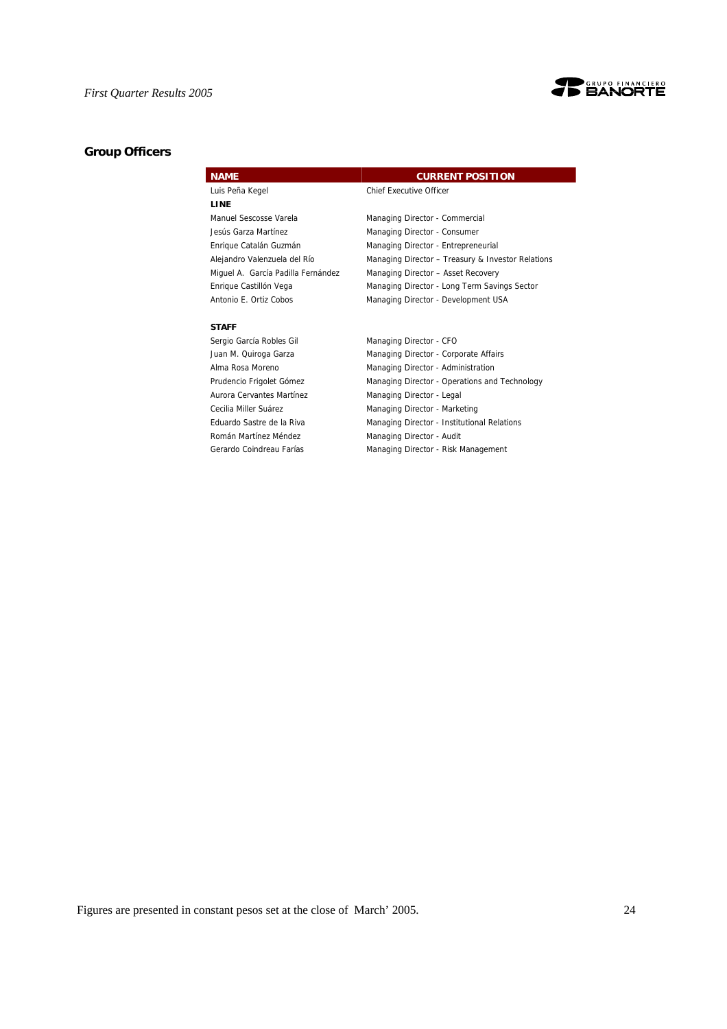## Group Officers

| NAME | CURRENT POSITION |
|---|---|
| Luis Peña Kegel | Chief Executive Officer |
| **LINE** | |
| Manuel Sescosse Varela | Managing Director - Commercial |
| Jesús Garza Martínez | Managing Director - Consumer |
| Enrique Catalán Guzmán | Managing Director - Entrepreneurial |
| Alejandro Valenzuela del Río | Managing Director – Treasury & Investor Relations |
| Miguel A. García Padilla Fernández | Managing Director – Asset Recovery |
| Enrique Castillón Vega | Managing Director - Long Term Savings Sector |
| Antonio E. Ortiz Cobos | Managing Director - Development USA |
| **STAFF** | |
| Sergio García Robles Gil | Managing Director - CFO |
| Juan M. Quiroga Garza | Managing Director - Corporate Affairs |
| Alma Rosa Moreno | Managing Director - Administration |
| Prudencio Frigolet Gómez | Managing Director - Operations and Technology |
| Aurora Cervantes Martínez | Managing Director - Legal |
| Cecilia Miller Suárez | Managing Director - Marketing |
| Eduardo Sastre de la Riva | Managing Director - Institutional Relations |
| Román Martínez Méndez | Managing Director - Audit |
| Gerardo Coindreau Farías | Managing Director - Risk Management |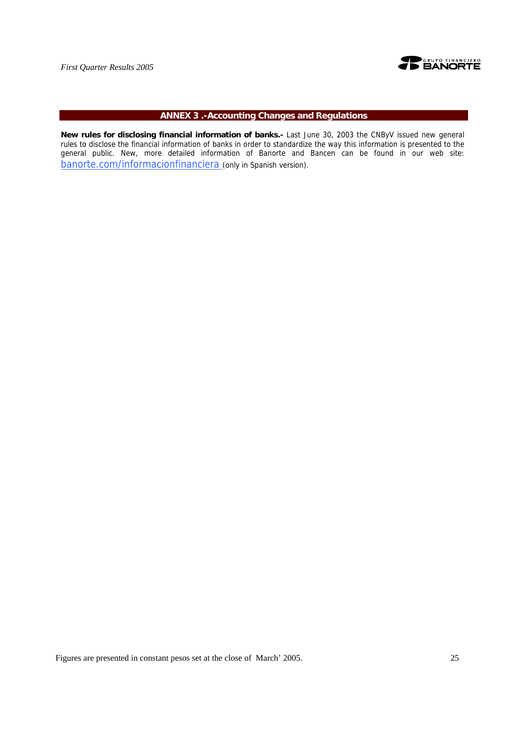## ANNEX 3 .-Accounting Changes and Regulations

**New rules for disclosing financial information of banks.-** Last June 30, 2003 the CNByV issued new general rules to disclose the financial information of banks in order to standardize the way this information is presented to the general public. New, more detailed information of Banorte and Bancen can be found in our web site: banorte.com/informacionfinanciera (only in Spanish version).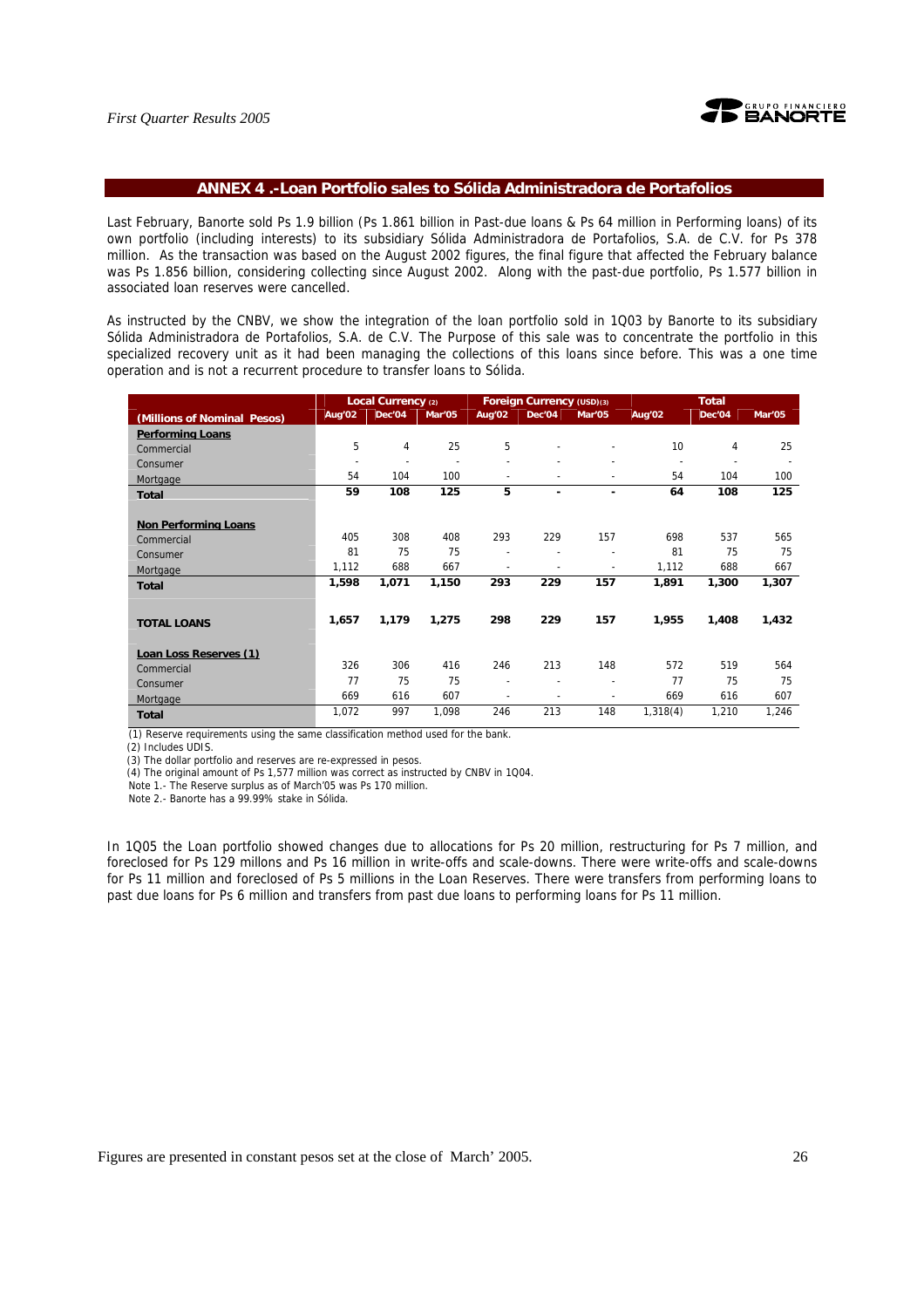## ANNEX 4 .-Loan Portfolio sales to Sólida Administradora de Portafolios

Last February, Banorte sold Ps 1.9 billion (Ps 1.861 billion in Past-due loans & Ps 64 million in Performing loans) of its own portfolio (including interests) to its subsidiary Sólida Administradora de Portafolios, S.A. de C.V. for Ps 378 million. As the transaction was based on the August 2002 figures, the final figure that affected the February balance was Ps 1.856 billion, considering collecting since August 2002. Along with the past-due portfolio, Ps 1.577 billion in associated loan reserves were cancelled.

As instructed by the CNBV, we show the integration of the loan portfolio sold in 1Q03 by Banorte to its subsidiary Sólida Administradora de Portafolios, S.A. de C.V. The Purpose of this sale was to concentrate the portfolio in this specialized recovery unit as it had been managing the collections of this loans since before. This was a one time operation and is not a recurrent procedure to transfer loans to Sólida.

| | Local Currency (2) | | | Foreign Currency (USD)(3) | | | Total | | |
|---|---|---|---|---|---|---|---|---|---|
| (Millions of Nominal Pesos) | Aug'02 | Dec'04 | Mar'05 | Aug'02 | Dec'04 | Mar'05 | Aug'02 | Dec'04 | Mar'05 |
| **Performing Loans** | | | | | | | | | |
| Commercial | 5 | 4 | 25 | 5 | - | - | 10 | 4 | 25 |
| Consumer | - | - | - | - | - | - | - | - | - |
| Mortgage | 54 | 104 | 100 | - | - | - | 54 | 104 | 100 |
| **Total** | **59** | **108** | **125** | **5** | **-** | **-** | **64** | **108** | **125** |
| **Non Performing Loans** | | | | | | | | | |
| Commercial | 405 | 308 | 408 | 293 | 229 | 157 | 698 | 537 | 565 |
| Consumer | 81 | 75 | 75 | - | - | - | 81 | 75 | 75 |
| Mortgage | 1,112 | 688 | 667 | - | - | - | 1,112 | 688 | 667 |
| **Total** | **1,598** | **1,071** | **1,150** | **293** | **229** | **157** | **1,891** | **1,300** | **1,307** |
| **TOTAL LOANS** | **1,657** | **1,179** | **1,275** | **298** | **229** | **157** | **1,955** | **1,408** | **1,432** |
| **Loan Loss Reserves (1)** | | | | | | | | | |
| Commercial | 326 | 306 | 416 | 246 | 213 | 148 | 572 | 519 | 564 |
| Consumer | 77 | 75 | 75 | - | - | - | 77 | 75 | 75 |
| Mortgage | 669 | 616 | 607 | - | - | - | 669 | 616 | 607 |
| **Total** | 1,072 | 997 | 1,098 | 246 | 213 | 148 | 1,318(4) | 1,210 | 1,246 |

(1) Reserve requirements using the same classification method used for the bank.
(2) Includes UDIS.
(3) The dollar portfolio and reserves are re-expressed in pesos.
(4) The original amount of Ps 1,577 million was correct as instructed by CNBV in 1Q04.
Note 1.- The Reserve surplus as of March'05 was Ps 170 million.
Note 2.- Banorte has a 99.99% stake in Sólida.

In 1Q05 the Loan portfolio showed changes due to allocations for Ps 20 million, restructuring for Ps 7 million, and foreclosed for Ps 129 millons and Ps 16 million in write-offs and scale-downs. There were write-offs and scale-downs for Ps 11 million and foreclosed of Ps 5 millions in the Loan Reserves. There were transfers from performing loans to past due loans for Ps 6 million and transfers from past due loans to performing loans for Ps 11 million.

Figures are presented in constant pesos set at the close of March' 2005.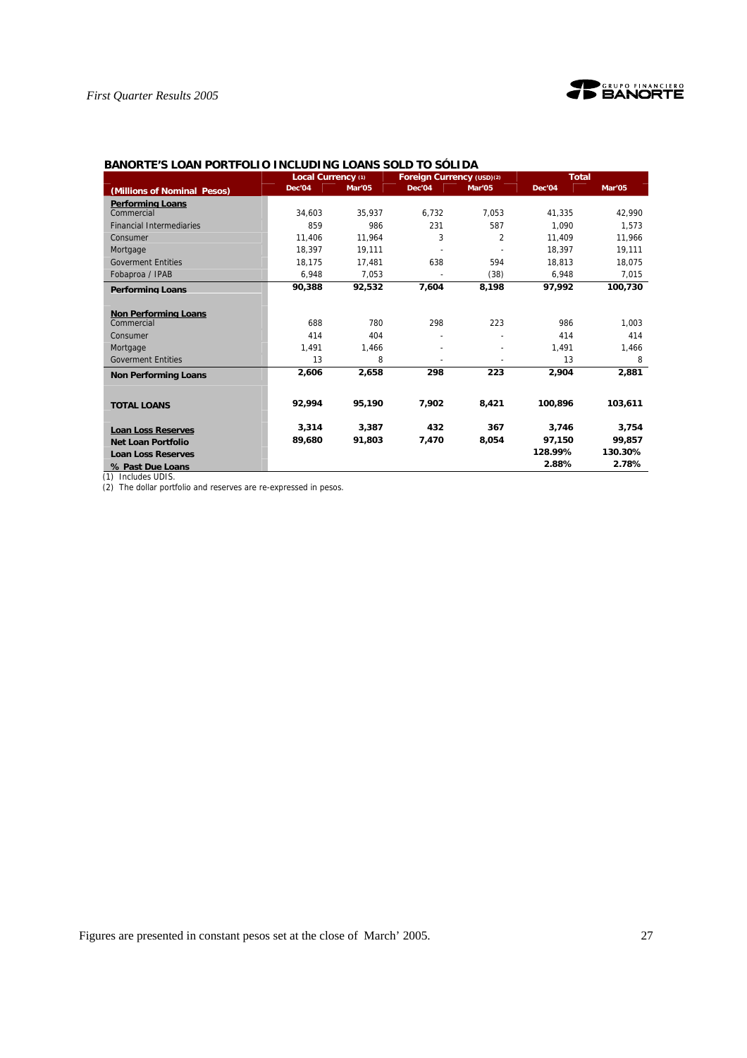## BANORTE'S LOAN PORTFOLIO INCLUDING LOANS SOLD TO SÓLIDA

| (Millions of Nominal Pesos) | Local Currency (1) | | Foreign Currency (USD)(2) | | Total | |
|---|---|---|---|---|---|---|
| | Dec'04 | Mar'05 | Dec'04 | Mar'05 | Dec'04 | Mar'05 |
| **Performing Loans** | | | | | | |
| Commercial | 34,603 | 35,937 | 6,732 | 7,053 | 41,335 | 42,990 |
| Financial Intermediaries | 859 | 986 | 231 | 587 | 1,090 | 1,573 |
| Consumer | 11,406 | 11,964 | 3 | 2 | 11,409 | 11,966 |
| Mortgage | 18,397 | 19,111 | - | - | 18,397 | 19,111 |
| Goverment Entities | 18,175 | 17,481 | 638 | 594 | 18,813 | 18,075 |
| Fobaproa / IPAB | 6,948 | 7,053 | - | (38) | 6,948 | 7,015 |
| **Performing Loans** | **90,388** | **92,532** | **7,604** | **8,198** | **97,992** | **100,730** |
| **Non Performing Loans** | | | | | | |
| Commercial | 688 | 780 | 298 | 223 | 986 | 1,003 |
| Consumer | 414 | 404 | - | - | 414 | 414 |
| Mortgage | 1,491 | 1,466 | - | - | 1,491 | 1,466 |
| Goverment Entities | 13 | 8 | - | - | 13 | 8 |
| **Non Performing Loans** | **2,606** | **2,658** | **298** | **223** | **2,904** | **2,881** |
| **TOTAL LOANS** | **92,994** | **95,190** | **7,902** | **8,421** | **100,896** | **103,611** |
| **Loan Loss Reserves** | **3,314** | **3,387** | **432** | **367** | **3,746** | **3,754** |
| **Net Loan Portfolio** | **89,680** | **91,803** | **7,470** | **8,054** | **97,150** | **99,857** |
| **Loan Loss Reserves** | | | | | **128.99%** | **130.30%** |
| **% Past Due Loans** | | | | | **2.88%** | **2.78%** |

(1) Includes UDIS.

(2) The dollar portfolio and reserves are re-expressed in pesos.

Figures are presented in constant pesos set at the close of March' 2005.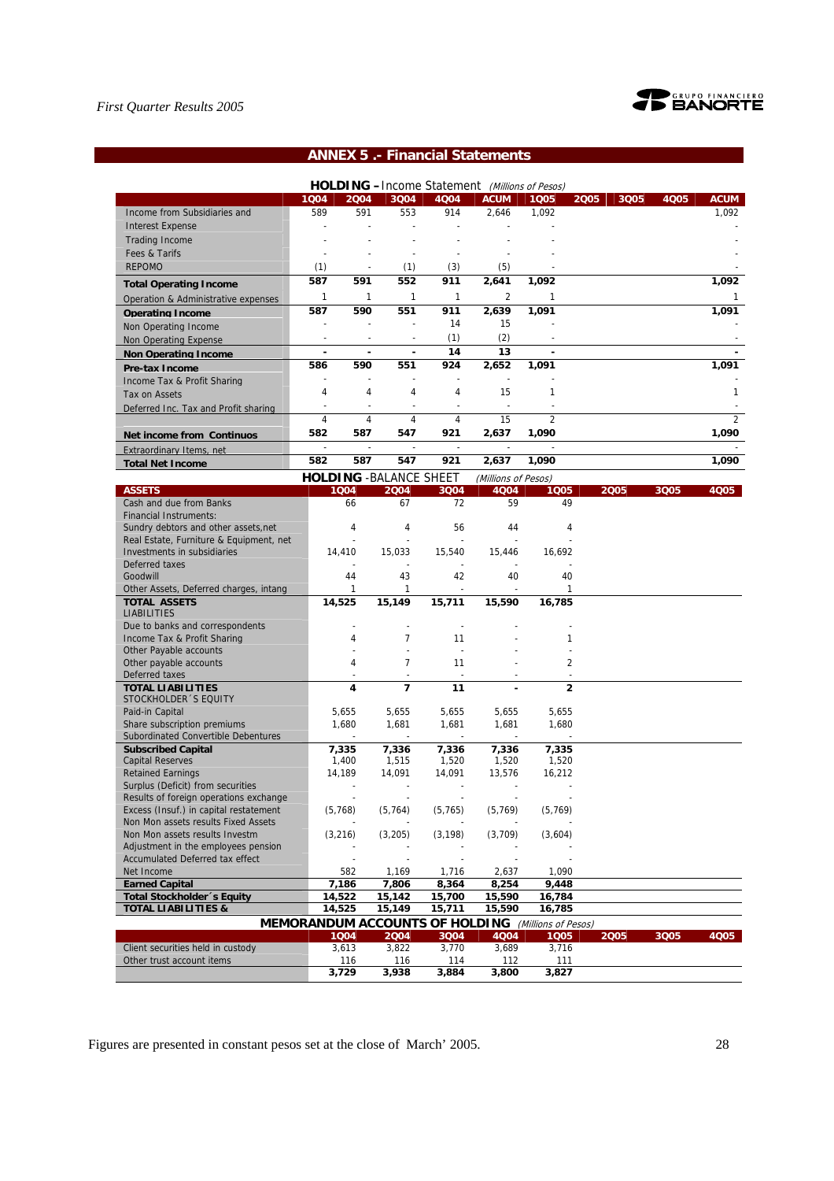## ANNEX 5 .- Financial Statements

**HOLDING – Income Statement** *(Millions of Pesos)*

| | 1Q04 | 2Q04 | 3Q04 | 4Q04 | ACUM | 1Q05 | 2Q05 | 3Q05 | 4Q05 | ACUM |
|---|---|---|---|---|---|---|---|---|---|---|
| Income from Subsidiaries and | 589 | 591 | 553 | 914 | 2,646 | 1,092 | | | | 1,092 |
| Interest Expense | - | - | - | - | - | - | | | | - |
| Trading Income | - | - | - | - | - | - | | | | - |
| Fees & Tarifs | - | - | - | - | - | - | | | | - |
| REPOMO | (1) | - | (1) | (3) | (5) | - | | | | - |
| **Total Operating Income** | **587** | **591** | **552** | **911** | **2,641** | **1,092** | | | | **1,092** |
| Operation & Administrative expenses | 1 | 1 | 1 | 1 | 2 | 1 | | | | 1 |
| **Operating Income** | **587** | **590** | **551** | **911** | **2,639** | **1,091** | | | | **1,091** |
| Non Operating Income | - | - | - | 14 | 15 | - | | | | - |
| Non Operating Expense | - | - | - | (1) | (2) | - | | | | - |
| **Non Operating Income** | **-** | **-** | **-** | **14** | **13** | **-** | | | | **-** |
| **Pre-tax Income** | **586** | **590** | **551** | **924** | **2,652** | **1,091** | | | | **1,091** |
| Income Tax & Profit Sharing | - | - | - | - | - | - | | | | - |
| Tax on Assets | 4 | 4 | 4 | 4 | 15 | 1 | | | | 1 |
| Deferred Inc. Tax and Profit sharing | - | - | - | - | - | - | | | | - |
| | 4 | 4 | 4 | 4 | 15 | 2 | | | | 2 |
| **Net income from Continuos** | **582** | **587** | **547** | **921** | **2,637** | **1,090** | | | | **1,090** |
| Extraordinary Items, net | - | - | - | - | - | - | | | | - |
| **Total Net Income** | **582** | **587** | **547** | **921** | **2,637** | **1,090** | | | | **1,090** |

**HOLDING - BALANCE SHEET** *(Millions of Pesos)*

| ASSETS | 1Q04 | 2Q04 | 3Q04 | 4Q04 | 1Q05 | 2Q05 | 3Q05 | 4Q05 |
|---|---|---|---|---|---|---|---|---|
| Cash and due from Banks | 66 | 67 | 72 | 59 | 49 | | | |
| Financial Instruments: | | | | | | | | |
| Sundry debtors and other assets,net | 4 | 4 | 56 | 44 | 4 | | | |
| Real Estate, Furniture & Equipment, net | - | - | - | - | - | | | |
| Investments in subsidiaries | 14,410 | 15,033 | 15,540 | 15,446 | 16,692 | | | |
| Deferred taxes | - | - | - | - | - | | | |
| Goodwill | 44 | 43 | 42 | 40 | 40 | | | |
| Other Assets, Deferred charges, intang | 1 | 1 | - | - | 1 | | | |
| **TOTAL ASSETS** | **14,525** | **15,149** | **15,711** | **15,590** | **16,785** | | | |
| LIABILITIES | | | | | | | | |
| Due to banks and correspondents | - | - | - | - | - | | | |
| Income Tax & Profit Sharing | 4 | 7 | 11 | - | 1 | | | |
| Other Payable accounts | - | - | - | - | - | | | |
| Other payable accounts | 4 | 7 | 11 | - | 2 | | | |
| Deferred taxes | - | - | - | - | - | | | |
| **TOTAL LIABILITIES** | **4** | **7** | **11** | **-** | **2** | | | |
| STOCKHOLDER´S EQUITY | | | | | | | | |
| Paid-in Capital | 5,655 | 5,655 | 5,655 | 5,655 | 5,655 | | | |
| Share subscription premiums | 1,680 | 1,681 | 1,681 | 1,681 | 1,680 | | | |
| Subordinated Convertible Debentures | - | - | - | - | - | | | |
| **Subscribed Capital** | **7,335** | **7,336** | **7,336** | **7,336** | **7,335** | | | |
| Capital Reserves | 1,400 | 1,515 | 1,520 | 1,520 | 1,520 | | | |
| Retained Earnings | 14,189 | 14,091 | 14,091 | 13,576 | 16,212 | | | |
| Surplus (Deficit) from securities | - | - | - | - | - | | | |
| Results of foreign operations exchange | - | - | - | - | - | | | |
| Excess (Insuf.) in capital restatement | (5,768) | (5,764) | (5,765) | (5,769) | (5,769) | | | |
| Non Mon assets results Fixed Assets | - | - | - | - | - | | | |
| Non Mon assets results Investm | (3,216) | (3,205) | (3,198) | (3,709) | (3,604) | | | |
| Adjustment in the employees pension | - | - | - | - | - | | | |
| Accumulated Deferred tax effect | - | - | - | - | - | | | |
| Net Income | 582 | 1,169 | 1,716 | 2,637 | 1,090 | | | |
| **Earned Capital** | **7,186** | **7,806** | **8,364** | **8,254** | **9,448** | | | |
| **Total Stockholder´s Equity** | **14,522** | **15,142** | **15,700** | **15,590** | **16,784** | | | |
| **TOTAL LIABILITIES &** | **14,525** | **15,149** | **15,711** | **15,590** | **16,785** | | | |

**MEMORANDUM ACCOUNTS OF HOLDING** *(Millions of Pesos)*

| | 1Q04 | 2Q04 | 3Q04 | 4Q04 | 1Q05 | 2Q05 | 3Q05 | 4Q05 |
|---|---|---|---|---|---|---|---|---|
| Client securities held in custody | 3,613 | 3,822 | 3,770 | 3,689 | 3,716 | | | |
| Other trust account items | 116 | 116 | 114 | 112 | 111 | | | |
| | **3,729** | **3,938** | **3,884** | **3,800** | **3,827** | | | |

Figures are presented in constant pesos set at the close of March' 2005.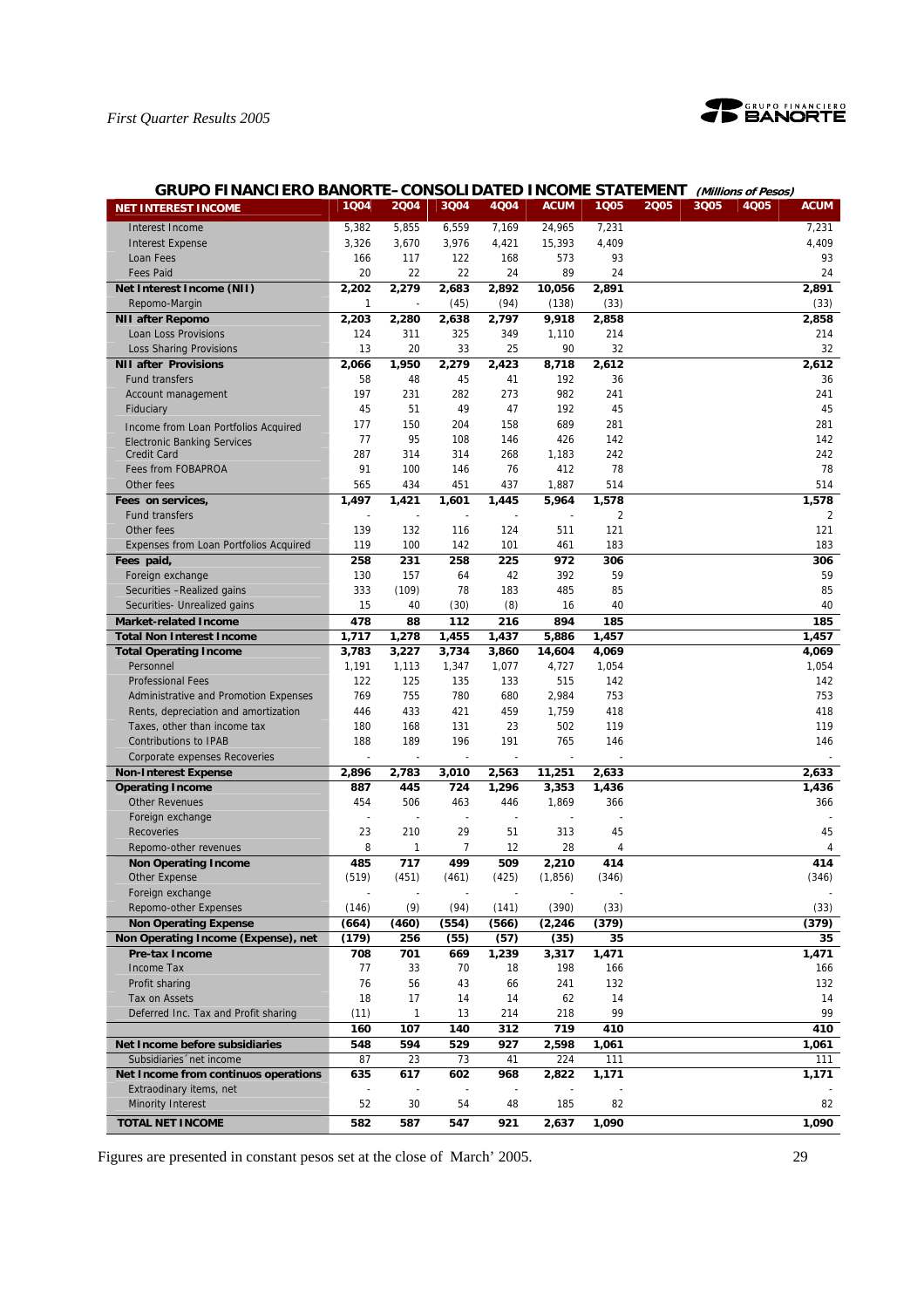## GRUPO FINANCIERO BANORTE–CONSOLIDATED INCOME STATEMENT *(Millions of Pesos)*

| NET INTEREST INCOME | 1Q04 | 2Q04 | 3Q04 | 4Q04 | ACUM | 1Q05 | 2Q05 | 3Q05 | 4Q05 | ACUM |
|---|---|---|---|---|---|---|---|---|---|---|
| Interest Income | 5,382 | 5,855 | 6,559 | 7,169 | 24,965 | 7,231 | | | | 7,231 |
| Interest Expense | 3,326 | 3,670 | 3,976 | 4,421 | 15,393 | 4,409 | | | | 4,409 |
| Loan Fees | 166 | 117 | 122 | 168 | 573 | 93 | | | | 93 |
| Fees Paid | 20 | 22 | 22 | 24 | 89 | 24 | | | | 24 |
| **Net Interest Income (NII)** | **2,202** | **2,279** | **2,683** | **2,892** | **10,056** | **2,891** | | | | **2,891** |
| Repomo-Margin | 1 | - | (45) | (94) | (138) | (33) | | | | (33) |
| **NII after Repomo** | **2,203** | **2,280** | **2,638** | **2,797** | **9,918** | **2,858** | | | | **2,858** |
| Loan Loss Provisions | 124 | 311 | 325 | 349 | 1,110 | 214 | | | | 214 |
| Loss Sharing Provisions | 13 | 20 | 33 | 25 | 90 | 32 | | | | 32 |
| **NII after Provisions** | **2,066** | **1,950** | **2,279** | **2,423** | **8,718** | **2,612** | | | | **2,612** |
| Fund transfers | 58 | 48 | 45 | 41 | 192 | 36 | | | | 36 |
| Account management | 197 | 231 | 282 | 273 | 982 | 241 | | | | 241 |
| Fiduciary | 45 | 51 | 49 | 47 | 192 | 45 | | | | 45 |
| Income from Loan Portfolios Acquired | 177 | 150 | 204 | 158 | 689 | 281 | | | | 281 |
| Electronic Banking Services | 77 | 95 | 108 | 146 | 426 | 142 | | | | 142 |
| Credit Card | 287 | 314 | 314 | 268 | 1,183 | 242 | | | | 242 |
| Fees from FOBAPROA | 91 | 100 | 146 | 76 | 412 | 78 | | | | 78 |
| Other fees | 565 | 434 | 451 | 437 | 1,887 | 514 | | | | 514 |
| **Fees on services,** | **1,497** | **1,421** | **1,601** | **1,445** | **5,964** | **1,578** | | | | **1,578** |
| Fund transfers | - | - | - | - | - | 2 | | | | 2 |
| Other fees | 139 | 132 | 116 | 124 | 511 | 121 | | | | 121 |
| Expenses from Loan Portfolios Acquired | 119 | 100 | 142 | 101 | 461 | 183 | | | | 183 |
| **Fees paid,** | **258** | **231** | **258** | **225** | **972** | **306** | | | | **306** |
| Foreign exchange | 130 | 157 | 64 | 42 | 392 | 59 | | | | 59 |
| Securities –Realized gains | 333 | (109) | 78 | 183 | 485 | 85 | | | | 85 |
| Securities- Unrealized gains | 15 | 40 | (30) | (8) | 16 | 40 | | | | 40 |
| **Market-related Income** | **478** | **88** | **112** | **216** | **894** | **185** | | | | **185** |
| **Total Non Interest Income** | **1,717** | **1,278** | **1,455** | **1,437** | **5,886** | **1,457** | | | | **1,457** |
| **Total Operating Income** | **3,783** | **3,227** | **3,734** | **3,860** | **14,604** | **4,069** | | | | **4,069** |
| Personnel | 1,191 | 1,113 | 1,347 | 1,077 | 4,727 | 1,054 | | | | 1,054 |
| Professional Fees | 122 | 125 | 135 | 133 | 515 | 142 | | | | 142 |
| Administrative and Promotion Expenses | 769 | 755 | 780 | 680 | 2,984 | 753 | | | | 753 |
| Rents, depreciation and amortization | 446 | 433 | 421 | 459 | 1,759 | 418 | | | | 418 |
| Taxes, other than income tax | 180 | 168 | 131 | 23 | 502 | 119 | | | | 119 |
| Contributions to IPAB | 188 | 189 | 196 | 191 | 765 | 146 | | | | 146 |
| Corporate expenses Recoveries | - | - | - | - | - | - | | | | - |
| **Non-Interest Expense** | **2,896** | **2,783** | **3,010** | **2,563** | **11,251** | **2,633** | | | | **2,633** |
| **Operating Income** | **887** | **445** | **724** | **1,296** | **3,353** | **1,436** | | | | **1,436** |
| Other Revenues | 454 | 506 | 463 | 446 | 1,869 | 366 | | | | 366 |
| Foreign exchange | - | - | - | - | - | - | | | | - |
| Recoveries | 23 | 210 | 29 | 51 | 313 | 45 | | | | 45 |
| Repomo-other revenues | 8 | 1 | 7 | 12 | 28 | 4 | | | | 4 |
| **Non Operating Income** | **485** | **717** | **499** | **509** | **2,210** | **414** | | | | **414** |
| Other Expense | (519) | (451) | (461) | (425) | (1,856) | (346) | | | | (346) |
| Foreign exchange | - | - | - | - | - | - | | | | - |
| Repomo-other Expenses | (146) | (9) | (94) | (141) | (390) | (33) | | | | (33) |
| **Non Operating Expense** | **(664)** | **(460)** | **(554)** | **(566)** | **(2,246** | **(379)** | | | | **(379)** |
| **Non Operating Income (Expense), net** | **(179)** | **256** | **(55)** | **(57)** | **(35)** | **35** | | | | **35** |
| **Pre-tax Income** | **708** | **701** | **669** | **1,239** | **3,317** | **1,471** | | | | **1,471** |
| Income Tax | 77 | 33 | 70 | 18 | 198 | 166 | | | | 166 |
| Profit sharing | 76 | 56 | 43 | 66 | 241 | 132 | | | | 132 |
| Tax on Assets | 18 | 17 | 14 | 14 | 62 | 14 | | | | 14 |
| Deferred Inc. Tax and Profit sharing | (11) | 1 | 13 | 214 | 218 | 99 | | | | 99 |
| | **160** | **107** | **140** | **312** | **719** | **410** | | | | **410** |
| **Net Income before subsidiaries** | **548** | **594** | **529** | **927** | **2,598** | **1,061** | | | | **1,061** |
| Subsidiaries´net income | 87 | 23 | 73 | 41 | 224 | 111 | | | | 111 |
| **Net Income from continuos operations** | **635** | **617** | **602** | **968** | **2,822** | **1,171** | | | | **1,171** |
| Extraordinary items, net | - | - | - | - | - | - | | | | - |
| Minority Interest | 52 | 30 | 54 | 48 | 185 | 82 | | | | 82 |
| **TOTAL NET INCOME** | **582** | **587** | **547** | **921** | **2,637** | **1,090** | | | | **1,090** |

Figures are presented in constant pesos set at the close of March' 2005.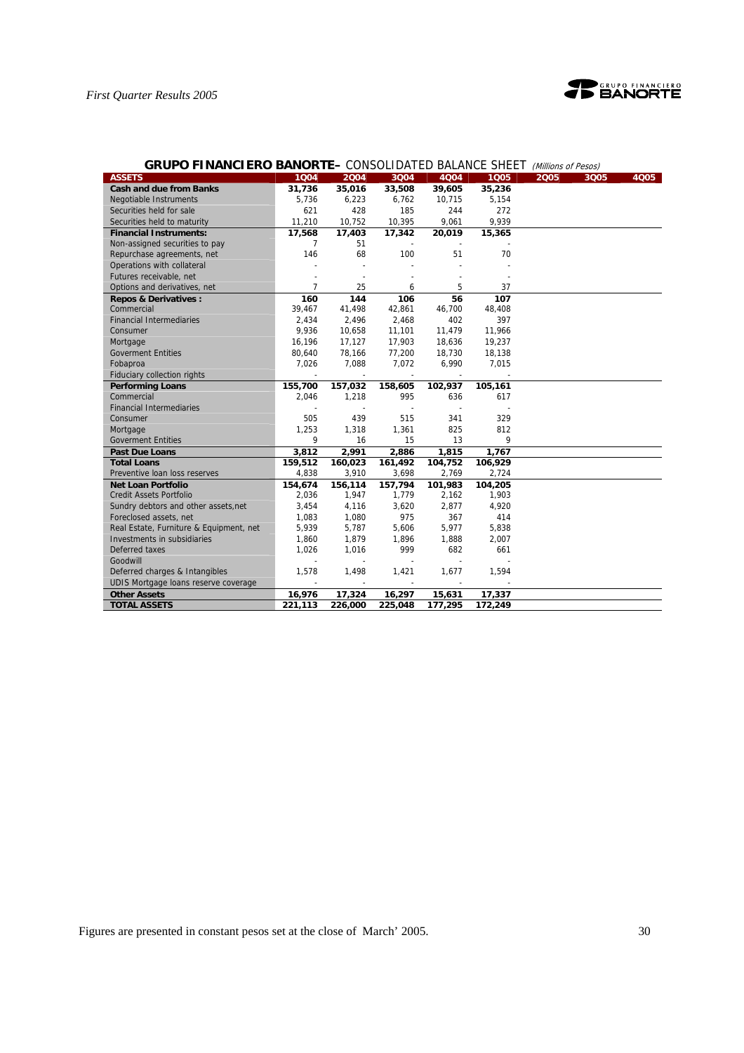## GRUPO FINANCIERO BANORTE– CONSOLIDATED BALANCE SHEET *(Millions of Pesos)*

| ASSETS | 1Q04 | 2Q04 | 3Q04 | 4Q04 | 1Q05 | 2Q05 | 3Q05 | 4Q05 |
|---|---|---|---|---|---|---|---|---|
| **Cash and due from Banks** | **31,736** | **35,016** | **33,508** | **39,605** | **35,236** | | | |
| Negotiable Instruments | 5,736 | 6,223 | 6,762 | 10,715 | 5,154 | | | |
| Securities held for sale | 621 | 428 | 185 | 244 | 272 | | | |
| Securities held to maturity | 11,210 | 10,752 | 10,395 | 9,061 | 9,939 | | | |
| **Financial Instruments:** | **17,568** | **17,403** | **17,342** | **20,019** | **15,365** | | | |
| Non-assigned securities to pay | 7 | 51 | - | - | - | | | |
| Repurchase agreements, net | 146 | 68 | 100 | 51 | 70 | | | |
| Operations with collateral | - | - | - | - | - | | | |
| Futures receivable, net | - | - | - | - | - | | | |
| Options and derivatives, net | 7 | 25 | 6 | 5 | 37 | | | |
| **Repos & Derivatives :** | **160** | **144** | **106** | **56** | **107** | | | |
| Commercial | 39,467 | 41,498 | 42,861 | 46,700 | 48,408 | | | |
| Financial Intermediaries | 2,434 | 2,496 | 2,468 | 402 | 397 | | | |
| Consumer | 9,936 | 10,658 | 11,101 | 11,479 | 11,966 | | | |
| Mortgage | 16,196 | 17,127 | 17,903 | 18,636 | 19,237 | | | |
| Goverment Entities | 80,640 | 78,166 | 77,200 | 18,730 | 18,138 | | | |
| Fobaproa | 7,026 | 7,088 | 7,072 | 6,990 | 7,015 | | | |
| Fiduciary collection rights | - | - | - | - | - | | | |
| **Performing Loans** | **155,700** | **157,032** | **158,605** | **102,937** | **105,161** | | | |
| Commercial | 2,046 | 1,218 | 995 | 636 | 617 | | | |
| Financial Intermediaries | - | - | - | - | - | | | |
| Consumer | 505 | 439 | 515 | 341 | 329 | | | |
| Mortgage | 1,253 | 1,318 | 1,361 | 825 | 812 | | | |
| Goverment Entities | 9 | 16 | 15 | 13 | 9 | | | |
| **Past Due Loans** | **3,812** | **2,991** | **2,886** | **1,815** | **1,767** | | | |
| **Total Loans** | **159,512** | **160,023** | **161,492** | **104,752** | **106,929** | | | |
| Preventive loan loss reserves | 4,838 | 3,910 | 3,698 | 2,769 | 2,724 | | | |
| **Net Loan Portfolio** | **154,674** | **156,114** | **157,794** | **101,983** | **104,205** | | | |
| Credit Assets Portfolio | 2,036 | 1,947 | 1,779 | 2,162 | 1,903 | | | |
| Sundry debtors and other assets,net | 3,454 | 4,116 | 3,620 | 2,877 | 4,920 | | | |
| Foreclosed assets, net | 1,083 | 1,080 | 975 | 367 | 414 | | | |
| Real Estate, Furniture & Equipment, net | 5,939 | 5,787 | 5,606 | 5,977 | 5,838 | | | |
| Investments in subsidiaries | 1,860 | 1,879 | 1,896 | 1,888 | 2,007 | | | |
| Deferred taxes | 1,026 | 1,016 | 999 | 682 | 661 | | | |
| Goodwill | - | - | - | - | - | | | |
| Deferred charges & Intangibles | 1,578 | 1,498 | 1,421 | 1,677 | 1,594 | | | |
| UDIS Mortgage loans reserve coverage | - | - | - | - | - | | | |
| **Other Assets** | **16,976** | **17,324** | **16,297** | **15,631** | **17,337** | | | |
| **TOTAL ASSETS** | **221,113** | **226,000** | **225,048** | **177,295** | **172,249** | | | |

Figures are presented in constant pesos set at the close of March' 2005.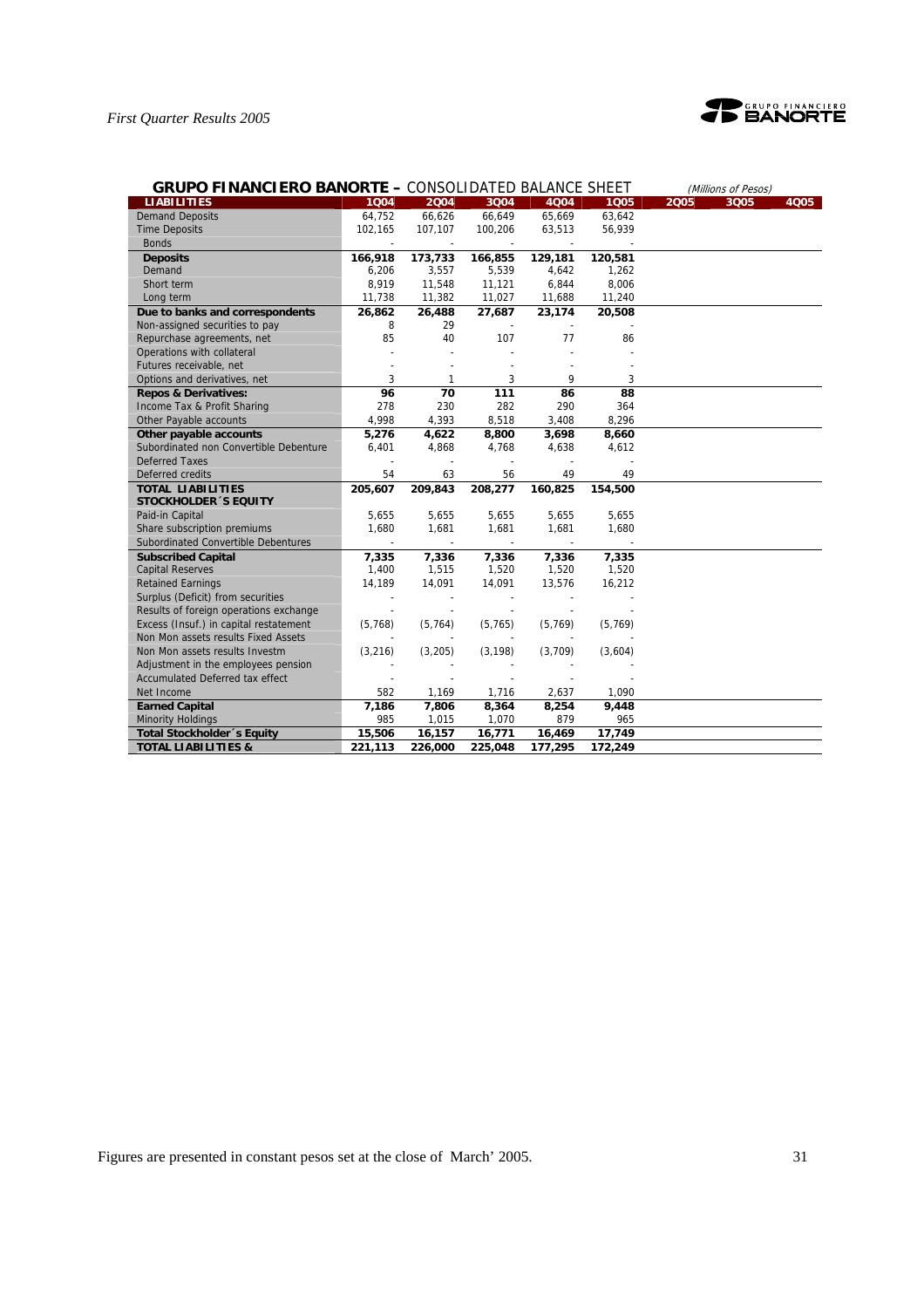## GRUPO FINANCIERO BANORTE – CONSOLIDATED BALANCE SHEET

*(Millions of Pesos)*

| LIABILITIES | 1Q04 | 2Q04 | 3Q04 | 4Q04 | 1Q05 | 2Q05 | 3Q05 | 4Q05 |
|---|---|---|---|---|---|---|---|---|
| Demand Deposits | 64,752 | 66,626 | 66,649 | 65,669 | 63,642 | | | |
| Time Deposits | 102,165 | 107,107 | 100,206 | 63,513 | 56,939 | | | |
| Bonds | - | - | - | - | - | | | |
| **Deposits** | **166,918** | **173,733** | **166,855** | **129,181** | **120,581** | | | |
| Demand | 6,206 | 3,557 | 5,539 | 4,642 | 1,262 | | | |
| Short term | 8,919 | 11,548 | 11,121 | 6,844 | 8,006 | | | |
| Long term | 11,738 | 11,382 | 11,027 | 11,688 | 11,240 | | | |
| **Due to banks and correspondents** | **26,862** | **26,488** | **27,687** | **23,174** | **20,508** | | | |
| Non-assigned securities to pay | 8 | 29 | - | - | - | | | |
| Repurchase agreements, net | 85 | 40 | 107 | 77 | 86 | | | |
| Operations with collateral | - | - | - | - | - | | | |
| Futures receivable, net | - | - | - | - | - | | | |
| Options and derivatives, net | 3 | 1 | 3 | 9 | 3 | | | |
| **Repos & Derivatives:** | **96** | **70** | **111** | **86** | **88** | | | |
| Income Tax & Profit Sharing | 278 | 230 | 282 | 290 | 364 | | | |
| Other Payable accounts | 4,998 | 4,393 | 8,518 | 3,408 | 8,296 | | | |
| **Other payable accounts** | **5,276** | **4,622** | **8,800** | **3,698** | **8,660** | | | |
| Subordinated non Convertible Debenture | 6,401 | 4,868 | 4,768 | 4,638 | 4,612 | | | |
| Deferred Taxes | - | - | - | - | - | | | |
| Deferred credits | 54 | 63 | 56 | 49 | 49 | | | |
| **TOTAL LIABILITIES** | **205,607** | **209,843** | **208,277** | **160,825** | **154,500** | | | |
| **STOCKHOLDER´S EQUITY** | | | | | | | | |
| Paid-in Capital | 5,655 | 5,655 | 5,655 | 5,655 | 5,655 | | | |
| Share subscription premiums | 1,680 | 1,681 | 1,681 | 1,681 | 1,680 | | | |
| Subordinated Convertible Debentures | - | - | - | - | - | | | |
| **Subscribed Capital** | **7,335** | **7,336** | **7,336** | **7,336** | **7,335** | | | |
| Capital Reserves | 1,400 | 1,515 | 1,520 | 1,520 | 1,520 | | | |
| Retained Earnings | 14,189 | 14,091 | 14,091 | 13,576 | 16,212 | | | |
| Surplus (Deficit) from securities | - | - | - | - | - | | | |
| Results of foreign operations exchange | - | - | - | - | - | | | |
| Excess (Insuf.) in capital restatement | (5,768) | (5,764) | (5,765) | (5,769) | (5,769) | | | |
| Non Mon assets results Fixed Assets | - | - | - | - | - | | | |
| Non Mon assets results Investm | (3,216) | (3,205) | (3,198) | (3,709) | (3,604) | | | |
| Adjustment in the employees pension | - | - | - | - | - | | | |
| Accumulated Deferred tax effect | - | - | - | - | - | | | |
| Net Income | 582 | 1,169 | 1,716 | 2,637 | 1,090 | | | |
| **Earned Capital** | **7,186** | **7,806** | **8,364** | **8,254** | **9,448** | | | |
| Minority Holdings | 985 | 1,015 | 1,070 | 879 | 965 | | | |
| **Total Stockholder´s Equity** | **15,506** | **16,157** | **16,771** | **16,469** | **17,749** | | | |
| **TOTAL LIABILITIES &** | **221,113** | **226,000** | **225,048** | **177,295** | **172,249** | | | |

Figures are presented in constant pesos set at the close of March' 2005.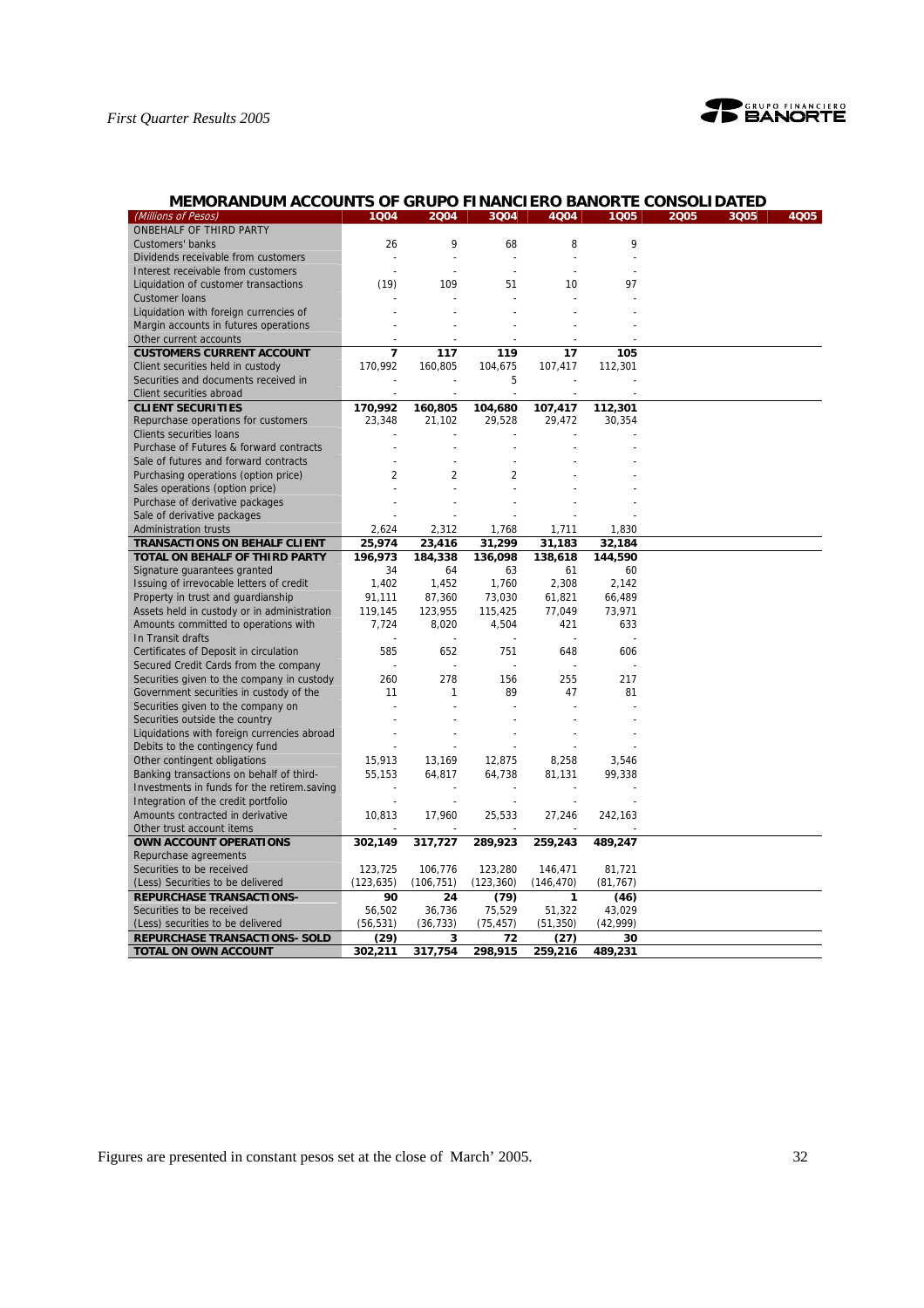## MEMORANDUM ACCOUNTS OF GRUPO FINANCIERO BANORTE CONSOLIDATED

| (Millions of Pesos) | 1Q04 | 2Q04 | 3Q04 | 4Q04 | 1Q05 | 2Q05 | 3Q05 | 4Q05 |
|---|---|---|---|---|---|---|---|---|
| ONBEHALF OF THIRD PARTY | | | | | | | | |
| Customers' banks | 26 | 9 | 68 | 8 | 9 | | | |
| Dividends receivable from customers | - | - | - | - | - | | | |
| Interest receivable from customers | - | - | - | - | - | | | |
| Liquidation of customer transactions | (19) | 109 | 51 | 10 | 97 | | | |
| Customer loans | - | - | - | - | - | | | |
| Liquidation with foreign currencies of | - | - | - | - | - | | | |
| Margin accounts in futures operations | - | - | - | - | - | | | |
| Other current accounts | - | - | - | - | - | | | |
| **CUSTOMERS CURRENT ACCOUNT** | **7** | **117** | **119** | **17** | **105** | | | |
| Client securities held in custody | 170,992 | 160,805 | 104,675 | 107,417 | 112,301 | | | |
| Securities and documents received in | - | - | 5 | - | - | | | |
| Client securities abroad | - | - | - | - | - | | | |
| **CLIENT SECURITIES** | **170,992** | **160,805** | **104,680** | **107,417** | **112,301** | | | |
| Repurchase operations for customers | 23,348 | 21,102 | 29,528 | 29,472 | 30,354 | | | |
| Clients securities loans | - | - | - | - | - | | | |
| Purchase of Futures & forward contracts | - | - | - | - | - | | | |
| Sale of futures and forward contracts | - | - | - | - | - | | | |
| Purchasing operations (option price) | 2 | 2 | 2 | - | - | | | |
| Sales operations (option price) | - | - | - | - | - | | | |
| Purchase of derivative packages | - | - | - | - | - | | | |
| Sale of derivative packages | - | - | - | - | - | | | |
| Administration trusts | 2,624 | 2,312 | 1,768 | 1,711 | 1,830 | | | |
| **TRANSACTIONS ON BEHALF CLIENT** | **25,974** | **23,416** | **31,299** | **31,183** | **32,184** | | | |
| **TOTAL ON BEHALF OF THIRD PARTY** | **196,973** | **184,338** | **136,098** | **138,618** | **144,590** | | | |
| Signature guarantees granted | 34 | 64 | 63 | 61 | 60 | | | |
| Issuing of irrevocable letters of credit | 1,402 | 1,452 | 1,760 | 2,308 | 2,142 | | | |
| Property in trust and guardianship | 91,111 | 87,360 | 73,030 | 61,821 | 66,489 | | | |
| Assets held in custody or in administration | 119,145 | 123,955 | 115,425 | 77,049 | 73,971 | | | |
| Amounts committed to operations with | 7,724 | 8,020 | 4,504 | 421 | 633 | | | |
| In Transit drafts | - | - | - | - | - | | | |
| Certificates of Deposit in circulation | 585 | 652 | 751 | 648 | 606 | | | |
| Secured Credit Cards from the company | - | - | - | - | - | | | |
| Securities given to the company in custody | 260 | 278 | 156 | 255 | 217 | | | |
| Government securities in custody of the | 11 | 1 | 89 | 47 | 81 | | | |
| Securities given to the company on | - | - | - | - | - | | | |
| Securities outside the country | - | - | - | - | - | | | |
| Liquidations with foreign currencies abroad | - | - | - | - | - | | | |
| Debits to the contingency fund | - | - | - | - | - | | | |
| Other contingent obligations | 15,913 | 13,169 | 12,875 | 8,258 | 3,546 | | | |
| Banking transactions on behalf of third- | 55,153 | 64,817 | 64,738 | 81,131 | 99,338 | | | |
| Investments in funds for the retirem.saving | - | - | - | - | - | | | |
| Integration of the credit portfolio | - | - | - | - | - | | | |
| Amounts contracted in derivative | 10,813 | 17,960 | 25,533 | 27,246 | 242,163 | | | |
| Other trust account items | - | - | - | - | - | | | |
| **OWN ACCOUNT OPERATIONS** | **302,149** | **317,727** | **289,923** | **259,243** | **489,247** | | | |
| Repurchase agreements | | | | | | | | |
| Securities to be received | 123,725 | 106,776 | 123,280 | 146,471 | 81,721 | | | |
| (Less) Securities to be delivered | (123,635) | (106,751) | (123,360) | (146,470) | (81,767) | | | |
| **REPURCHASE TRANSACTIONS-** | **90** | **24** | **(79)** | **1** | **(46)** | | | |
| Securities to be received | 56,502 | 36,736 | 75,529 | 51,322 | 43,029 | | | |
| (Less) securities to be delivered | (56,531) | (36,733) | (75,457) | (51,350) | (42,999) | | | |
| **REPURCHASE TRANSACTIONS- SOLD** | **(29)** | **3** | **72** | **(27)** | **30** | | | |
| **TOTAL ON OWN ACCOUNT** | **302,211** | **317,754** | **298,915** | **259,216** | **489,231** | | | |

Figures are presented in constant pesos set at the close of March' 2005.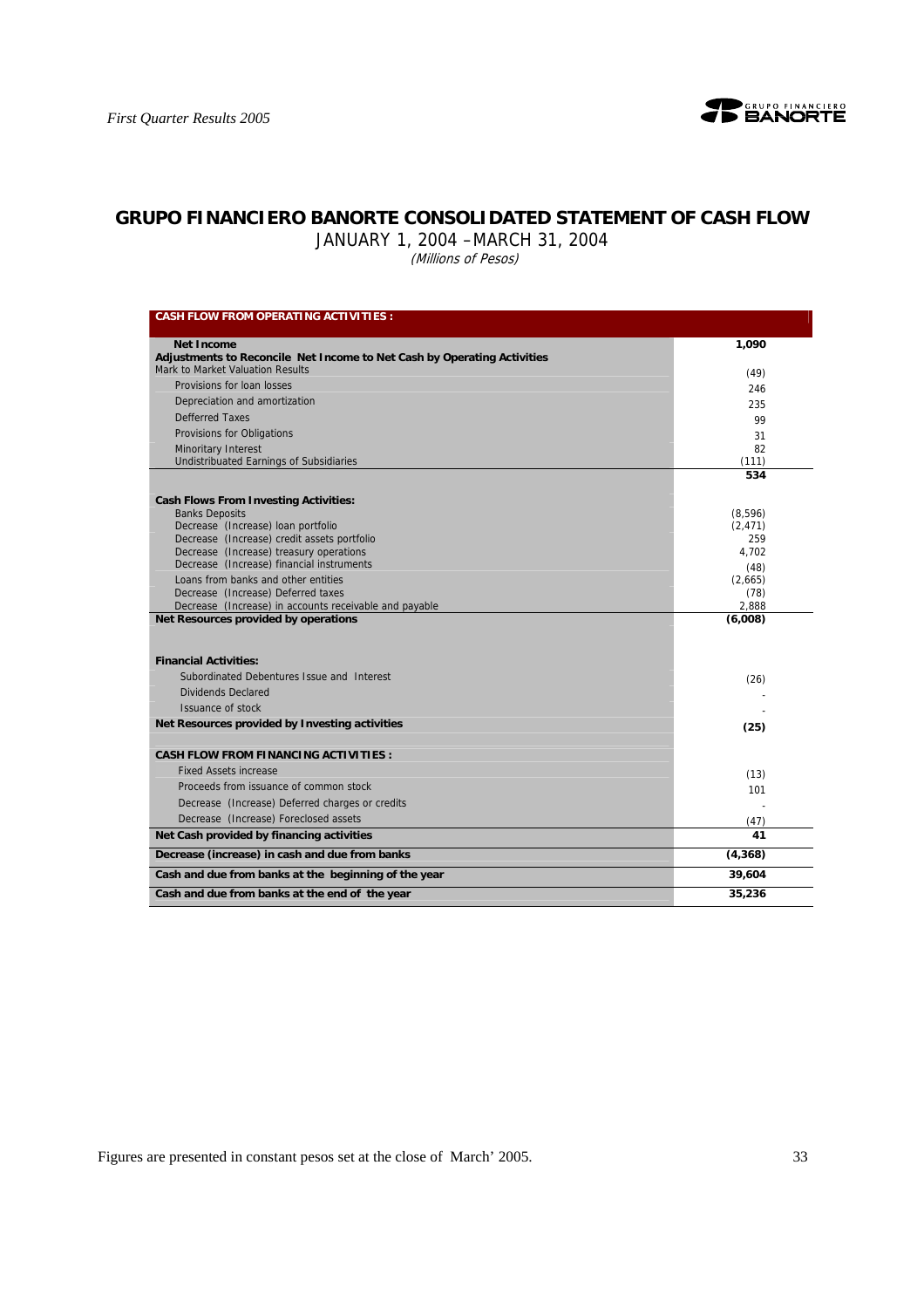# GRUPO FINANCIERO BANORTE CONSOLIDATED STATEMENT OF CASH FLOW

JANUARY 1, 2004 –MARCH 31, 2004

*(Millions of Pesos)*

| CASH FLOW FROM OPERATING ACTIVITIES : | |
|---|---|
| **Net Income** | **1,090** |
| **Adjustments to Reconcile Net Income to Net Cash by Operating Activities** | |
| Mark to Market Valuation Results | (49) |
| Provisions for loan losses | 246 |
| Depreciation and amortization | 235 |
| Defferred Taxes | 99 |
| Provisions for Obligations | 31 |
| Minoritary Interest | 82 |
| Undistribuated Earnings of Subsidiaries | (111) |
| | **534** |
| **Cash Flows From Investing Activities:** | |
| Banks Deposits | (8,596) |
| Decrease (Increase) loan portfolio | (2,471) |
| Decrease (Increase) credit assets portfolio | 259 |
| Decrease (Increase) treasury operations | 4,702 |
| Decrease (Increase) financial instruments | (48) |
| Loans from banks and other entities | (2,665) |
| Decrease (Increase) Deferred taxes | (78) |
| Decrease (Increase) in accounts receivable and payable | 2,888 |
| **Net Resources provided by operations** | **(6,008)** |
| **Financial Activities:** | |
| Subordinated Debentures Issue and Interest | (26) |
| Dividends Declared | - |
| Issuance of stock | - |
| **Net Resources provided by Investing activities** | **(25)** |
| **CASH FLOW FROM FINANCING ACTIVITIES :** | |
| Fixed Assets increase | (13) |
| Proceeds from issuance of common stock | 101 |
| Decrease (Increase) Deferred charges or credits | - |
| Decrease (Increase) Foreclosed assets | (47) |
| **Net Cash provided by financing activities** | **41** |
| **Decrease (increase) in cash and due from banks** | **(4,368)** |
| **Cash and due from banks at the beginning of the year** | **39,604** |
| **Cash and due from banks at the end of the year** | **35,236** |

Figures are presented in constant pesos set at the close of March' 2005.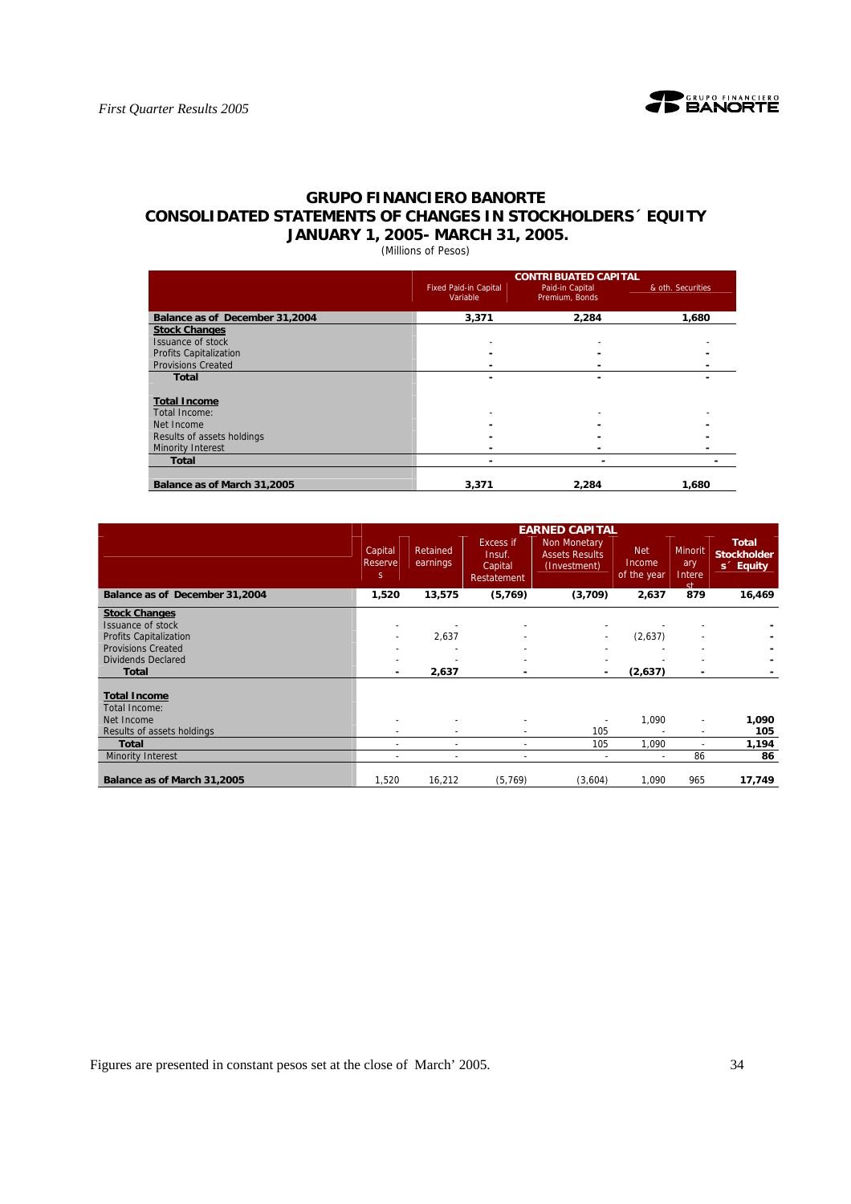## GRUPO FINANCIERO BANORTE
## CONSOLIDATED STATEMENTS OF CHANGES IN STOCKHOLDERS´ EQUITY
## JANUARY 1, 2005- MARCH 31, 2005.

(Millions of Pesos)

| | CONTRIBUATED CAPITAL | | |
|---|---|---|---|
| | Fixed Paid-in Capital Variable | Paid-in Capital Premium, Bonds | & oth. Securities |
| **Balance as of December 31,2004** | **3,371** | **2,284** | **1,680** |
| **Stock Changes** | | | |
| Issuance of stock | - | - | - |
| Profits Capitalization | - | - | - |
| Provisions Created | - | - | - |
| **Total** | - | - | - |
| **Total Income** | | | |
| Total Income: | - | - | - |
| Net Income | - | - | - |
| Results of assets holdings | - | - | - |
| Minority Interest | - | - | - |
| **Total** | - | - | - |
| **Balance as of March 31,2005** | **3,371** | **2,284** | **1,680** |

| | EARNED CAPITAL | | | | | | |
|---|---|---|---|---|---|---|---|
| | Capital Reserves | Retained earnings | Excess if Insuf. Capital Restatement | Non Monetary Assets Results (Investment) | Net Income of the year | Minoritary Interest | **Total Stockholders´ Equity** |
| **Balance as of December 31,2004** | **1,520** | **13,575** | **(5,769)** | **(3,709)** | **2,637** | **879** | **16,469** |
| **Stock Changes** | | | | | | | |
| Issuance of stock | - | - | - | - | - | - | - |
| Profits Capitalization | - | 2,637 | - | - | (2,637) | - | - |
| Provisions Created | - | - | - | - | - | - | - |
| Dividends Declared | - | - | - | - | - | - | - |
| **Total** | - | **2,637** | - | - | **(2,637)** | - | - |
| **Total Income** | | | | | | | |
| Total Income: | | | | | | | |
| Net Income | - | - | - | - | 1,090 | - | **1,090** |
| Results of assets holdings | - | - | - | 105 | - | - | **105** |
| **Total** | - | - | - | 105 | 1,090 | - | **1,194** |
| Minority Interest | - | - | - | - | - | 86 | **86** |
| **Balance as of March 31,2005** | 1,520 | 16,212 | (5,769) | (3,604) | 1,090 | 965 | **17,749** |

Figures are presented in constant pesos set at the close of March' 2005.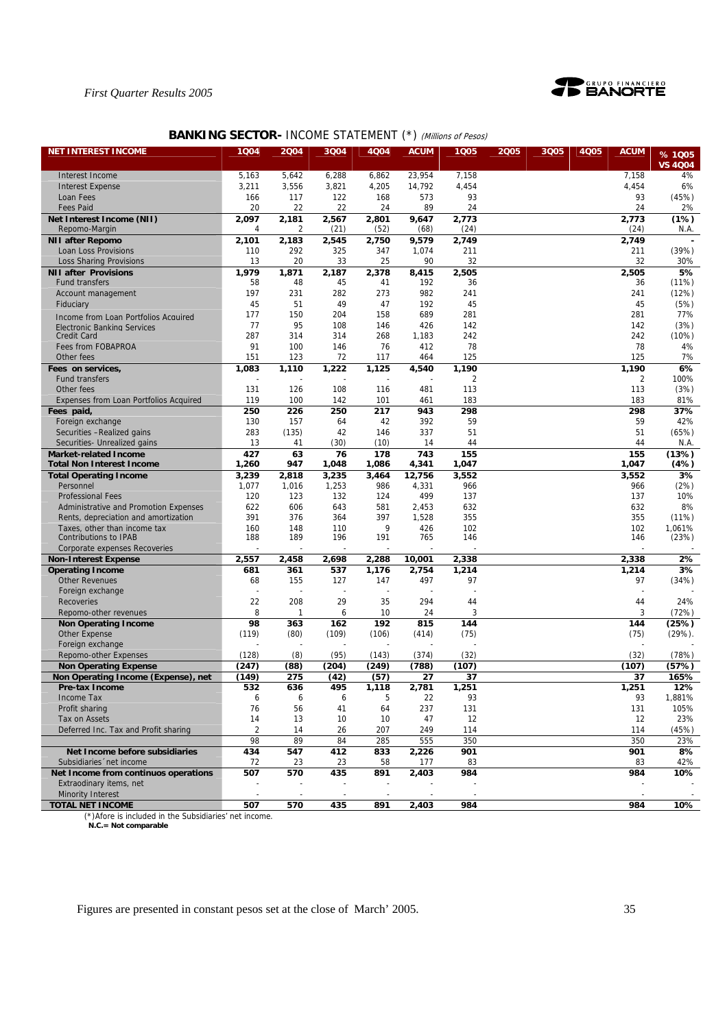## BANKING SECTOR- INCOME STATEMENT (*) *(Millions of Pesos)*

| NET INTEREST INCOME | 1Q04 | 2Q04 | 3Q04 | 4Q04 | ACUM | 1Q05 | 2Q05 | 3Q05 | 4Q05 | ACUM | % 1Q05 VS 4Q04 |
|---|---|---|---|---|---|---|---|---|---|---|---|
| Interest Income | 5,163 | 5,642 | 6,288 | 6,862 | 23,954 | 7,158 | | | | 7,158 | 4% |
| Interest Expense | 3,211 | 3,556 | 3,821 | 4,205 | 14,792 | 4,454 | | | | 4,454 | 6% |
| Loan Fees | 166 | 117 | 122 | 168 | 573 | 93 | | | | 93 | (45%) |
| Fees Paid | 20 | 22 | 22 | 24 | 89 | 24 | | | | 24 | 2% |
| **Net Interest Income (NII)** | **2,097** | **2,181** | **2,567** | **2,801** | **9,647** | **2,773** | | | | **2,773** | **(1%)** |
| Repomo-Margin | 4 | 2 | (21) | (52) | (68) | (24) | | | | (24) | N.A. |
| **NII after Repomo** | **2,101** | **2,183** | **2,545** | **2,750** | **9,579** | **2,749** | | | | **2,749** | **-** |
| Loan Loss Provisions | 110 | 292 | 325 | 347 | 1,074 | 211 | | | | 211 | (39%) |
| Loss Sharing Provisions | 13 | 20 | 33 | 25 | 90 | 32 | | | | 32 | 30% |
| **NII after Provisions** | **1,979** | **1,871** | **2,187** | **2,378** | **8,415** | **2,505** | | | | **2,505** | **5%** |
| Fund transfers | 58 | 48 | 45 | 41 | 192 | 36 | | | | 36 | (11%) |
| Account management | 197 | 231 | 282 | 273 | 982 | 241 | | | | 241 | (12%) |
| Fiduciary | 45 | 51 | 49 | 47 | 192 | 45 | | | | 45 | (5%) |
| Income from Loan Portfolios Acquired | 177 | 150 | 204 | 158 | 689 | 281 | | | | 281 | 77% |
| Electronic Banking Services | 77 | 95 | 108 | 146 | 426 | 142 | | | | 142 | (3%) |
| Credit Card | 287 | 314 | 314 | 268 | 1,183 | 242 | | | | 242 | (10%) |
| Fees from FOBAPROA | 91 | 100 | 146 | 76 | 412 | 78 | | | | 78 | 4% |
| Other fees | 151 | 123 | 72 | 117 | 464 | 125 | | | | 125 | 7% |
| **Fees on services,** | **1,083** | **1,110** | **1,222** | **1,125** | **4,540** | **1,190** | | | | **1,190** | **6%** |
| Fund transfers | - | - | - | - | - | 2 | | | | 2 | 100% |
| Other fees | 131 | 126 | 108 | 116 | 481 | 113 | | | | 113 | (3%) |
| Expenses from Loan Portfolios Acquired | 119 | 100 | 142 | 101 | 461 | 183 | | | | 183 | 81% |
| **Fees paid,** | **250** | **226** | **250** | **217** | **943** | **298** | | | | **298** | **37%** |
| Foreign exchange | 130 | 157 | 64 | 42 | 392 | 59 | | | | 59 | 42% |
| Securities –Realized gains | 283 | (135) | 42 | 146 | 337 | 51 | | | | 51 | (65%) |
| Securities- Unrealized gains | 13 | 41 | (30) | (10) | 14 | 44 | | | | 44 | N.A. |
| **Market-related Income** | **427** | **63** | **76** | **178** | **743** | **155** | | | | **155** | **(13%)** |
| **Total Non Interest Income** | **1,260** | **947** | **1,048** | **1,086** | **4,341** | **1,047** | | | | **1,047** | **(4%)** |
| **Total Operating Income** | **3,239** | **2,818** | **3,235** | **3,464** | **12,756** | **3,552** | | | | **3,552** | **3%** |
| Personnel | 1,077 | 1,016 | 1,253 | 986 | 4,331 | 966 | | | | 966 | (2%) |
| Professional Fees | 120 | 123 | 132 | 124 | 499 | 137 | | | | 137 | 10% |
| Administrative and Promotion Expenses | 622 | 606 | 643 | 581 | 2,453 | 632 | | | | 632 | 8% |
| Rents, depreciation and amortization | 391 | 376 | 364 | 397 | 1,528 | 355 | | | | 355 | (11%) |
| Taxes, other than income tax | 160 | 148 | 110 | 9 | 426 | 102 | | | | 102 | 1,061% |
| Contributions to IPAB | 188 | 189 | 196 | 191 | 765 | 146 | | | | 146 | (23%) |
| Corporate expenses Recoveries | - | - | - | - | - | - | | | | - | - |
| **Non-Interest Expense** | **2,557** | **2,458** | **2,698** | **2,288** | **10,001** | **2,338** | | | | **2,338** | **2%** |
| **Operating Income** | **681** | **361** | **537** | **1,176** | **2,754** | **1,214** | | | | **1,214** | **3%** |
| Other Revenues | 68 | 155 | 127 | 147 | 497 | 97 | | | | 97 | (34%) |
| Foreign exchange | - | - | - | - | - | - | | | | - | - |
| Recoveries | 22 | 208 | 29 | 35 | 294 | 44 | | | | 44 | 24% |
| Repomo-other revenues | 8 | 1 | 6 | 10 | 24 | 3 | | | | 3 | (72%) |
| **Non Operating Income** | **98** | **363** | **162** | **192** | **815** | **144** | | | | **144** | **(25%)** |
| Other Expense | (119) | (80) | (109) | (106) | (414) | (75) | | | | (75) | (29%). |
| Foreign exchange | - | - | - | - | - | - | | | | - | - |
| Repomo-other Expenses | (128) | (8) | (95) | (143) | (374) | (32) | | | | (32) | (78%) |
| **Non Operating Expense** | **(247)** | **(88)** | **(204)** | **(249)** | **(788)** | **(107)** | | | | **(107)** | **(57%)** |
| **Non Operating Income (Expense), net** | **(149)** | **275** | **(42)** | **(57)** | **27** | **37** | | | | **37** | **165%** |
| **Pre-tax Income** | **532** | **636** | **495** | **1,118** | **2,781** | **1,251** | | | | **1,251** | **12%** |
| Income Tax | 6 | 6 | 6 | 5 | 22 | 93 | | | | 93 | 1,881% |
| Profit sharing | 76 | 56 | 41 | 64 | 237 | 131 | | | | 131 | 105% |
| Tax on Assets | 14 | 13 | 10 | 10 | 47 | 12 | | | | 12 | 23% |
| Deferred Inc. Tax and Profit sharing | 2 | 14 | 26 | 207 | 249 | 114 | | | | 114 | (45%) |
| | 98 | 89 | 84 | 285 | 555 | 350 | | | | 350 | 23% |
| **Net Income before subsidiaries** | **434** | **547** | **412** | **833** | **2,226** | **901** | | | | **901** | **8%** |
| Subsidiaries´net income | 72 | 23 | 23 | 58 | 177 | 83 | | | | 83 | 42% |
| **Net Income from continuos operations** | **507** | **570** | **435** | **891** | **2,403** | **984** | | | | **984** | **10%** |
| Extraodinary items, net | - | - | - | - | - | - | | | | - | - |
| Minority Interest | - | - | - | - | - | - | | | | - | - |
| **TOTAL NET INCOME** | **507** | **570** | **435** | **891** | **2,403** | **984** | | | | **984** | **10%** |

(*)Afore is included in the Subsidiaries' net income.
**N.C.= Not comparable**

Figures are presented in constant pesos set at the close of March' 2005.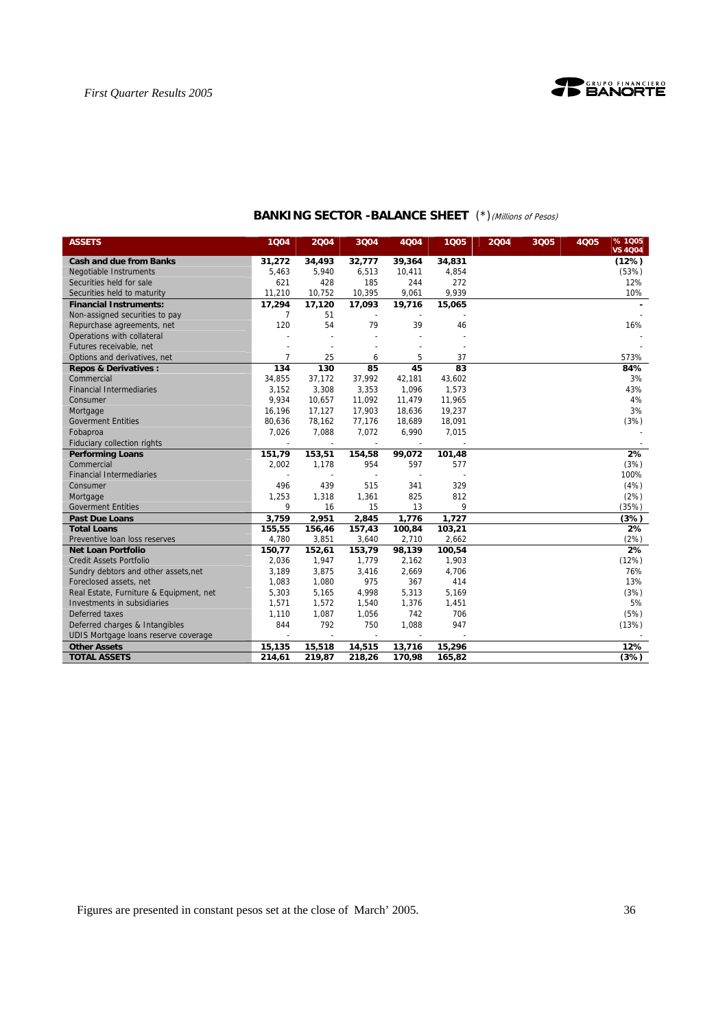## BANKING SECTOR -BALANCE SHEET (*) *(Millions of Pesos)*

| ASSETS | 1Q04 | 2Q04 | 3Q04 | 4Q04 | 1Q05 | 2Q04 | 3Q05 | 4Q05 | % 1Q05 VS 4Q04 |
|---|---|---|---|---|---|---|---|---|---|
| **Cash and due from Banks** | **31,272** | **34,493** | **32,777** | **39,364** | **34,831** | | | | **(12%)** |
| Negotiable Instruments | 5,463 | 5,940 | 6,513 | 10,411 | 4,854 | | | | (53%) |
| Securities held for sale | 621 | 428 | 185 | 244 | 272 | | | | 12% |
| Securities held to maturity | 11,210 | 10,752 | 10,395 | 9,061 | 9,939 | | | | 10% |
| **Financial Instruments:** | **17,294** | **17,120** | **17,093** | **19,716** | **15,065** | | | | **-** |
| Non-assigned securities to pay | 7 | 51 | - | - | - | | | | - |
| Repurchase agreements, net | 120 | 54 | 79 | 39 | 46 | | | | 16% |
| Operations with collateral | - | - | - | - | - | | | | - |
| Futures receivable, net | - | - | - | - | - | | | | - |
| Options and derivatives, net | 7 | 25 | 6 | 5 | 37 | | | | 573% |
| **Repos & Derivatives :** | **134** | **130** | **85** | **45** | **83** | | | | **84%** |
| Commercial | 34,855 | 37,172 | 37,992 | 42,181 | 43,602 | | | | 3% |
| Financial Intermediaries | 3,152 | 3,308 | 3,353 | 1,096 | 1,573 | | | | 43% |
| Consumer | 9,934 | 10,657 | 11,092 | 11,479 | 11,965 | | | | 4% |
| Mortgage | 16,196 | 17,127 | 17,903 | 18,636 | 19,237 | | | | 3% |
| Goverment Entities | 80,636 | 78,162 | 77,176 | 18,689 | 18,091 | | | | (3%) |
| Fobaproa | 7,026 | 7,088 | 7,072 | 6,990 | 7,015 | | | | - |
| Fiduciary collection rights | - | - | - | - | - | | | | - |
| **Performing Loans** | **151,79** | **153,51** | **154,58** | **99,072** | **101,48** | | | | **2%** |
| Commercial | 2,002 | 1,178 | 954 | 597 | 577 | | | | (3%) |
| Financial Intermediaries | - | - | - | - | - | | | | 100% |
| Consumer | 496 | 439 | 515 | 341 | 329 | | | | (4%) |
| Mortgage | 1,253 | 1,318 | 1,361 | 825 | 812 | | | | (2%) |
| Goverment Entities | 9 | 16 | 15 | 13 | 9 | | | | (35%) |
| **Past Due Loans** | **3,759** | **2,951** | **2,845** | **1,776** | **1,727** | | | | **(3%)** |
| **Total Loans** | **155,55** | **156,46** | **157,43** | **100,84** | **103,21** | | | | **2%** |
| Preventive loan loss reserves | 4,780 | 3,851 | 3,640 | 2,710 | 2,662 | | | | (2%) |
| **Net Loan Portfolio** | **150,77** | **152,61** | **153,79** | **98,139** | **100,54** | | | | **2%** |
| Credit Assets Portfolio | 2,036 | 1,947 | 1,779 | 2,162 | 1,903 | | | | (12%) |
| Sundry debtors and other assets,net | 3,189 | 3,875 | 3,416 | 2,669 | 4,706 | | | | 76% |
| Foreclosed assets, net | 1,083 | 1,080 | 975 | 367 | 414 | | | | 13% |
| Real Estate, Furniture & Equipment, net | 5,303 | 5,165 | 4,998 | 5,313 | 5,169 | | | | (3%) |
| Investments in subsidiaries | 1,571 | 1,572 | 1,540 | 1,376 | 1,451 | | | | 5% |
| Deferred taxes | 1,110 | 1,087 | 1,056 | 742 | 706 | | | | (5%) |
| Deferred charges & Intangibles | 844 | 792 | 750 | 1,088 | 947 | | | | (13%) |
| UDIS Mortgage loans reserve coverage | - | - | - | - | - | | | | - |
| **Other Assets** | **15,135** | **15,518** | **14,515** | **13,716** | **15,296** | | | | **12%** |
| **TOTAL ASSETS** | **214,61** | **219,87** | **218,26** | **170,98** | **165,82** | | | | **(3%)** |

Figures are presented in constant pesos set at the close of March' 2005.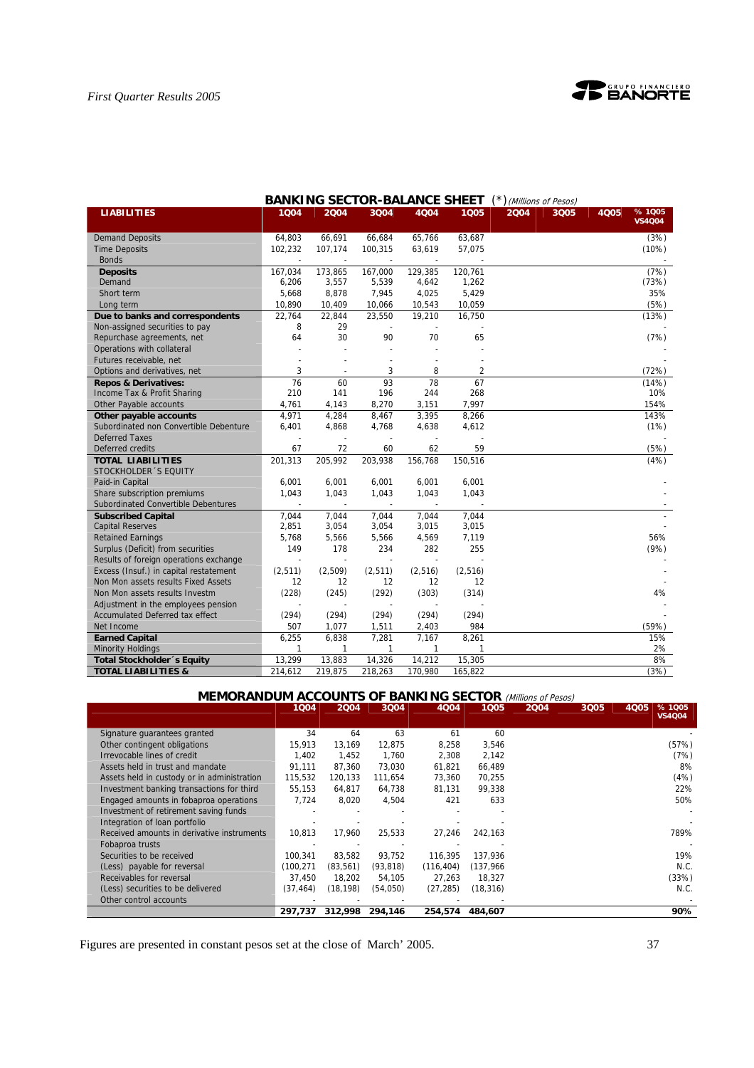## BANKING SECTOR-BALANCE SHEET (*) *(Millions of Pesos)*

| LIABILITIES | 1Q04 | 2Q04 | 3Q04 | 4Q04 | 1Q05 | 2Q04 | 3Q05 | 4Q05 | % 1Q05 VS4Q04 |
|---|---|---|---|---|---|---|---|---|---|
| Demand Deposits | 64,803 | 66,691 | 66,684 | 65,766 | 63,687 | | | | (3%) |
| Time Deposits | 102,232 | 107,174 | 100,315 | 63,619 | 57,075 | | | | (10%) |
| Bonds | - | - | - | - | - | | | | - |
| **Deposits** | 167,034 | 173,865 | 167,000 | 129,385 | 120,761 | | | | (7%) |
| Demand | 6,206 | 3,557 | 5,539 | 4,642 | 1,262 | | | | (73%) |
| Short term | 5,668 | 8,878 | 7,945 | 4,025 | 5,429 | | | | 35% |
| Long term | 10,890 | 10,409 | 10,066 | 10,543 | 10,059 | | | | (5%) |
| **Due to banks and correspondents** | 22,764 | 22,844 | 23,550 | 19,210 | 16,750 | | | | (13%) |
| Non-assigned securities to pay | 8 | 29 | - | - | - | | | | - |
| Repurchase agreements, net | 64 | 30 | 90 | 70 | 65 | | | | (7%) |
| Operations with collateral | - | - | - | - | - | | | | - |
| Futures receivable, net | - | - | - | - | - | | | | - |
| Options and derivatives, net | 3 | - | 3 | 8 | 2 | | | | (72%) |
| **Repos & Derivatives:** | 76 | 60 | 93 | 78 | 67 | | | | (14%) |
| Income Tax & Profit Sharing | 210 | 141 | 196 | 244 | 268 | | | | 10% |
| Other Payable accounts | 4,761 | 4,143 | 8,270 | 3,151 | 7,997 | | | | 154% |
| **Other payable accounts** | 4,971 | 4,284 | 8,467 | 3,395 | 8,266 | | | | 143% |
| Subordinated non Convertible Debenture | 6,401 | 4,868 | 4,768 | 4,638 | 4,612 | | | | (1%) |
| Deferred Taxes | - | - | - | - | - | | | | - |
| Deferred credits | 67 | 72 | 60 | 62 | 59 | | | | (5%) |
| **TOTAL LIABILITIES** | 201,313 | 205,992 | 203,938 | 156,768 | 150,516 | | | | (4%) |
| STOCKHOLDER´S EQUITY | | | | | | | | | |
| Paid-in Capital | 6,001 | 6,001 | 6,001 | 6,001 | 6,001 | | | | - |
| Share subscription premiums | 1,043 | 1,043 | 1,043 | 1,043 | 1,043 | | | | - |
| Subordinated Convertible Debentures | - | - | - | - | - | | | | - |
| **Subscribed Capital** | 7,044 | 7,044 | 7,044 | 7,044 | 7,044 | | | | - |
| Capital Reserves | 2,851 | 3,054 | 3,054 | 3,015 | 3,015 | | | | - |
| Retained Earnings | 5,768 | 5,566 | 5,566 | 4,569 | 7,119 | | | | 56% |
| Surplus (Deficit) from securities | 149 | 178 | 234 | 282 | 255 | | | | (9%) |
| Results of foreign operations exchange | - | - | - | - | - | | | | - |
| Excess (Insuf.) in capital restatement | (2,511) | (2,509) | (2,511) | (2,516) | (2,516) | | | | - |
| Non Mon assets results Fixed Assets | 12 | 12 | 12 | 12 | 12 | | | | - |
| Non Mon assets results Investm | (228) | (245) | (292) | (303) | (314) | | | | 4% |
| Adjustment in the employees pension | - | - | - | - | - | | | | - |
| Accumulated Deferred tax effect | (294) | (294) | (294) | (294) | (294) | | | | - |
| Net Income | 507 | 1,077 | 1,511 | 2,403 | 984 | | | | (59%) |
| **Earned Capital** | 6,255 | 6,838 | 7,281 | 7,167 | 8,261 | | | | 15% |
| Minority Holdings | 1 | 1 | 1 | 1 | 1 | | | | 2% |
| **Total Stockholder´s Equity** | 13,299 | 13,883 | 14,326 | 14,212 | 15,305 | | | | 8% |
| **TOTAL LIABILITIES &** | 214,612 | 219,875 | 218,263 | 170,980 | 165,822 | | | | (3%) |

## MEMORANDUM ACCOUNTS OF BANKING SECTOR *(Millions of Pesos)*

| | 1Q04 | 2Q04 | 3Q04 | 4Q04 | 1Q05 | 2Q04 | 3Q05 | 4Q05 | % 1Q05 VS4Q04 |
|---|---|---|---|---|---|---|---|---|---|
| Signature guarantees granted | 34 | 64 | 63 | 61 | 60 | | | | - |
| Other contingent obligations | 15,913 | 13,169 | 12,875 | 8,258 | 3,546 | | | | (57%) |
| Irrevocable lines of credit | 1,402 | 1,452 | 1,760 | 2,308 | 2,142 | | | | (7%) |
| Assets held in trust and mandate | 91,111 | 87,360 | 73,030 | 61,821 | 66,489 | | | | 8% |
| Assets held in custody or in administration | 115,532 | 120,133 | 111,654 | 73,360 | 70,255 | | | | (4%) |
| Investment banking transactions for third | 55,153 | 64,817 | 64,738 | 81,131 | 99,338 | | | | 22% |
| Engaged amounts in fobaproa operations | 7,724 | 8,020 | 4,504 | 421 | 633 | | | | 50% |
| Investment of retirement saving funds | - | - | - | - | - | | | | - |
| Integration of loan portfolio | - | - | - | - | - | | | | - |
| Received amounts in derivative instruments | 10,813 | 17,960 | 25,533 | 27,246 | 242,163 | | | | 789% |
| Fobaproa trusts | - | - | - | - | - | | | | - |
| Securities to be received | 100,341 | 83,582 | 93,752 | 116,395 | 137,936 | | | | 19% |
| (Less) payable for reversal | (100,271 | (83,561) | (93,818) | (116,404) | (137,966 | | | | N.C. |
| Receivables for reversal | 37,450 | 18,202 | 54,105 | 27,263 | 18,327 | | | | (33%) |
| (Less) securities to be delivered | (37,464) | (18,198) | (54,050) | (27,285) | (18,316) | | | | N.C. |
| Other control accounts | - | - | - | - | - | | | | - |
| | **297,737** | **312,998** | **294,146** | **254,574** | **484,607** | | | | **90%** |

Figures are presented in constant pesos set at the close of March' 2005.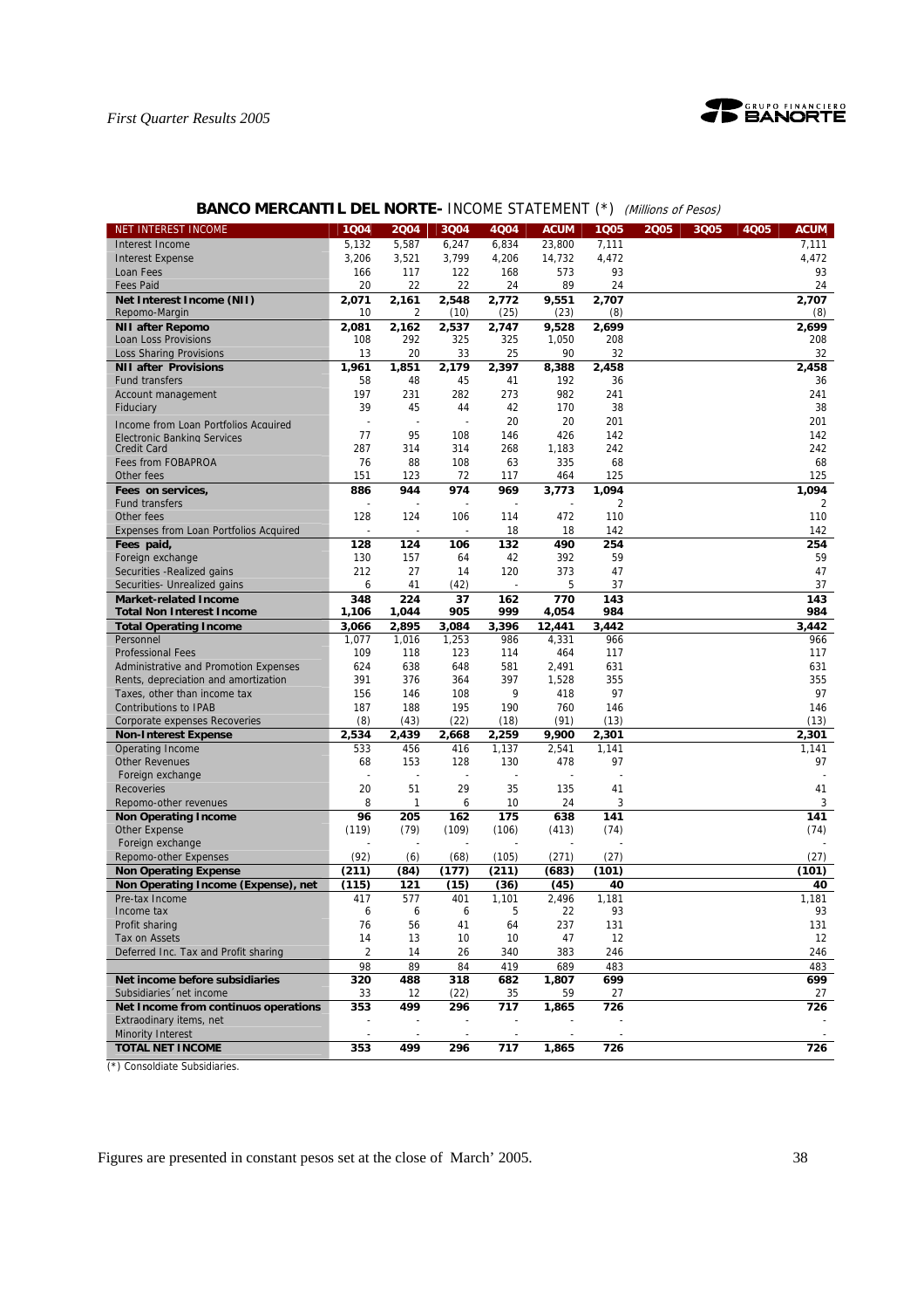## BANCO MERCANTIL DEL NORTE- INCOME STATEMENT (*) *(Millions of Pesos)*

| NET INTEREST INCOME | 1Q04 | 2Q04 | 3Q04 | 4Q04 | ACUM | 1Q05 | 2Q05 | 3Q05 | 4Q05 | ACUM |
|---|---|---|---|---|---|---|---|---|---|---|
| Interest Income | 5,132 | 5,587 | 6,247 | 6,834 | 23,800 | 7,111 | | | | 7,111 |
| Interest Expense | 3,206 | 3,521 | 3,799 | 4,206 | 14,732 | 4,472 | | | | 4,472 |
| Loan Fees | 166 | 117 | 122 | 168 | 573 | 93 | | | | 93 |
| Fees Paid | 20 | 22 | 22 | 24 | 89 | 24 | | | | 24 |
| **Net Interest Income (NII)** | **2,071** | **2,161** | **2,548** | **2,772** | **9,551** | **2,707** | | | | **2,707** |
| Repomo-Margin | 10 | 2 | (10) | (25) | (23) | (8) | | | | (8) |
| **NII after Repomo** | **2,081** | **2,162** | **2,537** | **2,747** | **9,528** | **2,699** | | | | **2,699** |
| Loan Loss Provisions | 108 | 292 | 325 | 325 | 1,050 | 208 | | | | 208 |
| Loss Sharing Provisions | 13 | 20 | 33 | 25 | 90 | 32 | | | | 32 |
| **NII after Provisions** | **1,961** | **1,851** | **2,179** | **2,397** | **8,388** | **2,458** | | | | **2,458** |
| Fund transfers | 58 | 48 | 45 | 41 | 192 | 36 | | | | 36 |
| Account management | 197 | 231 | 282 | 273 | 982 | 241 | | | | 241 |
| Fiduciary | 39 | 45 | 44 | 42 | 170 | 38 | | | | 38 |
| Income from Loan Portfolios Acquired | - | - | - | 20 | 20 | 201 | | | | 201 |
| Electronic Banking Services | 77 | 95 | 108 | 146 | 426 | 142 | | | | 142 |
| Credit Card | 287 | 314 | 314 | 268 | 1,183 | 242 | | | | 242 |
| Fees from FOBAPROA | 76 | 88 | 108 | 63 | 335 | 68 | | | | 68 |
| Other fees | 151 | 123 | 72 | 117 | 464 | 125 | | | | 125 |
| **Fees on services,** | **886** | **944** | **974** | **969** | **3,773** | **1,094** | | | | **1,094** |
| Fund transfers | - | - | - | - | - | 2 | | | | 2 |
| Other fees | 128 | 124 | 106 | 114 | 472 | 110 | | | | 110 |
| Expenses from Loan Portfolios Acquired | - | - | - | 18 | 18 | 142 | | | | 142 |
| **Fees paid,** | **128** | **124** | **106** | **132** | **490** | **254** | | | | **254** |
| Foreign exchange | 130 | 157 | 64 | 42 | 392 | 59 | | | | 59 |
| Securities -Realized gains | 212 | 27 | 14 | 120 | 373 | 47 | | | | 47 |
| Securities- Unrealized gains | 6 | 41 | (42) | - | 5 | 37 | | | | 37 |
| **Market-related Income** | **348** | **224** | **37** | **162** | **770** | **143** | | | | **143** |
| **Total Non Interest Income** | **1,106** | **1,044** | **905** | **999** | **4,054** | **984** | | | | **984** |
| **Total Operating Income** | **3,066** | **2,895** | **3,084** | **3,396** | **12,441** | **3,442** | | | | **3,442** |
| Personnel | 1,077 | 1,016 | 1,253 | 986 | 4,331 | 966 | | | | 966 |
| Professional Fees | 109 | 118 | 123 | 114 | 464 | 117 | | | | 117 |
| Administrative and Promotion Expenses | 624 | 638 | 648 | 581 | 2,491 | 631 | | | | 631 |
| Rents, depreciation and amortization | 391 | 376 | 364 | 397 | 1,528 | 355 | | | | 355 |
| Taxes, other than income tax | 156 | 146 | 108 | 9 | 418 | 97 | | | | 97 |
| Contributions to IPAB | 187 | 188 | 195 | 190 | 760 | 146 | | | | 146 |
| Corporate expenses Recoveries | (8) | (43) | (22) | (18) | (91) | (13) | | | | (13) |
| **Non-Interest Expense** | **2,534** | **2,439** | **2,668** | **2,259** | **9,900** | **2,301** | | | | **2,301** |
| Operating Income | 533 | 456 | 416 | 1,137 | 2,541 | 1,141 | | | | 1,141 |
| Other Revenues | 68 | 153 | 128 | 130 | 478 | 97 | | | | 97 |
| Foreign exchange | - | - | - | - | - | - | | | | - |
| Recoveries | 20 | 51 | 29 | 35 | 135 | 41 | | | | 41 |
| Repomo-other revenues | 8 | 1 | 6 | 10 | 24 | 3 | | | | 3 |
| **Non Operating Income** | **96** | **205** | **162** | **175** | **638** | **141** | | | | **141** |
| Other Expense | (119) | (79) | (109) | (106) | (413) | (74) | | | | (74) |
| Foreign exchange | - | - | - | - | - | - | | | | - |
| Repomo-other Expenses | (92) | (6) | (68) | (105) | (271) | (27) | | | | (27) |
| **Non Operating Expense** | **(211)** | **(84)** | **(177)** | **(211)** | **(683)** | **(101)** | | | | **(101)** |
| **Non Operating Income (Expense), net** | **(115)** | **121** | **(15)** | **(36)** | **(45)** | **40** | | | | **40** |
| Pre-tax Income | 417 | 577 | 401 | 1,101 | 2,496 | 1,181 | | | | 1,181 |
| Income tax | 6 | 6 | 6 | 5 | 22 | 93 | | | | 93 |
| Profit sharing | 76 | 56 | 41 | 64 | 237 | 131 | | | | 131 |
| Tax on Assets | 14 | 13 | 10 | 10 | 47 | 12 | | | | 12 |
| Deferred Inc. Tax and Profit sharing | 2 | 14 | 26 | 340 | 383 | 246 | | | | 246 |
| | 98 | 89 | 84 | 419 | 689 | 483 | | | | 483 |
| **Net income before subsidiaries** | **320** | **488** | **318** | **682** | **1,807** | **699** | | | | **699** |
| Subsidiaries´net income | 33 | 12 | (22) | 35 | 59 | 27 | | | | 27 |
| **Net Income from continuos operations** | **353** | **499** | **296** | **717** | **1,865** | **726** | | | | **726** |
| Extraordinary items, net | - | - | - | - | - | - | | | | - |
| Minority Interest | - | - | - | - | - | - | | | | - |
| **TOTAL NET INCOME** | **353** | **499** | **296** | **717** | **1,865** | **726** | | | | **726** |

(*) Consoldiate Subsidiaries.

Figures are presented in constant pesos set at the close of March' 2005.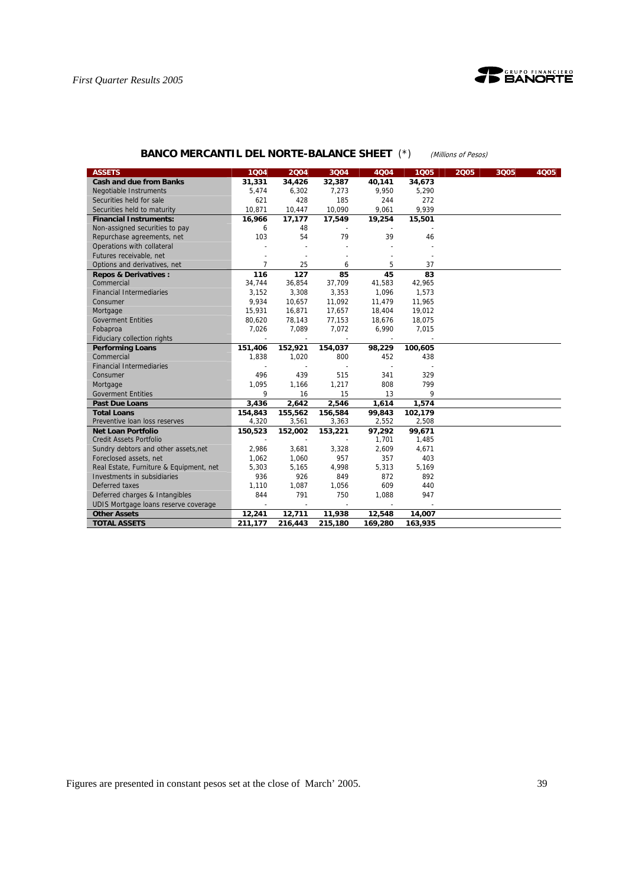## BANCO MERCANTIL DEL NORTE-BALANCE SHEET (*) *(Millions of Pesos)*

| ASSETS | 1Q04 | 2Q04 | 3Q04 | 4Q04 | 1Q05 | 2Q05 | 3Q05 | 4Q05 |
|---|---|---|---|---|---|---|---|---|
| **Cash and due from Banks** | **31,331** | **34,426** | **32,387** | **40,141** | **34,673** | | | |
| Negotiable Instruments | 5,474 | 6,302 | 7,273 | 9,950 | 5,290 | | | |
| Securities held for sale | 621 | 428 | 185 | 244 | 272 | | | |
| Securities held to maturity | 10,871 | 10,447 | 10,090 | 9,061 | 9,939 | | | |
| **Financial Instruments:** | **16,966** | **17,177** | **17,549** | **19,254** | **15,501** | | | |
| Non-assigned securities to pay | 6 | 48 | - | - | - | | | |
| Repurchase agreements, net | 103 | 54 | 79 | 39 | 46 | | | |
| Operations with collateral | - | - | - | - | - | | | |
| Futures receivable, net | - | - | - | - | - | | | |
| Options and derivatives, net | 7 | 25 | 6 | 5 | 37 | | | |
| **Repos & Derivatives :** | **116** | **127** | **85** | **45** | **83** | | | |
| Commercial | 34,744 | 36,854 | 37,709 | 41,583 | 42,965 | | | |
| Financial Intermediaries | 3,152 | 3,308 | 3,353 | 1,096 | 1,573 | | | |
| Consumer | 9,934 | 10,657 | 11,092 | 11,479 | 11,965 | | | |
| Mortgage | 15,931 | 16,871 | 17,657 | 18,404 | 19,012 | | | |
| Goverment Entities | 80,620 | 78,143 | 77,153 | 18,676 | 18,075 | | | |
| Fobaproa | 7,026 | 7,089 | 7,072 | 6,990 | 7,015 | | | |
| Fiduciary collection rights | - | - | - | - | - | | | |
| **Performing Loans** | **151,406** | **152,921** | **154,037** | **98,229** | **100,605** | | | |
| Commercial | 1,838 | 1,020 | 800 | 452 | 438 | | | |
| Financial Intermediaries | - | - | - | - | - | | | |
| Consumer | 496 | 439 | 515 | 341 | 329 | | | |
| Mortgage | 1,095 | 1,166 | 1,217 | 808 | 799 | | | |
| Goverment Entities | 9 | 16 | 15 | 13 | 9 | | | |
| **Past Due Loans** | **3,436** | **2,642** | **2,546** | **1,614** | **1,574** | | | |
| **Total Loans** | **154,843** | **155,562** | **156,584** | **99,843** | **102,179** | | | |
| Preventive loan loss reserves | 4,320 | 3,561 | 3,363 | 2,552 | 2,508 | | | |
| **Net Loan Portfolio** | **150,523** | **152,002** | **153,221** | **97,292** | **99,671** | | | |
| Credit Assets Portfolio | - | - | - | 1,701 | 1,485 | | | |
| Sundry debtors and other assets,net | 2,986 | 3,681 | 3,328 | 2,609 | 4,671 | | | |
| Foreclosed assets, net | 1,062 | 1,060 | 957 | 357 | 403 | | | |
| Real Estate, Furniture & Equipment, net | 5,303 | 5,165 | 4,998 | 5,313 | 5,169 | | | |
| Investments in subsidiaries | 936 | 926 | 849 | 872 | 892 | | | |
| Deferred taxes | 1,110 | 1,087 | 1,056 | 609 | 440 | | | |
| Deferred charges & Intangibles | 844 | 791 | 750 | 1,088 | 947 | | | |
| UDIS Mortgage loans reserve coverage | - | - | - | - | - | | | |
| **Other Assets** | **12,241** | **12,711** | **11,938** | **12,548** | **14,007** | | | |
| **TOTAL ASSETS** | **211,177** | **216,443** | **215,180** | **169,280** | **163,935** | | | |

Figures are presented in constant pesos set at the close of March' 2005.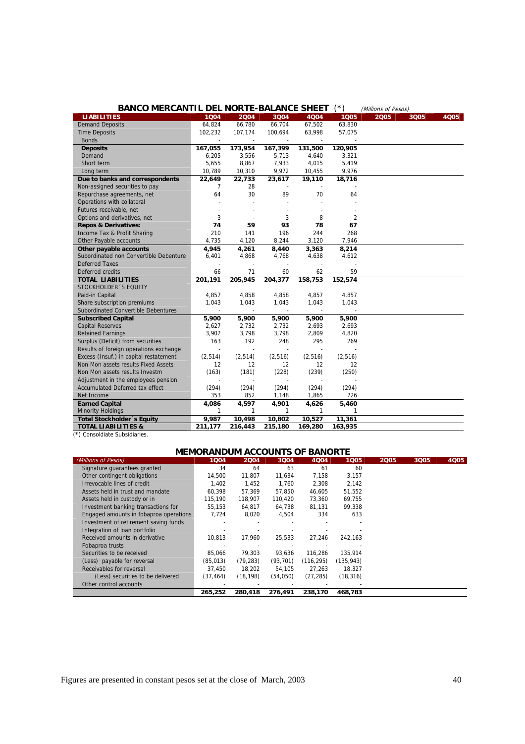## BANCO MERCANTIL DEL NORTE-BALANCE SHEET (*) *(Millions of Pesos)*

| LIABILITIES | 1Q04 | 2Q04 | 3Q04 | 4Q04 | 1Q05 | 2Q05 | 3Q05 | 4Q05 |
|---|---|---|---|---|---|---|---|---|
| Demand Deposits | 64,824 | 66,780 | 66,704 | 67,502 | 63,830 | | | |
| Time Deposits | 102,232 | 107,174 | 100,694 | 63,998 | 57,075 | | | |
| Bonds | - | - | - | - | - | | | |
| **Deposits** | **167,055** | **173,954** | **167,399** | **131,500** | **120,905** | | | |
| Demand | 6,205 | 3,556 | 5,713 | 4,640 | 3,321 | | | |
| Short term | 5,655 | 8,867 | 7,933 | 4,015 | 5,419 | | | |
| Long term | 10,789 | 10,310 | 9,972 | 10,455 | 9,976 | | | |
| **Due to banks and correspondents** | **22,649** | **22,733** | **23,617** | **19,110** | **18,716** | | | |
| Non-assigned securities to pay | 7 | 28 | - | - | - | | | |
| Repurchase agreements, net | 64 | 30 | 89 | 70 | 64 | | | |
| Operations with collateral | - | - | - | - | - | | | |
| Futures receivable, net | - | - | - | - | - | | | |
| Options and derivatives, net | 3 | - | 3 | 8 | 2 | | | |
| **Repos & Derivatives:** | **74** | **59** | **93** | **78** | **67** | | | |
| Income Tax & Profit Sharing | 210 | 141 | 196 | 244 | 268 | | | |
| Other Payable accounts | 4,735 | 4,120 | 8,244 | 3,120 | 7,946 | | | |
| **Other payable accounts** | **4,945** | **4,261** | **8,440** | **3,363** | **8,214** | | | |
| Subordinated non Convertible Debenture | 6,401 | 4,868 | 4,768 | 4,638 | 4,612 | | | |
| Deferred Taxes | - | - | - | - | - | | | |
| Deferred credits | 66 | 71 | 60 | 62 | 59 | | | |
| **TOTAL LIABILITIES** | **201,191** | **205,945** | **204,377** | **158,753** | **152,574** | | | |
| STOCKHOLDER´S EQUITY | | | | | | | | |
| Paid-in Capital | 4,857 | 4,858 | 4,858 | 4,857 | 4,857 | | | |
| Share subscription premiums | 1,043 | 1,043 | 1,043 | 1,043 | 1,043 | | | |
| Subordinated Convertible Debentures | - | - | - | - | - | | | |
| **Subscribed Capital** | **5,900** | **5,900** | **5,900** | **5,900** | **5,900** | | | |
| Capital Reserves | 2,627 | 2,732 | 2,732 | 2,693 | 2,693 | | | |
| Retained Earnings | 3,902 | 3,798 | 3,798 | 2,809 | 4,820 | | | |
| Surplus (Deficit) from securities | 163 | 192 | 248 | 295 | 269 | | | |
| Results of foreign operations exchange | - | - | - | - | - | | | |
| Excess (Insuf.) in capital restatement | (2,514) | (2,514) | (2,516) | (2,516) | (2,516) | | | |
| Non Mon assets results Fixed Assets | 12 | 12 | 12 | 12 | 12 | | | |
| Non Mon assets results Investm | (163) | (181) | (228) | (239) | (250) | | | |
| Adjustment in the employees pension | - | - | - | - | - | | | |
| Accumulated Deferred tax effect | (294) | (294) | (294) | (294) | (294) | | | |
| Net Income | 353 | 852 | 1,148 | 1,865 | 726 | | | |
| **Earned Capital** | **4,086** | **4,597** | **4,901** | **4,626** | **5,460** | | | |
| Minority Holdings | 1 | 1 | 1 | 1 | 1 | | | |
| **Total Stockholder´s Equity** | **9,987** | **10,498** | **10,802** | **10,527** | **11,361** | | | |
| **TOTAL LIABILITIES &** | **211,177** | **216,443** | **215,180** | **169,280** | **163,935** | | | |

(*) Consoldiate Subsidiaries.

## MEMORANDUM ACCOUNTS OF BANORTE

| *(Millions of Pesos)* | 1Q04 | 2Q04 | 3Q04 | 4Q04 | 1Q05 | 2Q05 | 3Q05 | 4Q05 |
|---|---|---|---|---|---|---|---|---|
| Signature guarantees granted | 34 | 64 | 63 | 61 | 60 | | | |
| Other contingent obligations | 14,500 | 11,807 | 11,634 | 7,158 | 3,157 | | | |
| Irrevocable lines of credit | 1,402 | 1,452 | 1,760 | 2,308 | 2,142 | | | |
| Assets held in trust and mandate | 60,398 | 57,369 | 57,850 | 46,605 | 51,552 | | | |
| Assets held in custody or in | 115,190 | 118,907 | 110,420 | 73,360 | 69,755 | | | |
| Investment banking transactions for | 55,153 | 64,817 | 64,738 | 81,131 | 99,338 | | | |
| Engaged amounts in fobaproa operations | 7,724 | 8,020 | 4,504 | 334 | 633 | | | |
| Investment of retirement saving funds | - | - | - | - | - | | | |
| Integration of loan portfolio | - | - | - | - | - | | | |
| Received amounts in derivative | 10,813 | 17,960 | 25,533 | 27,246 | 242,163 | | | |
| Fobaproa trusts | - | - | - | - | - | | | |
| Securities to be received | 85,066 | 79,303 | 93,636 | 116,286 | 135,914 | | | |
| (Less) payable for reversal | (85,013) | (79,283) | (93,701) | (116,295) | (135,943) | | | |
| Receivables for reversal | 37,450 | 18,202 | 54,105 | 27,263 | 18,327 | | | |
| (Less) securities to be delivered | (37,464) | (18,198) | (54,050) | (27,285) | (18,316) | | | |
| Other control accounts | - | - | - | - | - | | | |
| | **265,252** | **280,418** | **276,491** | **238,170** | **468,783** | | | |

Figures are presented in constant pesos set at the close of March, 2003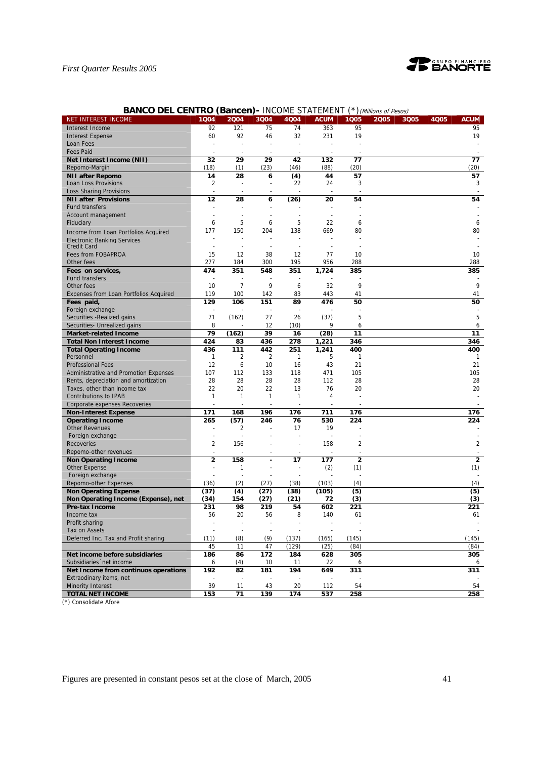## BANCO DEL CENTRO (Bancen)- INCOME STATEMENT (*) *(Millions of Pesos)*

| NET INTEREST INCOME | 1Q04 | 2Q04 | 3Q04 | 4Q04 | ACUM | 1Q05 | 2Q05 | 3Q05 | 4Q05 | ACUM |
|---|---|---|---|---|---|---|---|---|---|---|
| Interest Income | 92 | 121 | 75 | 74 | 363 | 95 | | | | 95 |
| Interest Expense | 60 | 92 | 46 | 32 | 231 | 19 | | | | 19 |
| Loan Fees | - | - | - | - | - | - | | | | - |
| Fees Paid | - | - | - | - | - | - | | | | - |
| **Net Interest Income (NII)** | **32** | **29** | **29** | **42** | **132** | **77** | | | | **77** |
| Repomo-Margin | (18) | (1) | (23) | (46) | (88) | (20) | | | | (20) |
| **NII after Repomo** | **14** | **28** | **6** | **(4)** | **44** | **57** | | | | **57** |
| Loan Loss Provisions | 2 | - | - | 22 | 24 | 3 | | | | 3 |
| Loss Sharing Provisions | - | - | - | - | - | - | | | | - |
| **NII after Provisions** | **12** | **28** | **6** | **(26)** | **20** | **54** | | | | **54** |
| Fund transfers | - | - | - | - | - | - | | | | - |
| Account management | - | - | - | - | - | - | | | | - |
| Fiduciary | 6 | 5 | 6 | 5 | 22 | 6 | | | | 6 |
| Income from Loan Portfolios Acquired | 177 | 150 | 204 | 138 | 669 | 80 | | | | 80 |
| Electronic Banking Services | - | - | - | - | - | - | | | | - |
| Credit Card | - | - | - | - | - | - | | | | - |
| Fees from FOBAPROA | 15 | 12 | 38 | 12 | 77 | 10 | | | | 10 |
| Other fees | 277 | 184 | 300 | 195 | 956 | 288 | | | | 288 |
| **Fees on services,** | **474** | **351** | **548** | **351** | **1,724** | **385** | | | | **385** |
| Fund transfers | - | - | - | - | - | - | | | | - |
| Other fees | 10 | 7 | 9 | 6 | 32 | 9 | | | | 9 |
| Expenses from Loan Portfolios Acquired | 119 | 100 | 142 | 83 | 443 | 41 | | | | 41 |
| **Fees paid,** | **129** | **106** | **151** | **89** | **476** | **50** | | | | **50** |
| Foreign exchange | - | - | - | - | - | - | | | | - |
| Securities -Realized gains | 71 | (162) | 27 | 26 | (37) | 5 | | | | 5 |
| Securities- Unrealized gains | 8 | - | 12 | (10) | 9 | 6 | | | | 6 |
| **Market-related Income** | **79** | **(162)** | **39** | **16** | **(28)** | **11** | | | | **11** |
| **Total Non Interest Income** | **424** | **83** | **436** | **278** | **1,221** | **346** | | | | **346** |
| **Total Operating Income** | **436** | **111** | **442** | **251** | **1,241** | **400** | | | | **400** |
| Personnel | 1 | 2 | 2 | 1 | 5 | 1 | | | | 1 |
| Professional Fees | 12 | 6 | 10 | 16 | 43 | 21 | | | | 21 |
| Administrative and Promotion Expenses | 107 | 112 | 133 | 118 | 471 | 105 | | | | 105 |
| Rents, depreciation and amortization | 28 | 28 | 28 | 28 | 112 | 28 | | | | 28 |
| Taxes, other than income tax | 22 | 20 | 22 | 13 | 76 | 20 | | | | 20 |
| Contributions to IPAB | 1 | 1 | 1 | 1 | 4 | - | | | | - |
| Corporate expenses Recoveries | - | - | - | - | - | - | | | | - |
| **Non-Interest Expense** | **171** | **168** | **196** | **176** | **711** | **176** | | | | **176** |
| **Operating Income** | **265** | **(57)** | **246** | **76** | **530** | **224** | | | | **224** |
| Other Revenues | - | 2 | - | 17 | 19 | - | | | | - |
| Foreign exchange | - | - | - | - | - | - | | | | - |
| Recoveries | 2 | 156 | - | - | 158 | 2 | | | | 2 |
| Repomo-other revenues | - | - | - | - | - | - | | | | - |
| **Non Operating Income** | **2** | **158** | **-** | **17** | **177** | **2** | | | | **2** |
| Other Expense | - | 1 | - | - | (2) | (1) | | | | (1) |
| Foreign exchange | - | - | - | - | - | - | | | | - |
| Repomo-other Expenses | (36) | (2) | (27) | (38) | (103) | (4) | | | | (4) |
| **Non Operating Expense** | **(37)** | **(4)** | **(27)** | **(38)** | **(105)** | **(5)** | | | | **(5)** |
| **Non Operating Income (Expense), net** | **(34)** | **154** | **(27)** | **(21)** | **72** | **(3)** | | | | **(3)** |
| **Pre-tax Income** | **231** | **98** | **219** | **54** | **602** | **221** | | | | **221** |
| Income tax | 56 | 20 | 56 | 8 | 140 | 61 | | | | 61 |
| Profit sharing | - | - | - | - | - | - | | | | - |
| Tax on Assets | - | - | - | - | - | - | | | | - |
| Deferred Inc. Tax and Profit sharing | (11) | (8) | (9) | (137) | (165) | (145) | | | | (145) |
| | 45 | 11 | 47 | (129) | (25) | (84) | | | | (84) |
| **Net income before subsidiaries** | **186** | **86** | **172** | **184** | **628** | **305** | | | | **305** |
| Subsidiaries´net income | 6 | (4) | 10 | 11 | 22 | 6 | | | | 6 |
| **Net Income from continuos operations** | **192** | **82** | **181** | **194** | **649** | **311** | | | | **311** |
| Extraordinary items, net | - | - | - | - | - | - | | | | - |
| Minority Interest | 39 | 11 | 43 | 20 | 112 | 54 | | | | 54 |
| **TOTAL NET INCOME** | **153** | **71** | **139** | **174** | **537** | **258** | | | | **258** |

(*) Consolidate Afore

Figures are presented in constant pesos set at the close of March, 2005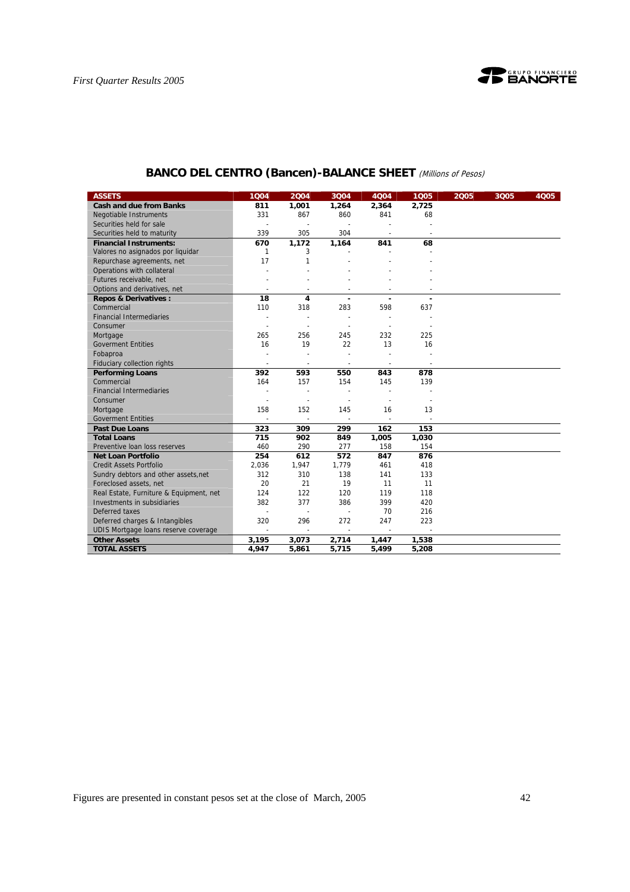## BANCO DEL CENTRO (Bancen)-BALANCE SHEET *(Millions of Pesos)*

| ASSETS | 1Q04 | 2Q04 | 3Q04 | 4Q04 | 1Q05 | 2Q05 | 3Q05 | 4Q05 |
|---|---|---|---|---|---|---|---|---|
| **Cash and due from Banks** | **811** | **1,001** | **1,264** | **2,364** | **2,725** | | | |
| Negotiable Instruments | 331 | 867 | 860 | 841 | 68 | | | |
| Securities held for sale | - | - | - | - | - | | | |
| Securities held to maturity | 339 | 305 | 304 | - | - | | | |
| **Financial Instruments:** | **670** | **1,172** | **1,164** | **841** | **68** | | | |
| Valores no asignados por liquidar | 1 | 3 | - | - | - | | | |
| Repurchase agreements, net | 17 | 1 | - | - | - | | | |
| Operations with collateral | - | - | - | - | - | | | |
| Futures receivable, net | - | - | - | - | - | | | |
| Options and derivatives, net | - | - | - | - | - | | | |
| **Repos & Derivatives :** | **18** | **4** | **-** | **-** | **-** | | | |
| Commercial | 110 | 318 | 283 | 598 | 637 | | | |
| Financial Intermediaries | - | - | - | - | - | | | |
| Consumer | - | - | - | - | - | | | |
| Mortgage | 265 | 256 | 245 | 232 | 225 | | | |
| Goverment Entities | 16 | 19 | 22 | 13 | 16 | | | |
| Fobaproa | - | - | - | - | - | | | |
| Fiduciary collection rights | - | - | - | - | - | | | |
| **Performing Loans** | **392** | **593** | **550** | **843** | **878** | | | |
| Commercial | 164 | 157 | 154 | 145 | 139 | | | |
| Financial Intermediaries | - | - | - | - | - | | | |
| Consumer | - | - | - | - | - | | | |
| Mortgage | 158 | 152 | 145 | 16 | 13 | | | |
| Goverment Entities | - | - | - | - | - | | | |
| **Past Due Loans** | **323** | **309** | **299** | **162** | **153** | | | |
| **Total Loans** | **715** | **902** | **849** | **1,005** | **1,030** | | | |
| Preventive loan loss reserves | 460 | 290 | 277 | 158 | 154 | | | |
| **Net Loan Portfolio** | **254** | **612** | **572** | **847** | **876** | | | |
| Credit Assets Portfolio | 2,036 | 1,947 | 1,779 | 461 | 418 | | | |
| Sundry debtors and other assets,net | 312 | 310 | 138 | 141 | 133 | | | |
| Foreclosed assets, net | 20 | 21 | 19 | 11 | 11 | | | |
| Real Estate, Furniture & Equipment, net | 124 | 122 | 120 | 119 | 118 | | | |
| Investments in subsidiaries | 382 | 377 | 386 | 399 | 420 | | | |
| Deferred taxes | - | - | - | 70 | 216 | | | |
| Deferred charges & Intangibles | 320 | 296 | 272 | 247 | 223 | | | |
| UDIS Mortgage loans reserve coverage | - | - | - | - | - | | | |
| **Other Assets** | **3,195** | **3,073** | **2,714** | **1,447** | **1,538** | | | |
| **TOTAL ASSETS** | **4,947** | **5,861** | **5,715** | **5,499** | **5,208** | | | |

Figures are presented in constant pesos set at the close of March, 2005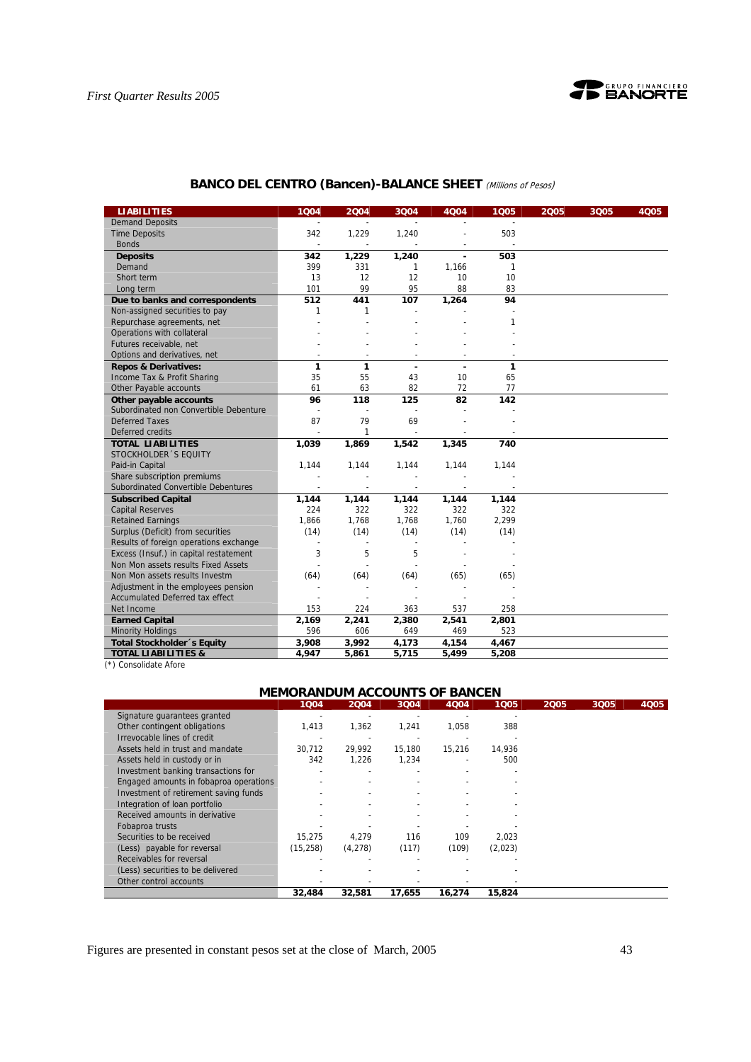## BANCO DEL CENTRO (Bancen)-BALANCE SHEET *(Millions of Pesos)*

| LIABILITIES | 1Q04 | 2Q04 | 3Q04 | 4Q04 | 1Q05 | 2Q05 | 3Q05 | 4Q05 |
|---|---|---|---|---|---|---|---|---|
| Demand Deposits | - | - | - | - | - | | | |
| Time Deposits | 342 | 1,229 | 1,240 | - | 503 | | | |
| Bonds | - | - | - | - | - | | | |
| **Deposits** | **342** | **1,229** | **1,240** | **-** | **503** | | | |
| Demand | 399 | 331 | 1 | 1,166 | 1 | | | |
| Short term | 13 | 12 | 12 | 10 | 10 | | | |
| Long term | 101 | 99 | 95 | 88 | 83 | | | |
| **Due to banks and correspondents** | **512** | **441** | **107** | **1,264** | **94** | | | |
| Non-assigned securities to pay | 1 | 1 | - | - | - | | | |
| Repurchase agreements, net | - | - | - | - | 1 | | | |
| Operations with collateral | - | - | - | - | - | | | |
| Futures receivable, net | - | - | - | - | - | | | |
| Options and derivatives, net | - | - | - | - | - | | | |
| **Repos & Derivatives:** | **1** | **1** | **-** | **-** | **1** | | | |
| Income Tax & Profit Sharing | 35 | 55 | 43 | 10 | 65 | | | |
| Other Payable accounts | 61 | 63 | 82 | 72 | 77 | | | |
| **Other payable accounts** | **96** | **118** | **125** | **82** | **142** | | | |
| Subordinated non Convertible Debenture | - | - | - | - | - | | | |
| Deferred Taxes | 87 | 79 | 69 | - | - | | | |
| Deferred credits | - | 1 | - | - | - | | | |
| **TOTAL LIABILITIES** | **1,039** | **1,869** | **1,542** | **1,345** | **740** | | | |
| STOCKHOLDER´S EQUITY | | | | | | | | |
| Paid-in Capital | 1,144 | 1,144 | 1,144 | 1,144 | 1,144 | | | |
| Share subscription premiums | - | - | - | - | - | | | |
| Subordinated Convertible Debentures | - | - | - | - | - | | | |
| **Subscribed Capital** | **1,144** | **1,144** | **1,144** | **1,144** | **1,144** | | | |
| Capital Reserves | 224 | 322 | 322 | 322 | 322 | | | |
| Retained Earnings | 1,866 | 1,768 | 1,768 | 1,760 | 2,299 | | | |
| Surplus (Deficit) from securities | (14) | (14) | (14) | (14) | (14) | | | |
| Results of foreign operations exchange | - | - | - | - | - | | | |
| Excess (Insuf.) in capital restatement | 3 | 5 | 5 | - | - | | | |
| Non Mon assets results Fixed Assets | - | - | - | - | - | | | |
| Non Mon assets results Investm | (64) | (64) | (64) | (65) | (65) | | | |
| Adjustment in the employees pension | - | - | - | - | - | | | |
| Accumulated Deferred tax effect | - | - | - | - | - | | | |
| Net Income | 153 | 224 | 363 | 537 | 258 | | | |
| **Earned Capital** | **2,169** | **2,241** | **2,380** | **2,541** | **2,801** | | | |
| Minority Holdings | 596 | 606 | 649 | 469 | 523 | | | |
| **Total Stockholder´s Equity** | **3,908** | **3,992** | **4,173** | **4,154** | **4,467** | | | |
| **TOTAL LIABILITIES &** | **4,947** | **5,861** | **5,715** | **5,499** | **5,208** | | | |

(*) Consolidate Afore

## MEMORANDUM ACCOUNTS OF BANCEN

| | 1Q04 | 2Q04 | 3Q04 | 4Q04 | 1Q05 | 2Q05 | 3Q05 | 4Q05 |
|---|---|---|---|---|---|---|---|---|
| Signature guarantees granted | - | - | - | - | - | | | |
| Other contingent obligations | 1,413 | 1,362 | 1,241 | 1,058 | 388 | | | |
| Irrevocable lines of credit | - | - | - | - | - | | | |
| Assets held in trust and mandate | 30,712 | 29,992 | 15,180 | 15,216 | 14,936 | | | |
| Assets held in custody or in | 342 | 1,226 | 1,234 | - | 500 | | | |
| Investment banking transactions for | - | - | - | - | - | | | |
| Engaged amounts in fobaproa operations | - | - | - | - | - | | | |
| Investment of retirement saving funds | - | - | - | - | - | | | |
| Integration of loan portfolio | - | - | - | - | - | | | |
| Received amounts in derivative | - | - | - | - | - | | | |
| Fobaproa trusts | - | - | - | - | - | | | |
| Securities to be received | 15,275 | 4,279 | 116 | 109 | 2,023 | | | |
| (Less) payable for reversal | (15,258) | (4,278) | (117) | (109) | (2,023) | | | |
| Receivables for reversal | - | - | - | - | - | | | |
| (Less) securities to be delivered | - | - | - | - | - | | | |
| Other control accounts | - | - | - | - | - | | | |
| | **32,484** | **32,581** | **17,655** | **16,274** | **15,824** | | | |

Figures are presented in constant pesos set at the close of March, 2005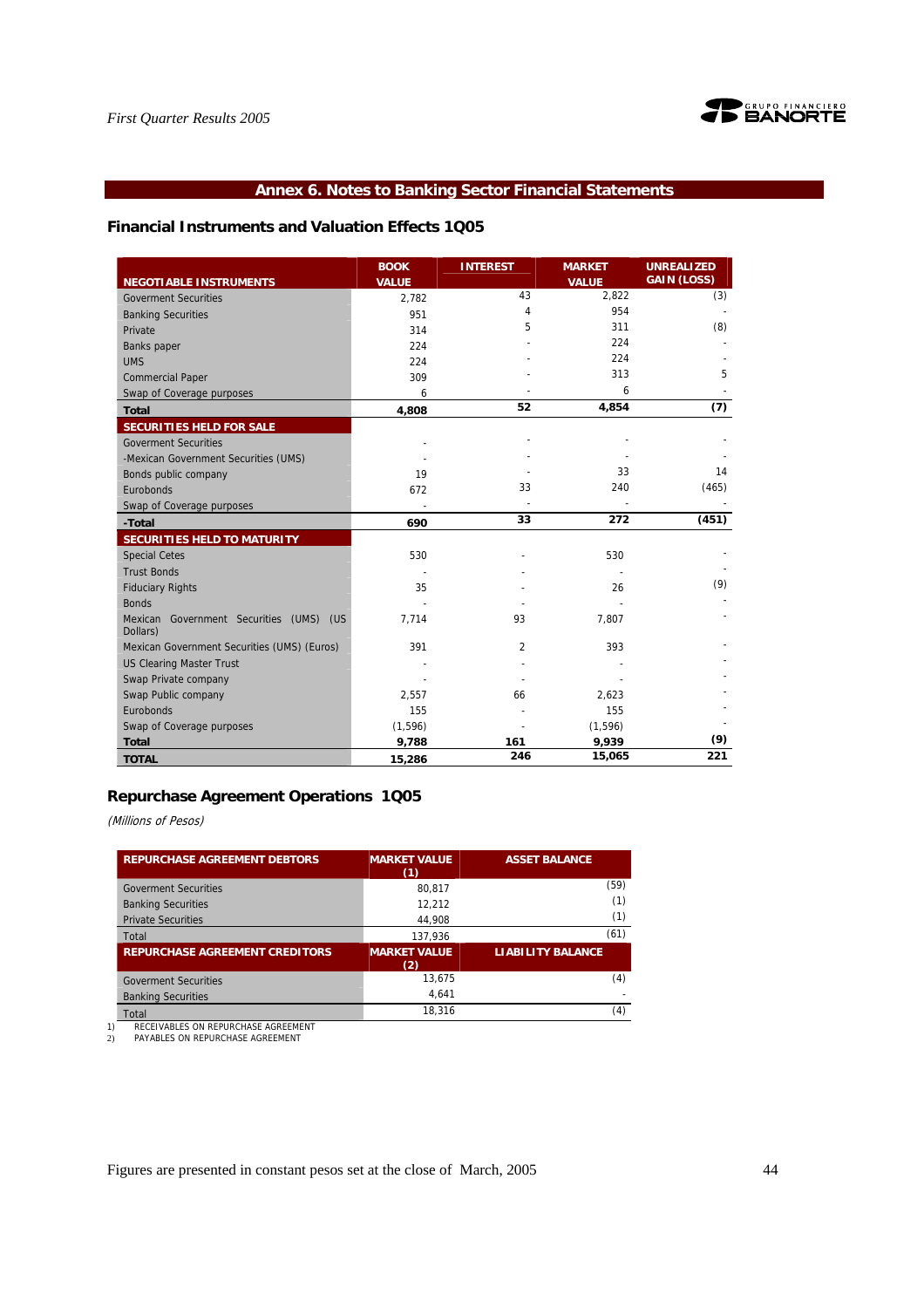## Annex 6. Notes to Banking Sector Financial Statements

### Financial Instruments and Valuation Effects 1Q05

| NEGOTIABLE INSTRUMENTS | BOOK VALUE | INTEREST | MARKET VALUE | UNREALIZED GAIN (LOSS) |
|---|---|---|---|---|
| Goverment Securities | 2,782 | 43 | 2,822 | (3) |
| Banking Securities | 951 | 4 | 954 | - |
| Private | 314 | 5 | 311 | (8) |
| Banks paper | 224 | - | 224 | - |
| UMS | 224 | - | 224 | - |
| Commercial Paper | 309 | - | 313 | 5 |
| Swap of Coverage purposes | 6 | - | 6 | - |
| **Total** | **4,808** | **52** | **4,854** | **(7)** |
| **SECURITIES HELD FOR SALE** | | | | |
| Goverment Securities | - | - | - | - |
| -Mexican Government Securities (UMS) | - | - | - | - |
| Bonds public company | 19 | - | 33 | 14 |
| Eurobonds | 672 | 33 | 240 | (465) |
| Swap of Coverage purposes | - | - | - | - |
| **-Total** | **690** | **33** | **272** | **(451)** |
| **SECURITIES HELD TO MATURITY** | | | | |
| Special Cetes | 530 | - | 530 | - |
| Trust Bonds | - | - | - | - |
| Fiduciary Rights | 35 | - | 26 | (9) |
| Bonds | - | - | - | - |
| Mexican Government Securities (UMS) (US Dollars) | 7,714 | 93 | 7,807 | - |
| Mexican Government Securities (UMS) (Euros) | 391 | 2 | 393 | - |
| US Clearing Master Trust | - | - | - | - |
| Swap Private company | - | - | - | - |
| Swap Public company | 2,557 | 66 | 2,623 | - |
| Eurobonds | 155 | - | 155 | - |
| Swap of Coverage purposes | (1,596) | - | (1,596) | - |
| **Total** | **9,788** | **161** | **9,939** | **(9)** |
| **TOTAL** | **15,286** | **246** | **15,065** | **221** |

### Repurchase Agreement Operations 1Q05

*(Millions of Pesos)*

| REPURCHASE AGREEMENT DEBTORS | MARKET VALUE (1) | ASSET BALANCE |
|---|---|---|
| Goverment Securities | 80,817 | (59) |
| Banking Securities | 12,212 | (1) |
| Private Securities | 44,908 | (1) |
| Total | 137,936 | (61) |
| **REPURCHASE AGREEMENT CREDITORS** | **MARKET VALUE (2)** | **LIABILITY BALANCE** |
| Goverment Securities | 13,675 | (4) |
| Banking Securities | 4,641 | - |
| Total | 18,316 | (4) |

1) RECEIVABLES ON REPURCHASE AGREEMENT
2) PAYABLES ON REPURCHASE AGREEMENT

Figures are presented in constant pesos set at the close of March, 2005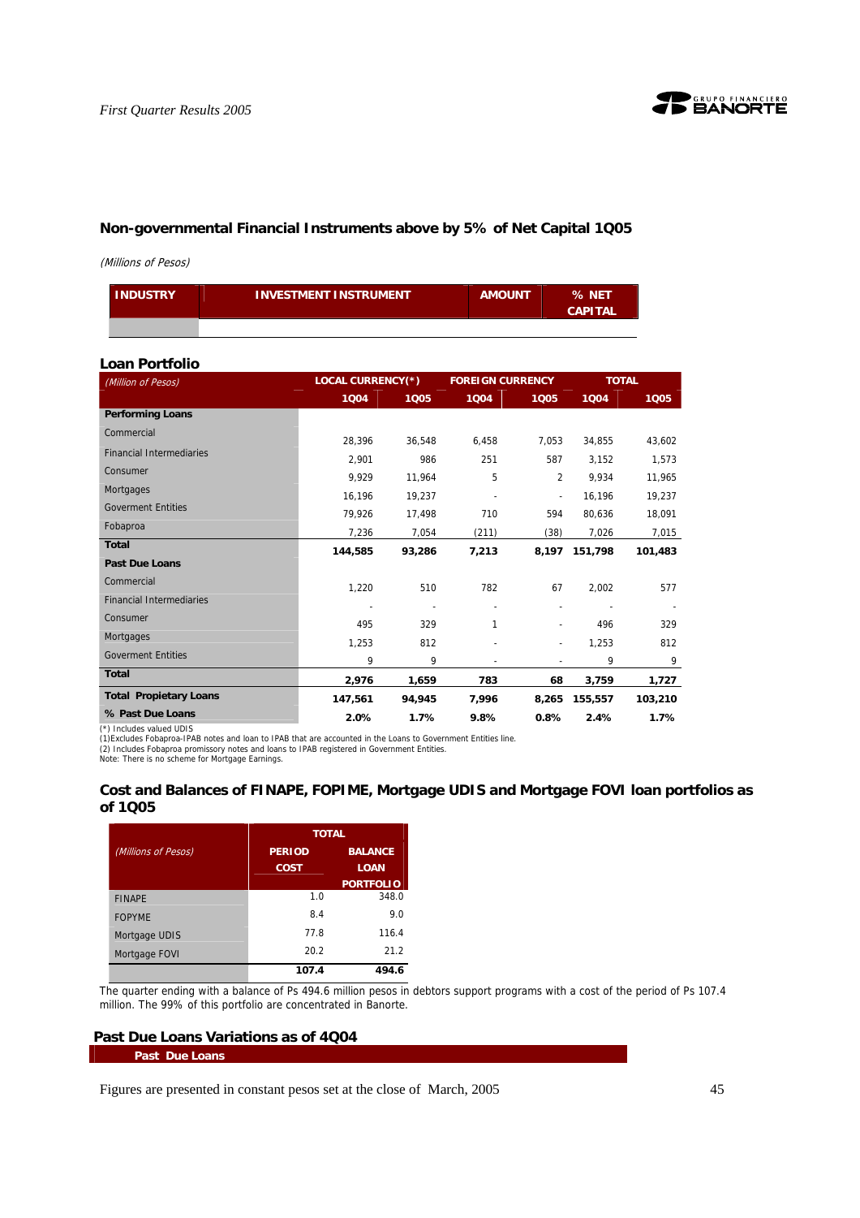## Non-governmental Financial Instruments above by 5% of Net Capital 1Q05

*(Millions of Pesos)*

| INDUSTRY | INVESTMENT INSTRUMENT | AMOUNT | % NET CAPITAL |
|---|---|---|---|
| | | | |

## Loan Portfolio

| *(Million of Pesos)* | LOCAL CURRENCY(*) | | FOREIGN CURRENCY | | TOTAL | |
|---|---|---|---|---|---|---|
| | 1Q04 | 1Q05 | 1Q04 | 1Q05 | 1Q04 | 1Q05 |
| **Performing Loans** | | | | | | |
| Commercial | 28,396 | 36,548 | 6,458 | 7,053 | 34,855 | 43,602 |
| Financial Intermediaries | 2,901 | 986 | 251 | 587 | 3,152 | 1,573 |
| Consumer | 9,929 | 11,964 | 5 | 2 | 9,934 | 11,965 |
| Mortgages | 16,196 | 19,237 | - | - | 16,196 | 19,237 |
| Goverment Entities | 79,926 | 17,498 | 710 | 594 | 80,636 | 18,091 |
| Fobaproa | 7,236 | 7,054 | (211) | (38) | 7,026 | 7,015 |
| **Total** | **144,585** | **93,286** | **7,213** | **8,197** | **151,798** | **101,483** |
| **Past Due Loans** | | | | | | |
| Commercial | 1,220 | 510 | 782 | 67 | 2,002 | 577 |
| Financial Intermediaries | - | - | - | - | - | - |
| Consumer | 495 | 329 | 1 | - | 496 | 329 |
| Mortgages | 1,253 | 812 | - | - | 1,253 | 812 |
| Goverment Entities | 9 | 9 | - | - | 9 | 9 |
| **Total** | **2,976** | **1,659** | **783** | **68** | **3,759** | **1,727** |
| **Total Propietary Loans** | **147,561** | **94,945** | **7,996** | **8,265** | **155,557** | **103,210** |
| **% Past Due Loans** | **2.0%** | **1.7%** | **9.8%** | **0.8%** | **2.4%** | **1.7%** |

(*) Includes valued UDIS
(1)Excludes Fobaproa-IPAB notes and loan to IPAB that are accounted in the Loans to Government Entities line.
(2) Includes Fobaproa promissory notes and loans to IPAB registered in Government Entities.
Note: There is no scheme for Mortgage Earnings.

## Cost and Balances of FINAPE, FOPIME, Mortgage UDIS and Mortgage FOVI loan portfolios as of 1Q05

| *(Millions of Pesos)* | TOTAL | |
|---|---|---|
| | PERIOD COST | BALANCE LOAN PORTFOLIO |
| FINAPE | 1.0 | 348.0 |
| FOPYME | 8.4 | 9.0 |
| Mortgage UDIS | 77.8 | 116.4 |
| Mortgage FOVI | 20.2 | 21.2 |
| | **107.4** | **494.6** |

The quarter ending with a balance of Ps 494.6 million pesos in debtors support programs with a cost of the period of Ps 107.4 million. The 99% of this portfolio are concentrated in Banorte.

## Past Due Loans Variations as of 4Q04

| Past Due Loans |
|---|

Figures are presented in constant pesos set at the close of March, 2005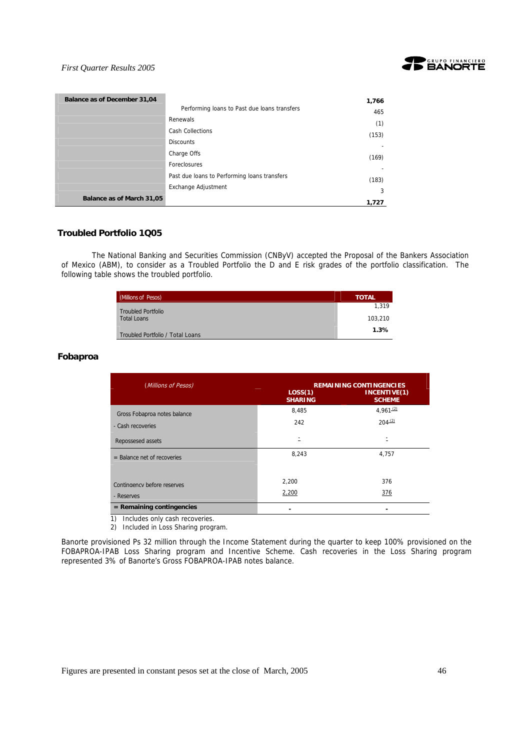| Balance as of December 31,04 | | 1,766 |
|---|---|---|
| | Performing loans to Past due loans transfers | 465 |
| | Renewals | (1) |
| | Cash Collections | (153) |
| | Discounts | - |
| | Charge Offs | (169) |
| | Foreclosures | - |
| | Past due loans to Performing loans transfers | (183) |
| | Exchange Adjustment | 3 |
| **Balance as of March 31,05** | | **1,727** |

## Troubled Portfolio 1Q05

The National Banking and Securities Commission (CNByV) accepted the Proposal of the Bankers Association of Mexico (ABM), to consider as a Troubled Portfolio the D and E risk grades of the portfolio classification. The following table shows the troubled portfolio.

| (Millions of Pesos) | TOTAL |
|---|---|
| Troubled Portfolio | 1,319 |
| Total Loans | 103,210 |
| Troubled Portfolio / Total Loans | **1.3%** |

## Fobaproa

| *(Millions of Pesos)* | REMAINING CONTINGENCIES | |
|---|---|---|
| | LOSS(1) SHARING | INCENTIVE(1) SCHEME |
| Gross Fobaproa notes balance | 8,485 | 4,961 [(2)] |
| - Cash recoveries | 242 | 204 [(2)] |
| Repossessed assets | - | - |
| = Balance net of recoveries | 8,243 | 4,757 |
| Contingency before reserves | 2,200 | 376 |
| - Reserves | 2,200 | 376 |
| **= Remaining contingencies** | **-** | **-** |

1) Includes only cash recoveries.
2) Included in Loss Sharing program.

Banorte provisioned Ps 32 million through the Income Statement during the quarter to keep 100% provisioned on the FOBAPROA-IPAB Loss Sharing program and Incentive Scheme. Cash recoveries in the Loss Sharing program represented 3% of Banorte's Gross FOBAPROA-IPAB notes balance.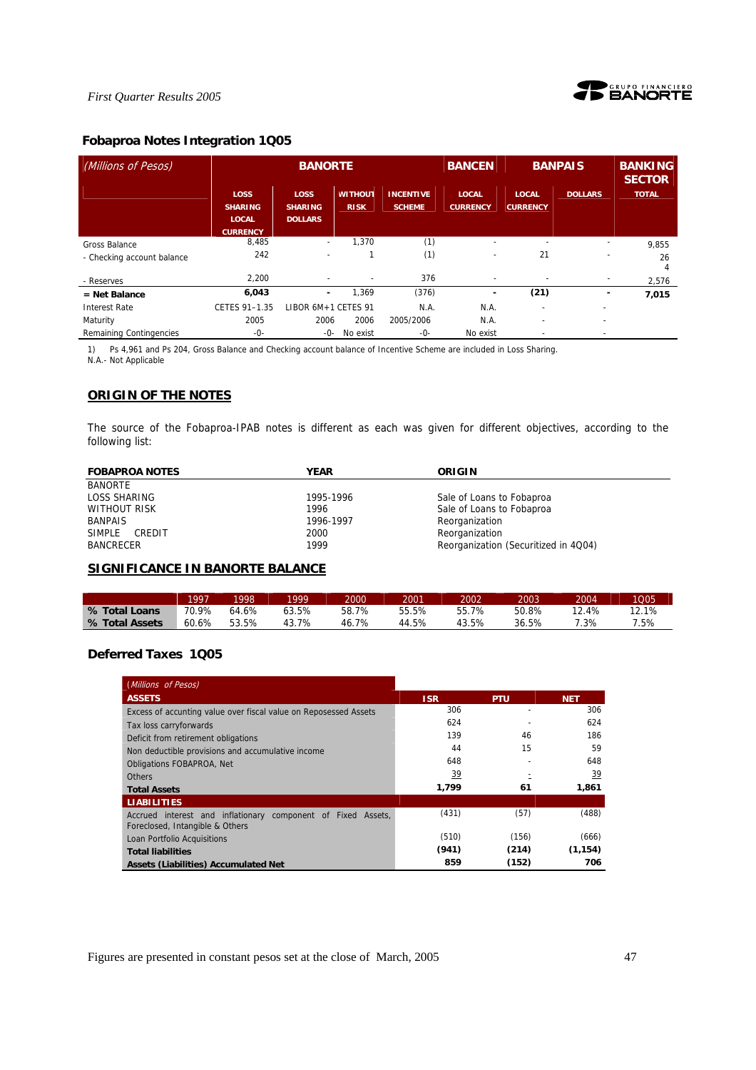## Fobaproa Notes Integration 1Q05

| *(Millions of Pesos)* | BANORTE | | | | BANCEN | BANPAIS | | BANKING SECTOR |
|---|---|---|---|---|---|---|---|---|
| | LOSS SHARING LOCAL CURRENCY | LOSS SHARING DOLLARS | WITHOUT RISK | INCENTIVE SCHEME | LOCAL CURRENCY | LOCAL CURRENCY | DOLLARS | TOTAL |
| Gross Balance | 8,485 | - | 1,370 | (1) | - | - | - | 9,855 |
| - Checking account balance | 242 | - | 1 | (1) | - | 21 | - | 264 |
| - Reserves | 2,200 | - | - | 376 | - | - | - | 2,576 |
| **= Net Balance** | **6,043** | **-** | 1,369 | (376) | **-** | **(21)** | **-** | **7,015** |
| Interest Rate | CETES 91-1.35 | LIBOR 6M+1 | CETES 91 | N.A. | N.A. | - | - | |
| Maturity | 2005 | 2006 | 2006 | 2005/2006 | N.A. | - | - | |
| Remaining Contingencies | -0- | -0- | No exist | -0- | No exist | - | - | |

1) Ps 4,961 and Ps 204, Gross Balance and Checking account balance of Incentive Scheme are included in Loss Sharing.
N.A.- Not Applicable

## ORIGIN OF THE NOTES

The source of the Fobaproa-IPAB notes is different as each was given for different objectives, according to the following list:

| FOBAPROA NOTES | YEAR | ORIGIN |
|---|---|---|
| BANORTE | | |
| LOSS SHARING | 1995-1996 | Sale of Loans to Fobaproa |
| WITHOUT RISK | 1996 | Sale of Loans to Fobaproa |
| BANPAIS | 1996-1997 | Reorganization |
| SIMPLE CREDIT | 2000 | Reorganization |
| BANCRECER | 1999 | Reorganization (Securitized in 4Q04) |

## SIGNIFICANCE IN BANORTE BALANCE

| | 1997 | 1998 | 1999 | 2000 | 2001 | 2002 | 2003 | 2004 | 1Q05 |
|---|---|---|---|---|---|---|---|---|---|
| **% Total Loans** | 70.9% | 64.6% | 63.5% | 58.7% | 55.5% | 55.7% | 50.8% | 12.4% | 12.1% |
| **% Total Assets** | 60.6% | 53.5% | 43.7% | 46.7% | 44.5% | 43.5% | 36.5% | 7.3% | 7.5% |

## Deferred Taxes 1Q05

| *(Millions of Pesos)* | | | |
|---|---|---|---|
| **ASSETS** | **ISR** | **PTU** | **NET** |
| Excess of accunting value over fiscal value on Reposessed Assets | 306 | - | 306 |
| Tax loss carryforwards | 624 | - | 624 |
| Deficit from retirement obligations | 139 | 46 | 186 |
| Non deductible provisions and accumulative income | 44 | 15 | 59 |
| Obligations FOBAPROA, Net | 648 | - | 648 |
| Others | 39 | - | 39 |
| **Total Assets** | **1,799** | **61** | **1,861** |
| **LIABILITIES** | | | |
| Accrued interest and inflationary component of Fixed Assets, Foreclosed, Intangible & Others | (431) | (57) | (488) |
| Loan Portfolio Acquisitions | (510) | (156) | (666) |
| **Total liabilities** | **(941)** | **(214)** | **(1,154)** |
| **Assets (Liabilities) Accumulated Net** | **859** | **(152)** | **706** |

Figures are presented in constant pesos set at the close of March, 2005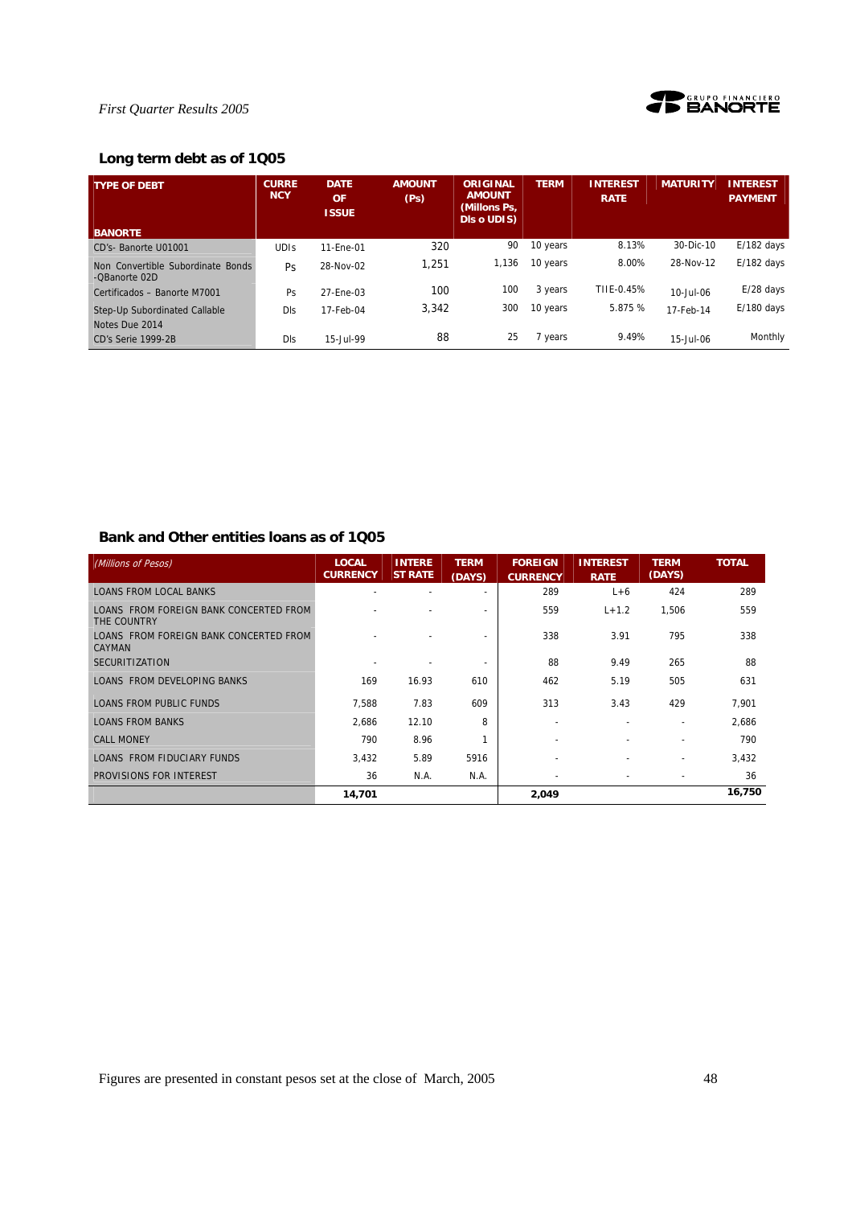## Long term debt as of 1Q05

| TYPE OF DEBT | CURRENCY | DATE OF ISSUE | AMOUNT (Ps) | ORIGINAL AMOUNT (Millons Ps, Dls o UDIS) | TERM | INTEREST RATE | MATURITY | INTEREST PAYMENT |
|---|---|---|---|---|---|---|---|---|
| **BANORTE** | | | | | | | | |
| CD's- Banorte U01001 | UDIs | 11-Ene-01 | 320 | 90 | 10 years | 8.13% | 30-Dic-10 | E/182 days |
| Non Convertible Subordinate Bonds -QBanorte 02D | Ps | 28-Nov-02 | 1,251 | 1,136 | 10 years | 8.00% | 28-Nov-12 | E/182 days |
| Certificados – Banorte M7001 | Ps | 27-Ene-03 | 100 | 100 | 3 years | TIIE-0.45% | 10-Jul-06 | E/28 days |
| Step-Up Subordinated Callable Notes Due 2014 | Dls | 17-Feb-04 | 3,342 | 300 | 10 years | 5.875 % | 17-Feb-14 | E/180 days |
| CD's Serie 1999-2B | Dls | 15-Jul-99 | 88 | 25 | 7 years | 9.49% | 15-Jul-06 | Monthly |

## Bank and Other entities loans as of 1Q05

| *(Millions of Pesos)* | LOCAL CURRENCY | INTEREST RATE | TERM (DAYS) | FOREIGN CURRENCY | INTEREST RATE | TERM (DAYS) | TOTAL |
|---|---|---|---|---|---|---|---|
| LOANS FROM LOCAL BANKS | - | - | - | 289 | L+6 | 424 | 289 |
| LOANS FROM FOREIGN BANK CONCERTED FROM THE COUNTRY | - | - | - | 559 | L+1.2 | 1,506 | 559 |
| LOANS FROM FOREIGN BANK CONCERTED FROM CAYMAN | - | - | - | 338 | 3.91 | 795 | 338 |
| SECURITIZATION | - | - | - | 88 | 9.49 | 265 | 88 |
| LOANS FROM DEVELOPING BANKS | 169 | 16.93 | 610 | 462 | 5.19 | 505 | 631 |
| LOANS FROM PUBLIC FUNDS | 7,588 | 7.83 | 609 | 313 | 3.43 | 429 | 7,901 |
| LOANS FROM BANKS | 2,686 | 12.10 | 8 | - | - | - | 2,686 |
| CALL MONEY | 790 | 8.96 | 1 | - | - | - | 790 |
| LOANS FROM FIDUCIARY FUNDS | 3,432 | 5.89 | 5916 | - | - | - | 3,432 |
| PROVISIONS FOR INTEREST | 36 | N.A. | N.A. | - | - | - | 36 |
| | **14,701** | | | **2,049** | | | **16,750** |

Figures are presented in constant pesos set at the close of March, 2005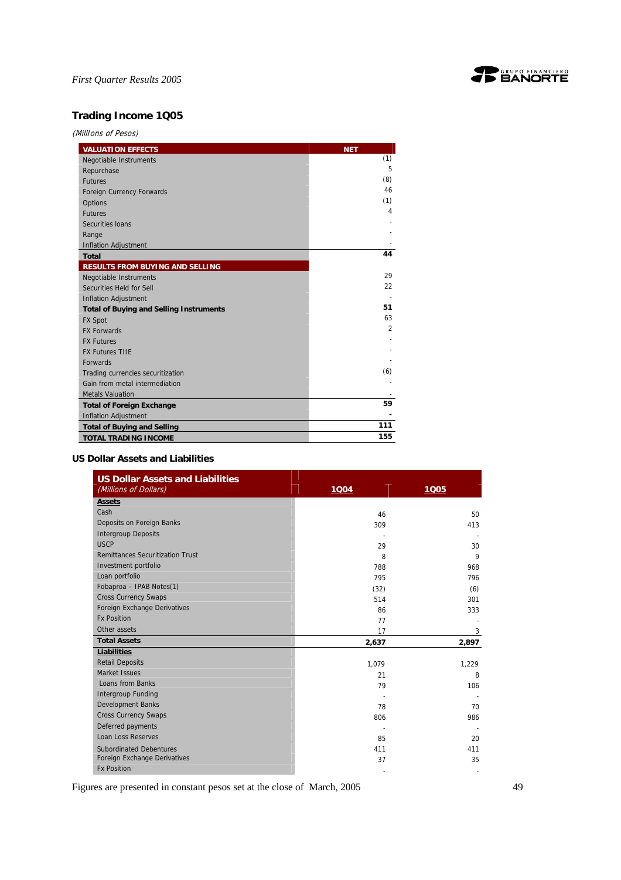## Trading Income 1Q05

*(Millions of Pesos)*

| VALUATION EFFECTS | NET |
|---|---|
| Negotiable Instruments | (1) |
| Repurchase | 5 |
| Futures | (8) |
| Foreign Currency Forwards | 46 |
| Options | (1) |
| Futures | 4 |
| Securities loans | - |
| Range | - |
| Inflation Adjustment | - |
| **Total** | **44** |
| **RESULTS FROM BUYING AND SELLING** | |
| Negotiable Instruments | 29 |
| Securities Held for Sell | 22 |
| Inflation Adjustment | - |
| **Total of Buying and Selling Instruments** | **51** |
| FX Spot | 63 |
| FX Forwards | 2 |
| FX Futures | - |
| FX Futures TIIE | - |
| Forwards | - |
| Trading currencies securitization | (6) |
| Gain from metal intermediation | - |
| Metals Valuation | - |
| **Total of Foreign Exchange** | **59** |
| Inflation Adjustment | **-** |
| **Total of Buying and Selling** | **111** |
| **TOTAL TRADING INCOME** | **155** |

## US Dollar Assets and Liabilities

| **US Dollar Assets and Liabilities** *(Millions of Dollars)* | 1Q04 | 1Q05 |
|---|---|---|
| **Assets** | | |
| Cash | 46 | 50 |
| Deposits on Foreign Banks | 309 | 413 |
| Intergroup Deposits | - | - |
| USCP | 29 | 30 |
| Remittances Securitization Trust | 8 | 9 |
| Investment portfolio | 788 | 968 |
| Loan portfolio | 795 | 796 |
| Fobaproa – IPAB Notes(1) | (32) | (6) |
| Cross Currency Swaps | 514 | 301 |
| Foreign Exchange Derivatives | 86 | 333 |
| Fx Position | 77 | - |
| Other assets | 17 | 3 |
| **Total Assets** | **2,637** | **2,897** |
| **Liabilities** | | |
| Retail Deposits | 1,079 | 1,229 |
| Market Issues | 21 | 8 |
| Loans from Banks | 79 | 106 |
| Intergroup Funding | - | - |
| Development Banks | 78 | 70 |
| Cross Currency Swaps | 806 | 986 |
| Deferred payments | - | - |
| Loan Loss Reserves | 85 | 20 |
| Subordinated Debentures | 411 | 411 |
| Foreign Exchange Derivatives | 37 | 35 |
| Fx Position | - | - |

Figures are presented in constant pesos set at the close of March, 2005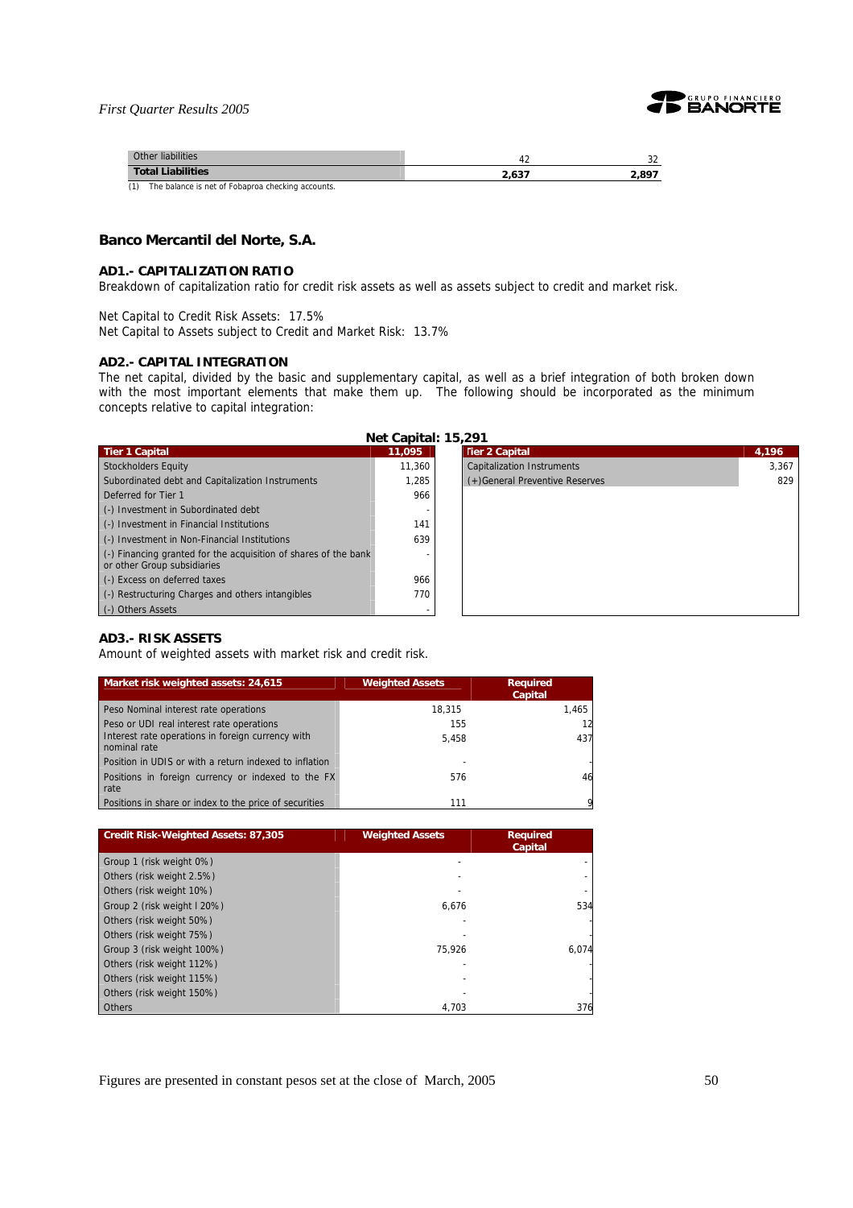| Other liabilities | 42 | 32 |
|---|---|---|
| **Total Liabilities** | **2,637** | **2,897** |

(1) The balance is net of Fobaproa checking accounts.

## Banco Mercantil del Norte, S.A.

### AD1.- CAPITALIZATION RATIO

Breakdown of capitalization ratio for credit risk assets as well as assets subject to credit and market risk.

Net Capital to Credit Risk Assets: 17.5%
Net Capital to Assets subject to Credit and Market Risk: 13.7%

### AD2.- CAPITAL INTEGRATION

The net capital, divided by the basic and supplementary capital, as well as a brief integration of both broken down with the most important elements that make them up. The following should be incorporated as the minimum concepts relative to capital integration:

**Net Capital: 15,291**

| Tier 1 Capital | 11,095 |
|---|---|
| Stockholders Equity | 11,360 |
| Subordinated debt and Capitalization Instruments | 1,285 |
| Deferred for Tier 1 | 966 |
| (-) Investment in Subordinated debt | - |
| (-) Investment in Financial Institutions | 141 |
| (-) Investment in Non-Financial Institutions | 639 |
| (-) Financing granted for the acquisition of shares of the bank or other Group subsidiaries | - |
| (-) Excess on deferred taxes | 966 |
| (-) Restructuring Charges and others intangibles | 770 |
| (-) Others Assets | - |

| Tier 2 Capital | 4,196 |
|---|---|
| Capitalization Instruments | 3,367 |
| (+)General Preventive Reserves | 829 |

### AD3.- RISK ASSETS

Amount of weighted assets with market risk and credit risk.

| Market risk weighted assets: 24,615 | Weighted Assets | Required Capital |
|---|---|---|
| Peso Nominal interest rate operations | 18,315 | 1,465 |
| Peso or UDI real interest rate operations | 155 | 12 |
| Interest rate operations in foreign currency with nominal rate | 5,458 | 437 |
| Position in UDIS or with a return indexed to inflation | - | - |
| Positions in foreign currency or indexed to the FX rate | 576 | 46 |
| Positions in share or index to the price of securities | 111 | 9 |

| Credit Risk-Weighted Assets: 87,305 | Weighted Assets | Required Capital |
|---|---|---|
| Group 1 (risk weight 0%) | - | - |
| Others (risk weight 2.5%) | - | - |
| Others (risk weight 10%) | - | - |
| Group 2 (risk weight l 20%) | 6,676 | 534 |
| Others (risk weight 50%) | - | - |
| Others (risk weight 75%) | - | - |
| Group 3 (risk weight 100%) | 75,926 | 6,074 |
| Others (risk weight 112%) | - | - |
| Others (risk weight 115%) | - | - |
| Others (risk weight 150%) | - | - |
| Others | 4,703 | 376 |

Figures are presented in constant pesos set at the close of March, 2005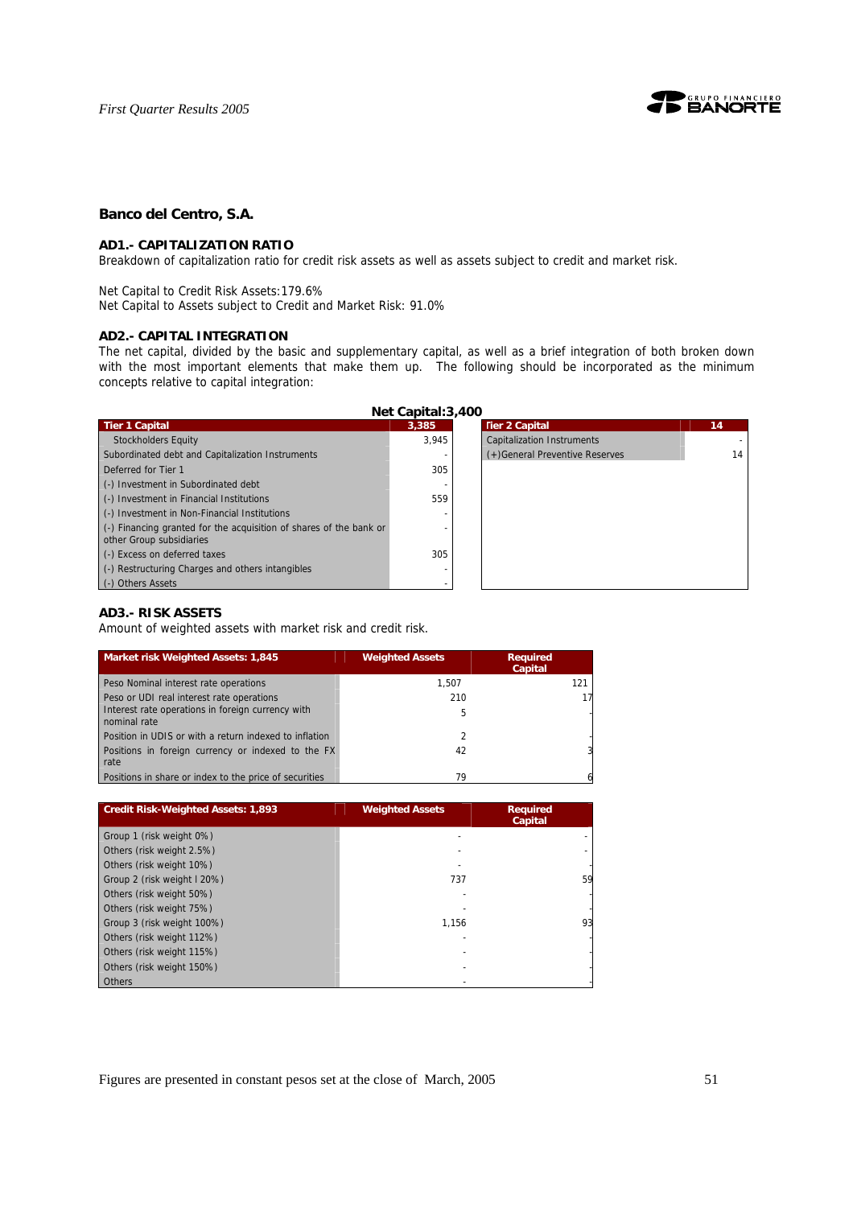## Banco del Centro, S.A.

### AD1.- CAPITALIZATION RATIO

Breakdown of capitalization ratio for credit risk assets as well as assets subject to credit and market risk.

Net Capital to Credit Risk Assets:179.6%
Net Capital to Assets subject to Credit and Market Risk: 91.0%

### AD2.- CAPITAL INTEGRATION

The net capital, divided by the basic and supplementary capital, as well as a brief integration of both broken down with the most important elements that make them up. The following should be incorporated as the minimum concepts relative to capital integration:

**Net Capital:3,400**

| Tier 1 Capital | 3,385 |
|---|---|
| Stockholders Equity | 3,945 |
| Subordinated debt and Capitalization Instruments | - |
| Deferred for Tier 1 | 305 |
| (-) Investment in Subordinated debt | - |
| (-) Investment in Financial Institutions | 559 |
| (-) Investment in Non-Financial Institutions | - |
| (-) Financing granted for the acquisition of shares of the bank or other Group subsidiaries | - |
| (-) Excess on deferred taxes | 305 |
| (-) Restructuring Charges and others intangibles | - |
| (-) Others Assets | - |

| Tier 2 Capital | 14 |
|---|---|
| Capitalization Instruments | - |
| (+)General Preventive Reserves | 14 |

### AD3.- RISK ASSETS

Amount of weighted assets with market risk and credit risk.

| Market risk Weighted Assets: 1,845 | Weighted Assets | Required Capital |
|---|---|---|
| Peso Nominal interest rate operations | 1,507 | 121 |
| Peso or UDI real interest rate operations | 210 | 17 |
| Interest rate operations in foreign currency with nominal rate | 5 | - |
| Position in UDIS or with a return indexed to inflation | 2 | - |
| Positions in foreign currency or indexed to the FX rate | 42 | 3 |
| Positions in share or index to the price of securities | 79 | 6 |

| Credit Risk-Weighted Assets: 1,893 | Weighted Assets | Required Capital |
|---|---|---|
| Group 1 (risk weight 0%) | - | - |
| Others (risk weight 2.5%) | - | - |
| Others (risk weight 10%) | - | - |
| Group 2 (risk weight l 20%) | 737 | 59 |
| Others (risk weight 50%) | - | - |
| Others (risk weight 75%) | - | - |
| Group 3 (risk weight 100%) | 1,156 | 93 |
| Others (risk weight 112%) | - | - |
| Others (risk weight 115%) | - | - |
| Others (risk weight 150%) | - | - |
| Others | - | - |

Figures are presented in constant pesos set at the close of March, 2005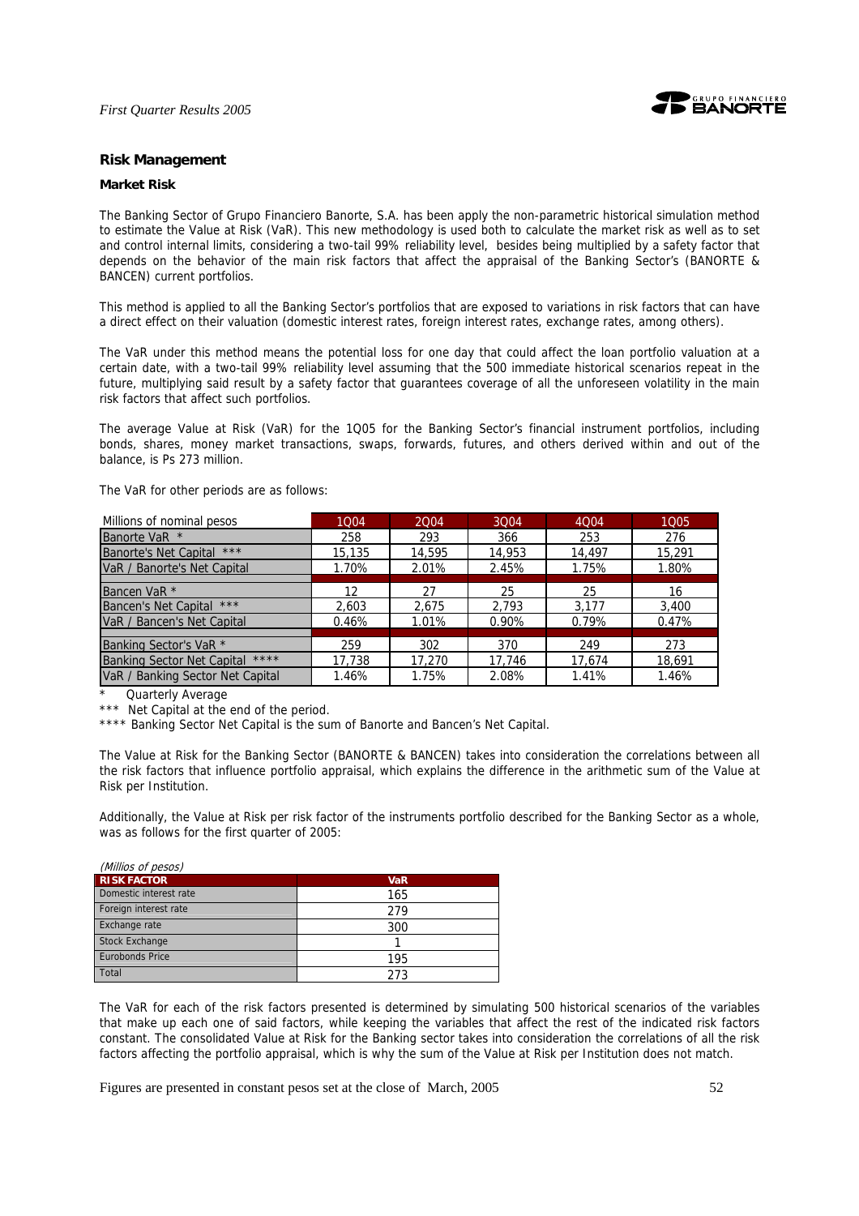## Risk Management

### Market Risk

The Banking Sector of Grupo Financiero Banorte, S.A. has been apply the non-parametric historical simulation method to estimate the Value at Risk (VaR). This new methodology is used both to calculate the market risk as well as to set and control internal limits, considering a two-tail 99% reliability level, besides being multiplied by a safety factor that depends on the behavior of the main risk factors that affect the appraisal of the Banking Sector's (BANORTE & BANCEN) current portfolios.

This method is applied to all the Banking Sector's portfolios that are exposed to variations in risk factors that can have a direct effect on their valuation (domestic interest rates, foreign interest rates, exchange rates, among others).

The VaR under this method means the potential loss for one day that could affect the loan portfolio valuation at a certain date, with a two-tail 99% reliability level assuming that the 500 immediate historical scenarios repeat in the future, multiplying said result by a safety factor that guarantees coverage of all the unforeseen volatility in the main risk factors that affect such portfolios.

The average Value at Risk (VaR) for the 1Q05 for the Banking Sector's financial instrument portfolios, including bonds, shares, money market transactions, swaps, forwards, futures, and others derived within and out of the balance, is Ps 273 million.

The VaR for other periods are as follows:

| Millions of nominal pesos | 1Q04 | 2Q04 | 3Q04 | 4Q04 | 1Q05 |
|---|---|---|---|---|---|
| Banorte VaR * | 258 | 293 | 366 | 253 | 276 |
| Banorte's Net Capital *** | 15,135 | 14,595 | 14,953 | 14,497 | 15,291 |
| VaR / Banorte's Net Capital | 1.70% | 2.01% | 2.45% | 1.75% | 1.80% |
| Bancen VaR * | 12 | 27 | 25 | 25 | 16 |
| Bancen's Net Capital *** | 2,603 | 2,675 | 2,793 | 3,177 | 3,400 |
| VaR / Bancen's Net Capital | 0.46% | 1.01% | 0.90% | 0.79% | 0.47% |
| Banking Sector's VaR * | 259 | 302 | 370 | 249 | 273 |
| Banking Sector Net Capital **** | 17,738 | 17,270 | 17,746 | 17,674 | 18,691 |
| VaR / Banking Sector Net Capital | 1.46% | 1.75% | 2.08% | 1.41% | 1.46% |

\* Quarterly Average

*** Net Capital at the end of the period.

**** Banking Sector Net Capital is the sum of Banorte and Bancen's Net Capital.

The Value at Risk for the Banking Sector (BANORTE & BANCEN) takes into consideration the correlations between all the risk factors that influence portfolio appraisal, which explains the difference in the arithmetic sum of the Value at Risk per Institution.

Additionally, the Value at Risk per risk factor of the instruments portfolio described for the Banking Sector as a whole, was as follows for the first quarter of 2005:

*(Millios of pesos)*

| RISK FACTOR | VaR |
|---|---|
| Domestic interest rate | 165 |
| Foreign interest rate | 279 |
| Exchange rate | 300 |
| Stock Exchange | 1 |
| Eurobonds Price | 195 |
| Total | 273 |

The VaR for each of the risk factors presented is determined by simulating 500 historical scenarios of the variables that make up each one of said factors, while keeping the variables that affect the rest of the indicated risk factors constant. The consolidated Value at Risk for the Banking sector takes into consideration the correlations of all the risk factors affecting the portfolio appraisal, which is why the sum of the Value at Risk per Institution does not match.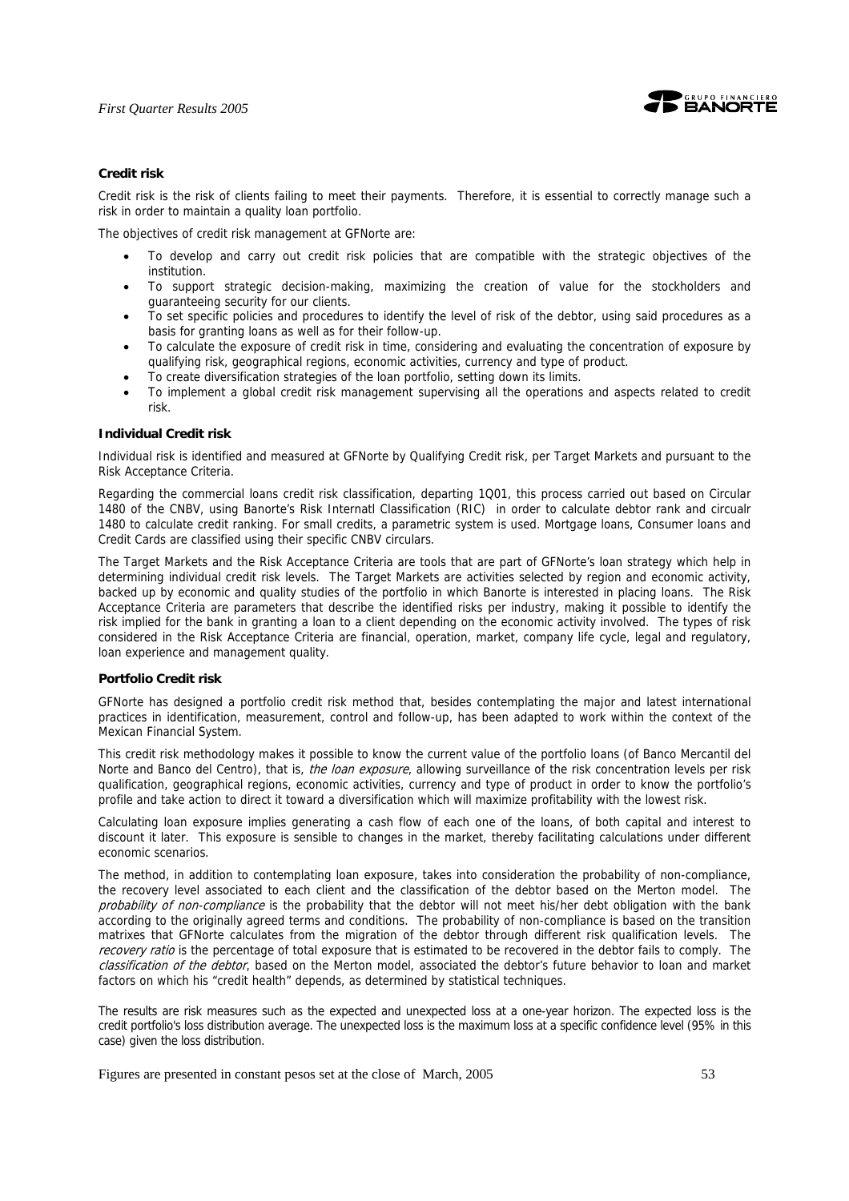**Credit risk**

Credit risk is the risk of clients failing to meet their payments. Therefore, it is essential to correctly manage such a risk in order to maintain a quality loan portfolio.

The objectives of credit risk management at GFNorte are:

- To develop and carry out credit risk policies that are compatible with the strategic objectives of the institution.
- To support strategic decision-making, maximizing the creation of value for the stockholders and guaranteeing security for our clients.
- To set specific policies and procedures to identify the level of risk of the debtor, using said procedures as a basis for granting loans as well as for their follow-up.
- To calculate the exposure of credit risk in time, considering and evaluating the concentration of exposure by qualifying risk, geographical regions, economic activities, currency and type of product.
- To create diversification strategies of the loan portfolio, setting down its limits.
- To implement a global credit risk management supervising all the operations and aspects related to credit risk.

**Individual Credit risk**

Individual risk is identified and measured at GFNorte by Qualifying Credit risk, per Target Markets and pursuant to the Risk Acceptance Criteria.

Regarding the commercial loans credit risk classification, departing 1Q01, this process carried out based on Circular 1480 of the CNBV, using Banorte's Risk Internatl Classification (RIC) in order to calculate debtor rank and circualr 1480 to calculate credit ranking. For small credits, a parametric system is used. Mortgage loans, Consumer loans and Credit Cards are classified using their specific CNBV circulars.

The Target Markets and the Risk Acceptance Criteria are tools that are part of GFNorte's loan strategy which help in determining individual credit risk levels. The Target Markets are activities selected by region and economic activity, backed up by economic and quality studies of the portfolio in which Banorte is interested in placing loans. The Risk Acceptance Criteria are parameters that describe the identified risks per industry, making it possible to identify the risk implied for the bank in granting a loan to a client depending on the economic activity involved. The types of risk considered in the Risk Acceptance Criteria are financial, operation, market, company life cycle, legal and regulatory, loan experience and management quality.

**Portfolio Credit risk**

GFNorte has designed a portfolio credit risk method that, besides contemplating the major and latest international practices in identification, measurement, control and follow-up, has been adapted to work within the context of the Mexican Financial System.

This credit risk methodology makes it possible to know the current value of the portfolio loans (of Banco Mercantil del Norte and Banco del Centro), that is, *the loan exposure*, allowing surveillance of the risk concentration levels per risk qualification, geographical regions, economic activities, currency and type of product in order to know the portfolio's profile and take action to direct it toward a diversification which will maximize profitability with the lowest risk.

Calculating loan exposure implies generating a cash flow of each one of the loans, of both capital and interest to discount it later. This exposure is sensible to changes in the market, thereby facilitating calculations under different economic scenarios.

The method, in addition to contemplating loan exposure, takes into consideration the probability of non-compliance, the recovery level associated to each client and the classification of the debtor based on the Merton model. The *probability of non-compliance* is the probability that the debtor will not meet his/her debt obligation with the bank according to the originally agreed terms and conditions. The probability of non-compliance is based on the transition matrixes that GFNorte calculates from the migration of the debtor through different risk qualification levels. The *recovery ratio* is the percentage of total exposure that is estimated to be recovered in the debtor fails to comply. The *classification of the debtor*, based on the Merton model, associated the debtor's future behavior to loan and market factors on which his "credit health" depends, as determined by statistical techniques.

The results are risk measures such as the expected and unexpected loss at a one-year horizon. The expected loss is the credit portfolio's loss distribution average. The unexpected loss is the maximum loss at a specific confidence level (95% in this case) given the loss distribution.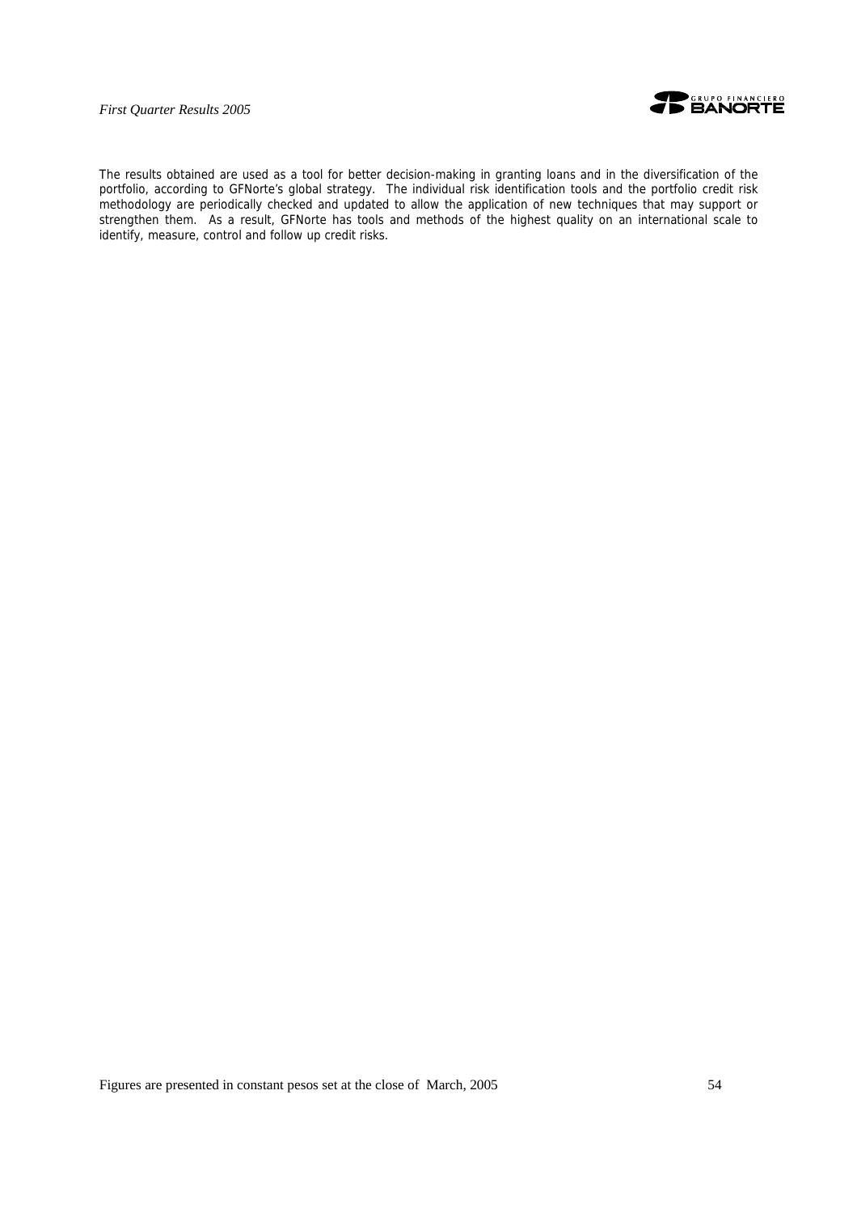The results obtained are used as a tool for better decision-making in granting loans and in the diversification of the portfolio, according to GFNorte's global strategy. The individual risk identification tools and the portfolio credit risk methodology are periodically checked and updated to allow the application of new techniques that may support or strengthen them. As a result, GFNorte has tools and methods of the highest quality on an international scale to identify, measure, control and follow up credit risks.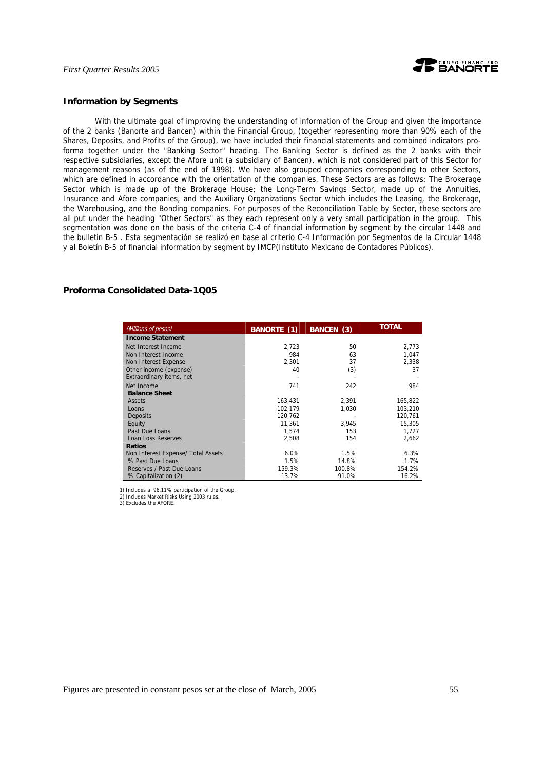## Information by Segments

With the ultimate goal of improving the understanding of information of the Group and given the importance of the 2 banks (Banorte and Bancen) within the Financial Group, (together representing more than 90% each of the Shares, Deposits, and Profits of the Group), we have included their financial statements and combined indicators pro-forma together under the "Banking Sector" heading. The Banking Sector is defined as the 2 banks with their respective subsidiaries, except the Afore unit (a subsidiary of Bancen), which is not considered part of this Sector for management reasons (as of the end of 1998). We have also grouped companies corresponding to other Sectors, which are defined in accordance with the orientation of the companies. These Sectors are as follows: The Brokerage Sector which is made up of the Brokerage House; the Long-Term Savings Sector, made up of the Annuities, Insurance and Afore companies, and the Auxiliary Organizations Sector which includes the Leasing, the Brokerage, the Warehousing, and the Bonding companies. For purposes of the Reconciliation Table by Sector, these sectors are all put under the heading "Other Sectors" as they each represent only a very small participation in the group. This segmentation was done on the basis of the criteria C-4 of financial information by segment by the circular 1448 and the bulletin B-5 . Esta segmentación se realizó en base al criterio C-4 Información por Segmentos de la Circular 1448 y al Boletín B-5 of financial information by segment by IMCP(Instituto Mexicano de Contadores Públicos).

## Proforma Consolidated Data-1Q05

| (Millions of pesos) | BANORTE (1) | BANCEN (3) | TOTAL |
|---|---|---|---|
| **Income Statement** | | | |
| Net Interest Income | 2,723 | 50 | 2,773 |
| Non Interest Income | 984 | 63 | 1,047 |
| Non Interest Expense | 2,301 | 37 | 2,338 |
| Other income (expense) | 40 | (3) | 37 |
| Extraordinary items, net | - | - | - |
| Net Income | 741 | 242 | 984 |
| **Balance Sheet** | | | |
| Assets | 163,431 | 2,391 | 165,822 |
| Loans | 102,179 | 1,030 | 103,210 |
| Deposits | 120,762 | - | 120,761 |
| Equity | 11,361 | 3,945 | 15,305 |
| Past Due Loans | 1,574 | 153 | 1,727 |
| Loan Loss Reserves | 2,508 | 154 | 2,662 |
| **Ratios** | | | |
| Non Interest Expense/ Total Assets | 6.0% | 1.5% | 6.3% |
| % Past Due Loans | 1.5% | 14.8% | 1.7% |
| Reserves / Past Due Loans | 159.3% | 100.8% | 154.2% |
| % Capitalization (2) | 13.7% | 91.0% | 16.2% |

1) Includes a 96.11% participation of the Group.
2) Includes Market Risks.Using 2003 rules.
3) Excludes the AFORE.

Figures are presented in constant pesos set at the close of March, 2005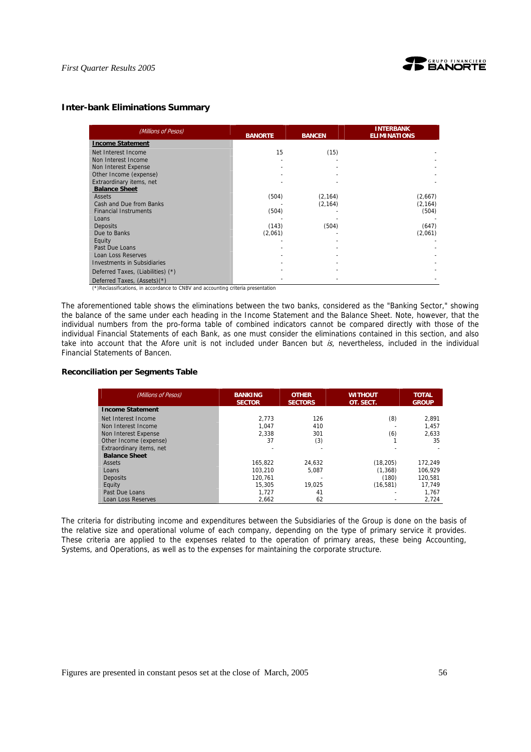## Inter-bank Eliminations Summary

| (Millions of Pesos) | BANORTE | BANCEN | INTERBANK ELIMINATIONS |
|---|---|---|---|
| **Income Statement** | | | |
| Net Interest Income | 15 | (15) | - |
| Non Interest Income | - | - | - |
| Non Interest Expense | - | - | - |
| Other Income (expense) | - | - | - |
| Extraordinary items, net | - | - | - |
| **Balance Sheet** | | | |
| Assets | (504) | (2,164) | (2,667) |
| Cash and Due from Banks | - | (2,164) | (2,164) |
| Financial Instruments | (504) | - | (504) |
| Loans | - | - | - |
| Deposits | (143) | (504) | (647) |
| Due to Banks | (2,061) | - | (2,061) |
| Equity | - | - | - |
| Past Due Loans | - | - | - |
| Loan Loss Reserves | - | - | - |
| Investments in Subsidiaries | - | - | - |
| Deferred Taxes, (Liabilities) (*) | - | - | - |
| Deferred Taxes, (Assets)(*) | - | - | - |

(*)Reclassifications, in accordance to CNBV and accounting criteria presentation

The aforementioned table shows the eliminations between the two banks, considered as the "Banking Sector," showing the balance of the same under each heading in the Income Statement and the Balance Sheet. Note, however, that the individual numbers from the pro-forma table of combined indicators cannot be compared directly with those of the individual Financial Statements of each Bank, as one must consider the eliminations contained in this section, and also take into account that the Afore unit is not included under Bancen but *is*, nevertheless, included in the individual Financial Statements of Bancen.

## Reconciliation per Segments Table

| (Millions of Pesos) | BANKING SECTOR | OTHER SECTORS | WITHOUT OT. SECT. | TOTAL GROUP |
|---|---|---|---|---|
| **Income Statement** | | | | |
| Net Interest Income | 2,773 | 126 | (8) | 2,891 |
| Non Interest Income | 1,047 | 410 | - | 1,457 |
| Non Interest Expense | 2,338 | 301 | (6) | 2,633 |
| Other Income (expense) | 37 | (3) | 1 | 35 |
| Extraordinary items, net | - | - | - | - |
| **Balance Sheet** | | | | |
| Assets | 165,822 | 24,632 | (18,205) | 172,249 |
| Loans | 103,210 | 5,087 | (1,368) | 106,929 |
| Deposits | 120,761 | - | (180) | 120,581 |
| Equity | 15,305 | 19,025 | (16,581) | 17,749 |
| Past Due Loans | 1,727 | 41 | - | 1,767 |
| Loan Loss Reserves | 2,662 | 62 | - | 2,724 |

The criteria for distributing income and expenditures between the Subsidiaries of the Group is done on the basis of the relative size and operational volume of each company, depending on the type of primary service it provides. These criteria are applied to the expenses related to the operation of primary areas, these being Accounting, Systems, and Operations, as well as to the expenses for maintaining the corporate structure.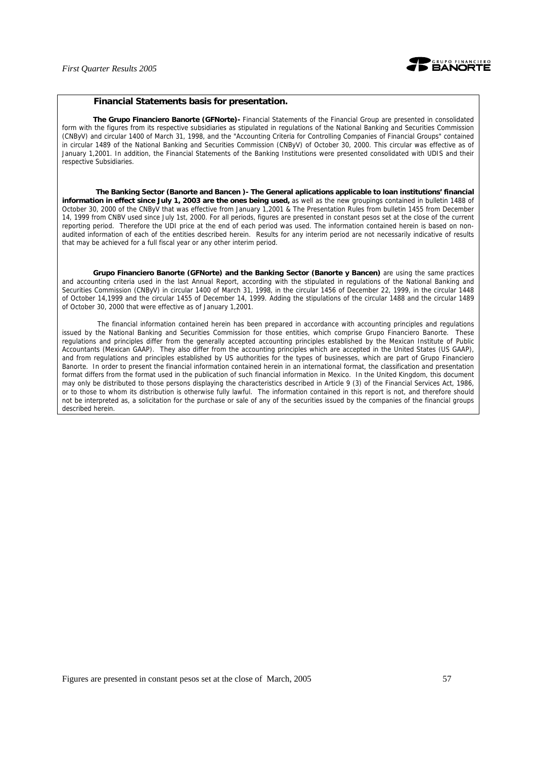## Financial Statements basis for presentation.

**The Grupo Financiero Banorte (GFNorte)-** Financial Statements of the Financial Group are presented in consolidated form with the figures from its respective subsidiaries as stipulated in regulations of the National Banking and Securities Commission (CNByV) and circular 1400 of March 31, 1998, and the "Accounting Criteria for Controlling Companies of Financial Groups" contained in circular 1489 of the National Banking and Securities Commission (CNByV) of October 30, 2000. This circular was effective as of January 1,2001. In addition, the Financial Statements of the Banking Institutions were presented consolidated with UDIS and their respective Subsidiaries.

**The Banking Sector (Banorte and Bancen )- The General aplications applicable to loan institutions' financial information in effect since July 1, 2003 are the ones being used,** as well as the new groupings contained in bulletin 1488 of October 30, 2000 of the CNByV that was effective from January 1,2001 & The Presentation Rules from bulletin 1455 from December 14, 1999 from CNBV used since July 1st, 2000. For all periods, figures are presented in constant pesos set at the close of the current reporting period. Therefore the UDI price at the end of each period was used. The information contained herein is based on non-audited information of each of the entities described herein. Results for any interim period are not necessarily indicative of results that may be achieved for a full fiscal year or any other interim period.

**Grupo Financiero Banorte (GFNorte) and the Banking Sector (Banorte y Bancen)** are using the same practices and accounting criteria used in the last Annual Report, according with the stipulated in regulations of the National Banking and Securities Commission (CNByV) in circular 1400 of March 31, 1998, in the circular 1456 of December 22, 1999, in the circular 1448 of October 14,1999 and the circular 1455 of December 14, 1999. Adding the stipulations of the circular 1488 and the circular 1489 of October 30, 2000 that were effective as of January 1,2001.

The financial information contained herein has been prepared in accordance with accounting principles and regulations issued by the National Banking and Securities Commission for those entities, which comprise Grupo Financiero Banorte. These regulations and principles differ from the generally accepted accounting principles established by the Mexican Institute of Public Accountants (Mexican GAAP). They also differ from the accounting principles which are accepted in the United States (US GAAP), and from regulations and principles established by US authorities for the types of businesses, which are part of Grupo Financiero Banorte. In order to present the financial information contained herein in an international format, the classification and presentation format differs from the format used in the publication of such financial information in Mexico. In the United Kingdom, this document may only be distributed to those persons displaying the characteristics described in Article 9 (3) of the Financial Services Act, 1986, or to those to whom its distribution is otherwise fully lawful. The information contained in this report is not, and therefore should not be interpreted as, a solicitation for the purchase or sale of any of the securities issued by the companies of the financial groups described herein.